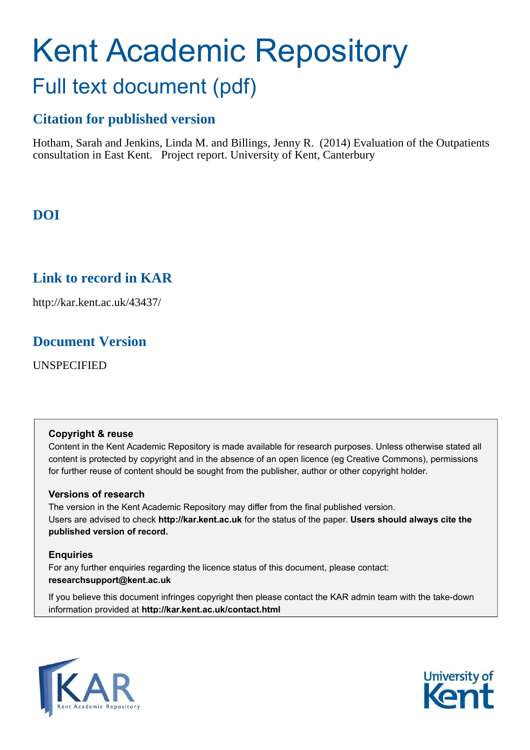# Kent Academic Repository

## Full text document (pdf)

### Citation for published version

Hotham, Sarah and Jenkins, Linda M. and Billings, Jenny R. (2014) Evaluation of the Outpatients consultation in East Kent. Project report. University of Kent, Canterbury

### DOI

### Link to record in KAR

http://kar.kent.ac.uk/43437/

### Document Version

UNSPECIFIED

**Copyright & reuse**
Content in the Kent Academic Repository is made available for research purposes. Unless otherwise stated all content is protected by copyright and in the absence of an open licence (eg Creative Commons), permissions for further reuse of content should be sought from the publisher, author or other copyright holder.

**Versions of research**
The version in the Kent Academic Repository may differ from the final published version.
Users are advised to check **http://kar.kent.ac.uk** for the status of the paper. **Users should always cite the published version of record.**

**Enquiries**
For any further enquiries regarding the licence status of this document, please contact:
**researchsupport@kent.ac.uk**

If you believe this document infringes copyright then please contact the KAR admin team with the take-down information provided at **http://kar.kent.ac.uk/contact.html**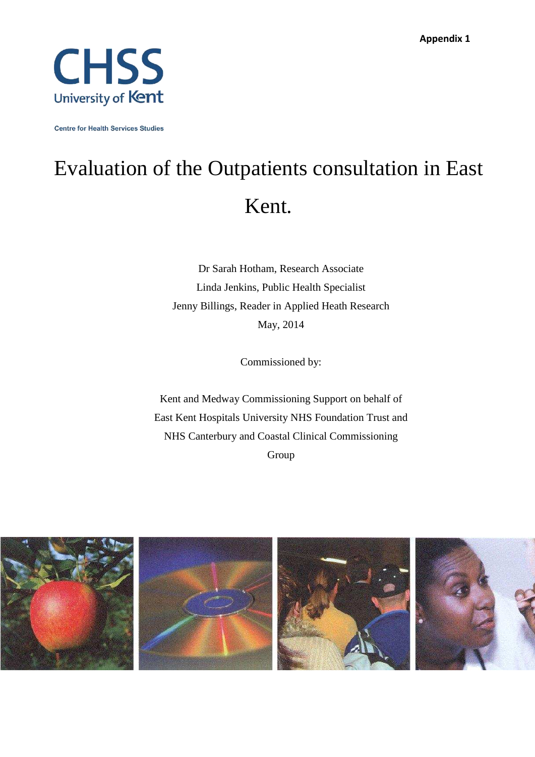**Appendix 1**

CHSS
University of Kent

Centre for Health Services Studies

# Evaluation of the Outpatients consultation in East Kent.

Dr Sarah Hotham, Research Associate

Linda Jenkins, Public Health Specialist

Jenny Billings, Reader in Applied Heath Research

May, 2014

Commissioned by:

Kent and Medway Commissioning Support on behalf of East Kent Hospitals University NHS Foundation Trust and NHS Canterbury and Coastal Clinical Commissioning Group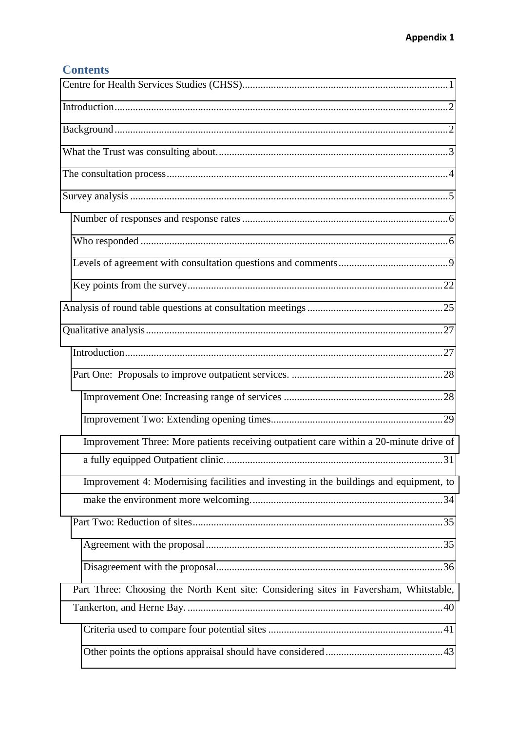Appendix 1

## Contents

- Centre for Health Services Studies (CHSS) .......... 1
- Introduction .......... 2
- Background .......... 2
- What the Trust was consulting about. .......... 3
- The consultation process .......... 4
- Survey analysis .......... 5
  - Number of responses and response rates .......... 6
  - Who responded .......... 6
  - Levels of agreement with consultation questions and comments .......... 9
  - Key points from the survey .......... 22
- Analysis of round table questions at consultation meetings .......... 25
- Qualitative analysis .......... 27
  - Introduction .......... 27
  - Part One: Proposals to improve outpatient services. .......... 28
    - Improvement One: Increasing range of services .......... 28
    - Improvement Two: Extending opening times .......... 29
    - Improvement Three: More patients receiving outpatient care within a 20-minute drive of a fully equipped Outpatient clinic. .......... 31
    - Improvement 4: Modernising facilities and investing in the buildings and equipment, to make the environment more welcoming. .......... 34
  - Part Two: Reduction of sites .......... 35
    - Agreement with the proposal .......... 35
    - Disagreement with the proposal .......... 36
  - Part Three: Choosing the North Kent site: Considering sites in Faversham, Whitstable, Tankerton, and Herne Bay. .......... 40
    - Criteria used to compare four potential sites .......... 41
    - Other points the options appraisal should have considered .......... 43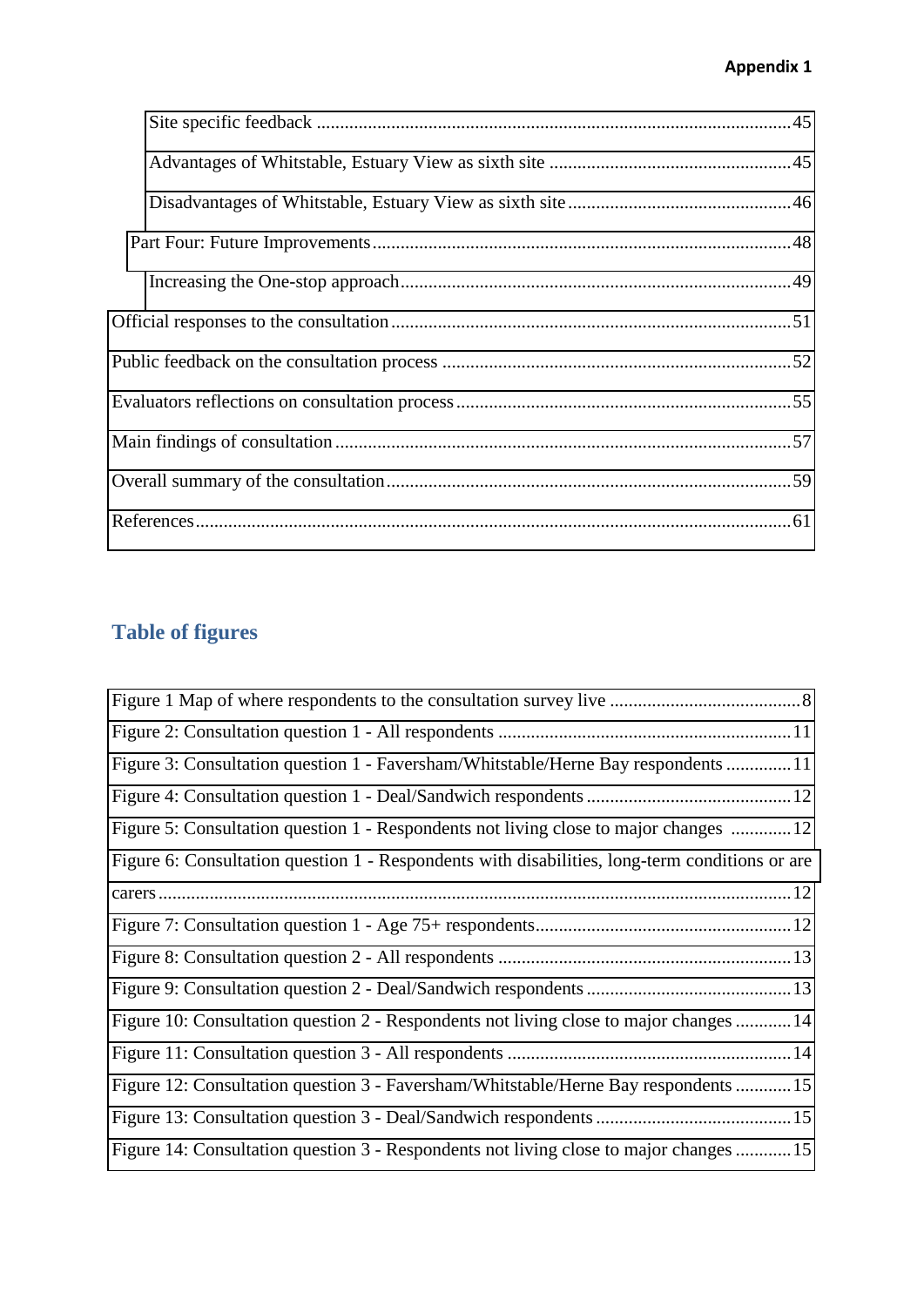| | |
|---|---|
| Site specific feedback | 45 |
| Advantages of Whitstable, Estuary View as sixth site | 45 |
| Disadvantages of Whitstable, Estuary View as sixth site | 46 |
| Part Four: Future Improvements | 48 |
| Increasing the One-stop approach | 49 |
| Official responses to the consultation | 51 |
| Public feedback on the consultation process | 52 |
| Evaluators reflections on consultation process | 55 |
| Main findings of consultation | 57 |
| Overall summary of the consultation | 59 |
| References | 61 |

## Table of figures

| | |
|---|---|
| Figure 1 Map of where respondents to the consultation survey live | 8 |
| Figure 2: Consultation question 1 - All respondents | 11 |
| Figure 3: Consultation question 1 - Faversham/Whitstable/Herne Bay respondents | 11 |
| Figure 4: Consultation question 1 - Deal/Sandwich respondents | 12 |
| Figure 5: Consultation question 1 - Respondents not living close to major changes | 12 |
| Figure 6: Consultation question 1 - Respondents with disabilities, long-term conditions or are carers | 12 |
| Figure 7: Consultation question 1 - Age 75+ respondents | 12 |
| Figure 8: Consultation question 2 - All respondents | 13 |
| Figure 9: Consultation question 2 - Deal/Sandwich respondents | 13 |
| Figure 10: Consultation question 2 - Respondents not living close to major changes | 14 |
| Figure 11: Consultation question 3 - All respondents | 14 |
| Figure 12: Consultation question 3 - Faversham/Whitstable/Herne Bay respondents | 15 |
| Figure 13: Consultation question 3 - Deal/Sandwich respondents | 15 |
| Figure 14: Consultation question 3 - Respondents not living close to major changes | 15 |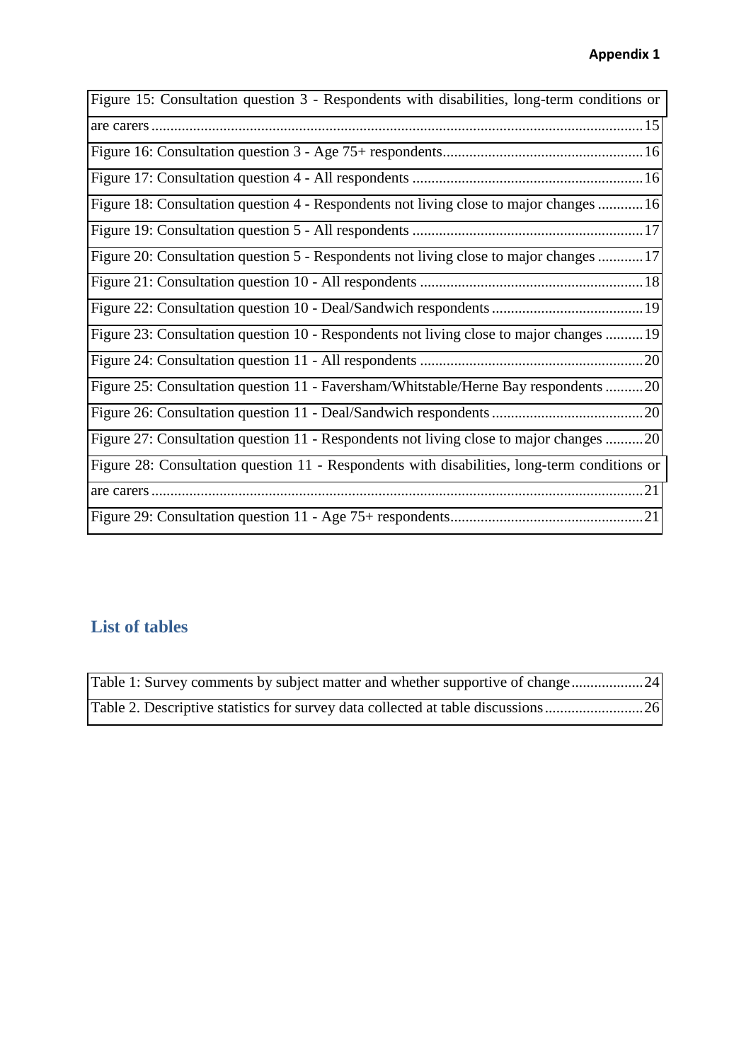Figure 15: Consultation question 3 - Respondents with disabilities, long-term conditions or are carers ....15

Figure 16: Consultation question 3 - Age 75+ respondents....16

Figure 17: Consultation question 4 - All respondents ....16

Figure 18: Consultation question 4 - Respondents not living close to major changes ....16

Figure 19: Consultation question 5 - All respondents ....17

Figure 20: Consultation question 5 - Respondents not living close to major changes ....17

Figure 21: Consultation question 10 - All respondents ....18

Figure 22: Consultation question 10 - Deal/Sandwich respondents....19

Figure 23: Consultation question 10 - Respondents not living close to major changes ....19

Figure 24: Consultation question 11 - All respondents ....20

Figure 25: Consultation question 11 - Faversham/Whitstable/Herne Bay respondents ....20

Figure 26: Consultation question 11 - Deal/Sandwich respondents....20

Figure 27: Consultation question 11 - Respondents not living close to major changes ....20

Figure 28: Consultation question 11 - Respondents with disabilities, long-term conditions or are carers ....21

Figure 29: Consultation question 11 - Age 75+ respondents....21

## List of tables

Table 1: Survey comments by subject matter and whether supportive of change....24

Table 2. Descriptive statistics for survey data collected at table discussions....26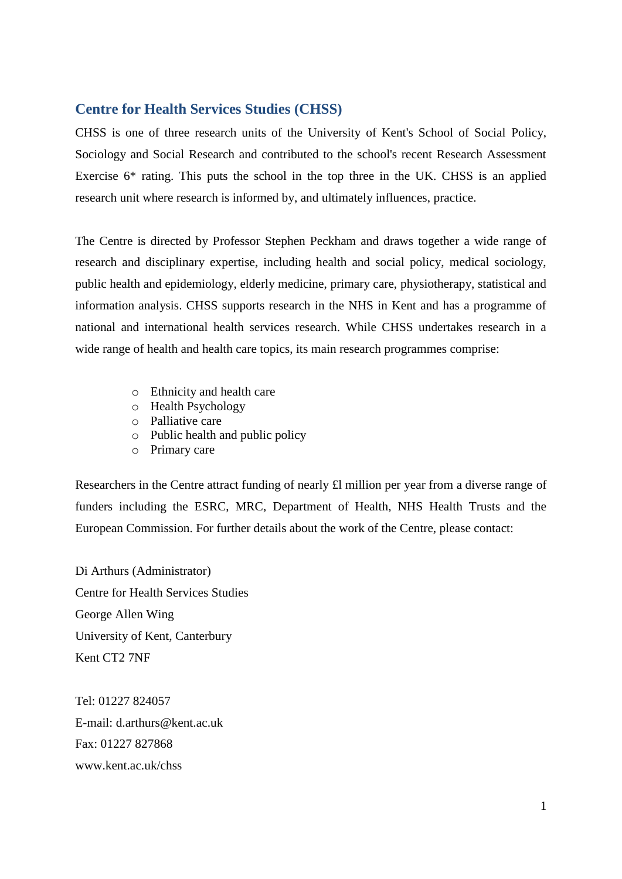## Centre for Health Services Studies (CHSS)

CHSS is one of three research units of the University of Kent's School of Social Policy, Sociology and Social Research and contributed to the school's recent Research Assessment Exercise 6* rating. This puts the school in the top three in the UK. CHSS is an applied research unit where research is informed by, and ultimately influences, practice.

The Centre is directed by Professor Stephen Peckham and draws together a wide range of research and disciplinary expertise, including health and social policy, medical sociology, public health and epidemiology, elderly medicine, primary care, physiotherapy, statistical and information analysis. CHSS supports research in the NHS in Kent and has a programme of national and international health services research. While CHSS undertakes research in a wide range of health and health care topics, its main research programmes comprise:

- Ethnicity and health care
- Health Psychology
- Palliative care
- Public health and public policy
- Primary care

Researchers in the Centre attract funding of nearly £l million per year from a diverse range of funders including the ESRC, MRC, Department of Health, NHS Health Trusts and the European Commission. For further details about the work of the Centre, please contact:

Di Arthurs (Administrator)
Centre for Health Services Studies
George Allen Wing
University of Kent, Canterbury
Kent CT2 7NF

Tel: 01227 824057
E-mail: d.arthurs@kent.ac.uk
Fax: 01227 827868
www.kent.ac.uk/chss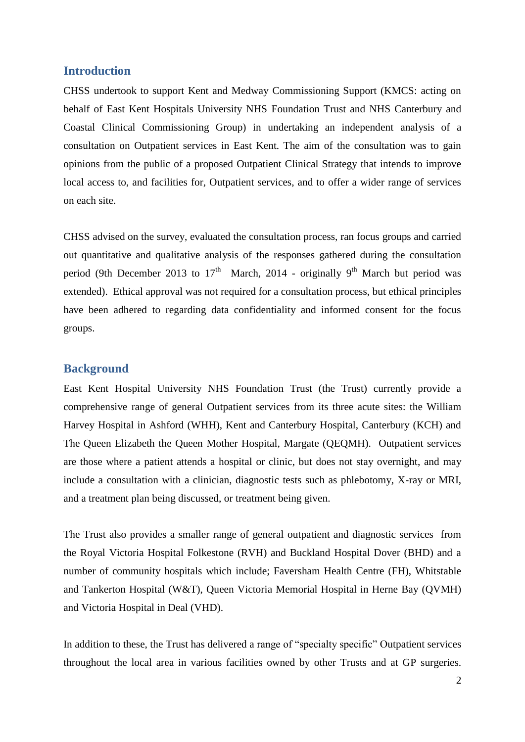## Introduction

CHSS undertook to support Kent and Medway Commissioning Support (KMCS: acting on behalf of East Kent Hospitals University NHS Foundation Trust and NHS Canterbury and Coastal Clinical Commissioning Group) in undertaking an independent analysis of a consultation on Outpatient services in East Kent. The aim of the consultation was to gain opinions from the public of a proposed Outpatient Clinical Strategy that intends to improve local access to, and facilities for, Outpatient services, and to offer a wider range of services on each site.

CHSS advised on the survey, evaluated the consultation process, ran focus groups and carried out quantitative and qualitative analysis of the responses gathered during the consultation period (9th December 2013 to 17th March, 2014 - originally 9th March but period was extended). Ethical approval was not required for a consultation process, but ethical principles have been adhered to regarding data confidentiality and informed consent for the focus groups.

## Background

East Kent Hospital University NHS Foundation Trust (the Trust) currently provide a comprehensive range of general Outpatient services from its three acute sites: the William Harvey Hospital in Ashford (WHH), Kent and Canterbury Hospital, Canterbury (KCH) and The Queen Elizabeth the Queen Mother Hospital, Margate (QEQMH). Outpatient services are those where a patient attends a hospital or clinic, but does not stay overnight, and may include a consultation with a clinician, diagnostic tests such as phlebotomy, X-ray or MRI, and a treatment plan being discussed, or treatment being given.

The Trust also provides a smaller range of general outpatient and diagnostic services from the Royal Victoria Hospital Folkestone (RVH) and Buckland Hospital Dover (BHD) and a number of community hospitals which include; Faversham Health Centre (FH), Whitstable and Tankerton Hospital (W&T), Queen Victoria Memorial Hospital in Herne Bay (QVMH) and Victoria Hospital in Deal (VHD).

In addition to these, the Trust has delivered a range of "specialty specific" Outpatient services throughout the local area in various facilities owned by other Trusts and at GP surgeries.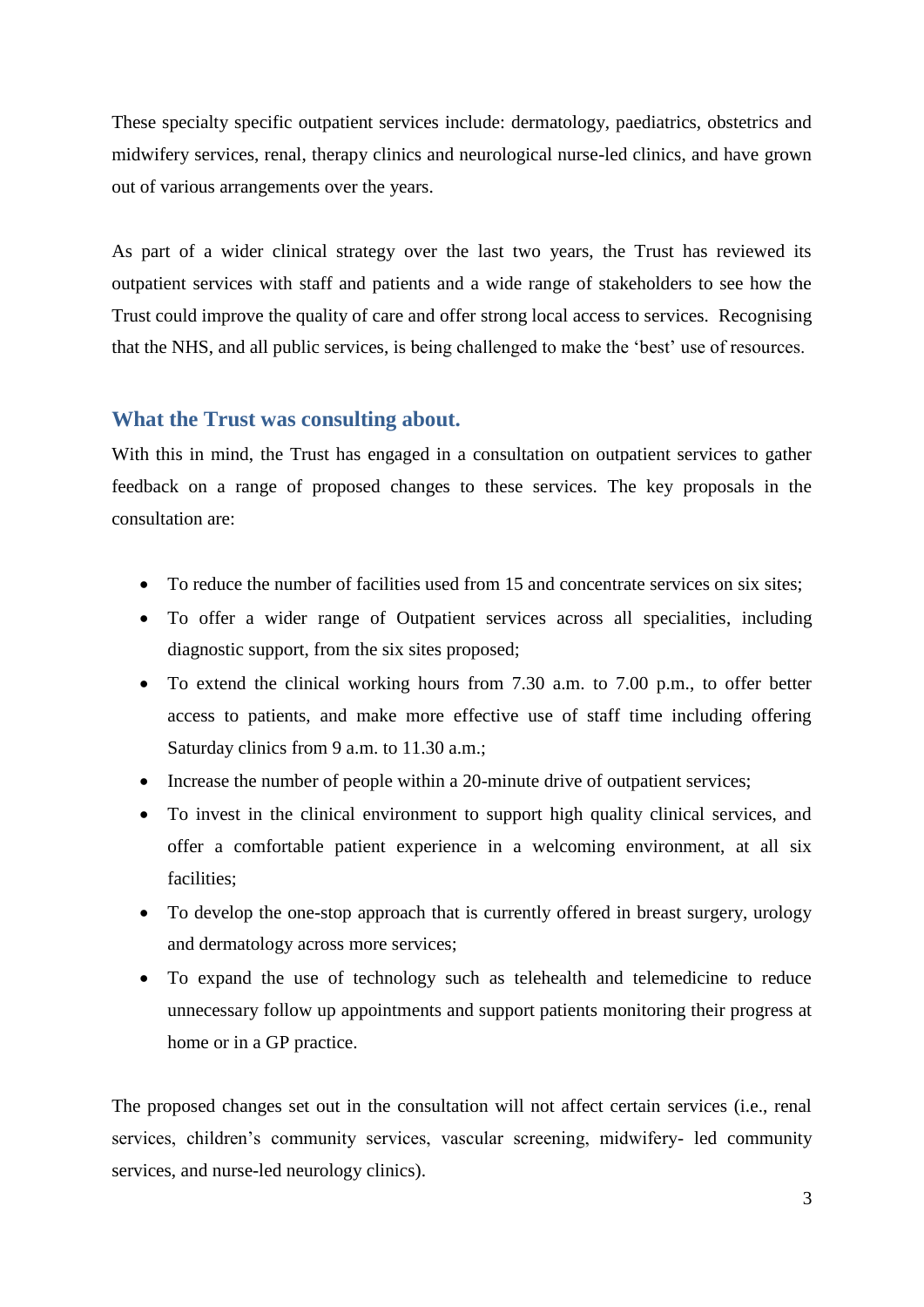These specialty specific outpatient services include: dermatology, paediatrics, obstetrics and midwifery services, renal, therapy clinics and neurological nurse-led clinics, and have grown out of various arrangements over the years.

As part of a wider clinical strategy over the last two years, the Trust has reviewed its outpatient services with staff and patients and a wide range of stakeholders to see how the Trust could improve the quality of care and offer strong local access to services. Recognising that the NHS, and all public services, is being challenged to make the 'best' use of resources.

## What the Trust was consulting about.

With this in mind, the Trust has engaged in a consultation on outpatient services to gather feedback on a range of proposed changes to these services. The key proposals in the consultation are:

- To reduce the number of facilities used from 15 and concentrate services on six sites;
- To offer a wider range of Outpatient services across all specialities, including diagnostic support, from the six sites proposed;
- To extend the clinical working hours from 7.30 a.m. to 7.00 p.m., to offer better access to patients, and make more effective use of staff time including offering Saturday clinics from 9 a.m. to 11.30 a.m.;
- Increase the number of people within a 20-minute drive of outpatient services;
- To invest in the clinical environment to support high quality clinical services, and offer a comfortable patient experience in a welcoming environment, at all six facilities;
- To develop the one-stop approach that is currently offered in breast surgery, urology and dermatology across more services;
- To expand the use of technology such as telehealth and telemedicine to reduce unnecessary follow up appointments and support patients monitoring their progress at home or in a GP practice.

The proposed changes set out in the consultation will not affect certain services (i.e., renal services, children's community services, vascular screening, midwifery- led community services, and nurse-led neurology clinics).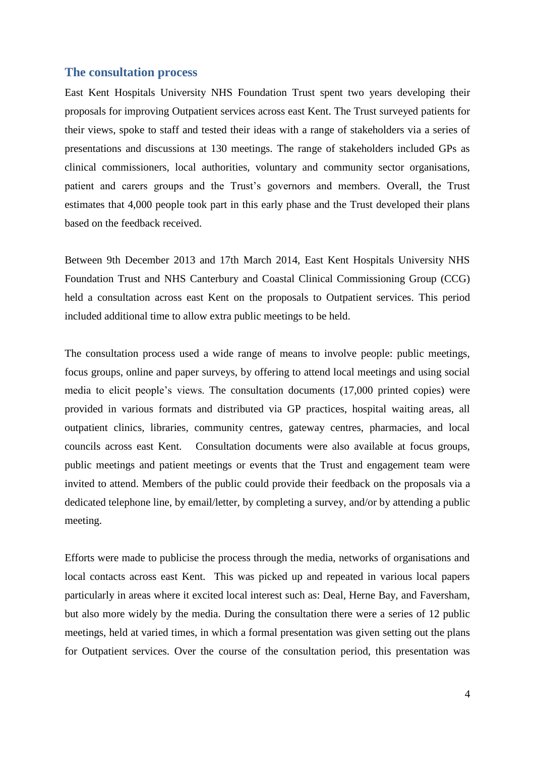## The consultation process

East Kent Hospitals University NHS Foundation Trust spent two years developing their proposals for improving Outpatient services across east Kent. The Trust surveyed patients for their views, spoke to staff and tested their ideas with a range of stakeholders via a series of presentations and discussions at 130 meetings. The range of stakeholders included GPs as clinical commissioners, local authorities, voluntary and community sector organisations, patient and carers groups and the Trust's governors and members. Overall, the Trust estimates that 4,000 people took part in this early phase and the Trust developed their plans based on the feedback received.

Between 9th December 2013 and 17th March 2014, East Kent Hospitals University NHS Foundation Trust and NHS Canterbury and Coastal Clinical Commissioning Group (CCG) held a consultation across east Kent on the proposals to Outpatient services. This period included additional time to allow extra public meetings to be held.

The consultation process used a wide range of means to involve people: public meetings, focus groups, online and paper surveys, by offering to attend local meetings and using social media to elicit people's views. The consultation documents (17,000 printed copies) were provided in various formats and distributed via GP practices, hospital waiting areas, all outpatient clinics, libraries, community centres, gateway centres, pharmacies, and local councils across east Kent. Consultation documents were also available at focus groups, public meetings and patient meetings or events that the Trust and engagement team were invited to attend. Members of the public could provide their feedback on the proposals via a dedicated telephone line, by email/letter, by completing a survey, and/or by attending a public meeting.

Efforts were made to publicise the process through the media, networks of organisations and local contacts across east Kent. This was picked up and repeated in various local papers particularly in areas where it excited local interest such as: Deal, Herne Bay, and Faversham, but also more widely by the media. During the consultation there were a series of 12 public meetings, held at varied times, in which a formal presentation was given setting out the plans for Outpatient services. Over the course of the consultation period, this presentation was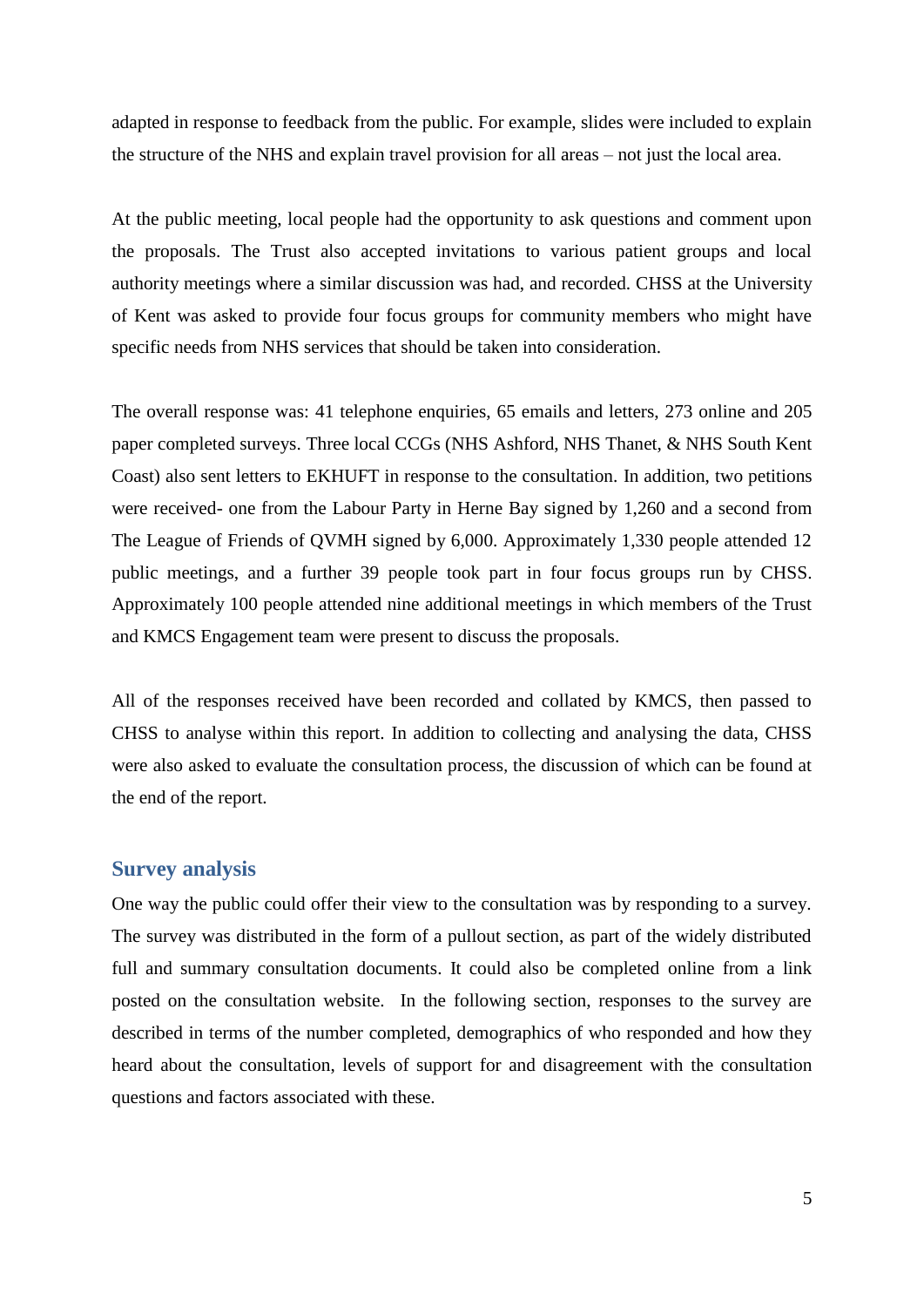adapted in response to feedback from the public. For example, slides were included to explain the structure of the NHS and explain travel provision for all areas – not just the local area.

At the public meeting, local people had the opportunity to ask questions and comment upon the proposals. The Trust also accepted invitations to various patient groups and local authority meetings where a similar discussion was had, and recorded. CHSS at the University of Kent was asked to provide four focus groups for community members who might have specific needs from NHS services that should be taken into consideration.

The overall response was: 41 telephone enquiries, 65 emails and letters, 273 online and 205 paper completed surveys. Three local CCGs (NHS Ashford, NHS Thanet, & NHS South Kent Coast) also sent letters to EKHUFT in response to the consultation. In addition, two petitions were received- one from the Labour Party in Herne Bay signed by 1,260 and a second from The League of Friends of QVMH signed by 6,000. Approximately 1,330 people attended 12 public meetings, and a further 39 people took part in four focus groups run by CHSS. Approximately 100 people attended nine additional meetings in which members of the Trust and KMCS Engagement team were present to discuss the proposals.

All of the responses received have been recorded and collated by KMCS, then passed to CHSS to analyse within this report. In addition to collecting and analysing the data, CHSS were also asked to evaluate the consultation process, the discussion of which can be found at the end of the report.

## Survey analysis

One way the public could offer their view to the consultation was by responding to a survey. The survey was distributed in the form of a pullout section, as part of the widely distributed full and summary consultation documents. It could also be completed online from a link posted on the consultation website. In the following section, responses to the survey are described in terms of the number completed, demographics of who responded and how they heard about the consultation, levels of support for and disagreement with the consultation questions and factors associated with these.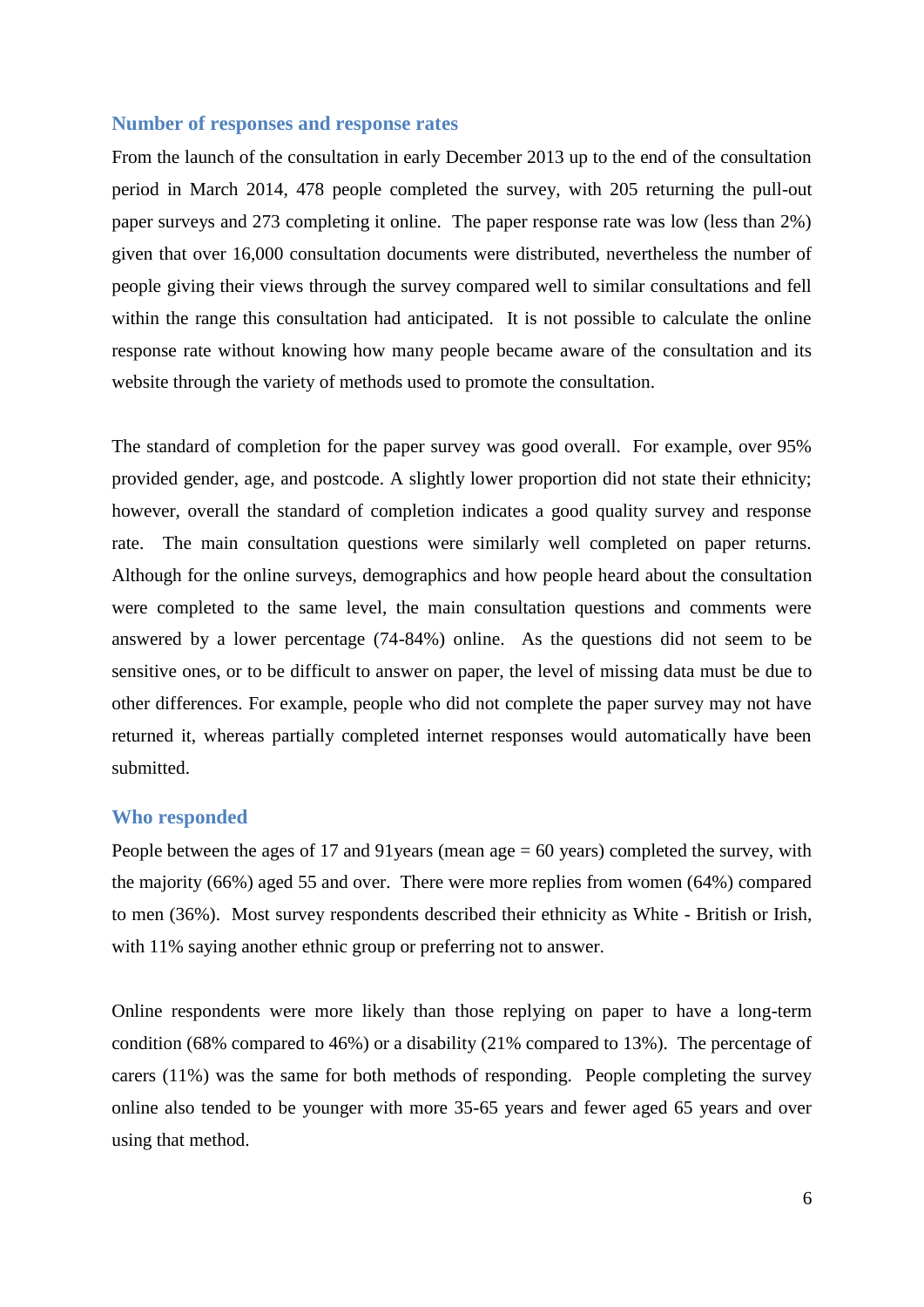## Number of responses and response rates

From the launch of the consultation in early December 2013 up to the end of the consultation period in March 2014, 478 people completed the survey, with 205 returning the pull-out paper surveys and 273 completing it online. The paper response rate was low (less than 2%) given that over 16,000 consultation documents were distributed, nevertheless the number of people giving their views through the survey compared well to similar consultations and fell within the range this consultation had anticipated. It is not possible to calculate the online response rate without knowing how many people became aware of the consultation and its website through the variety of methods used to promote the consultation.

The standard of completion for the paper survey was good overall. For example, over 95% provided gender, age, and postcode. A slightly lower proportion did not state their ethnicity; however, overall the standard of completion indicates a good quality survey and response rate. The main consultation questions were similarly well completed on paper returns. Although for the online surveys, demographics and how people heard about the consultation were completed to the same level, the main consultation questions and comments were answered by a lower percentage (74-84%) online. As the questions did not seem to be sensitive ones, or to be difficult to answer on paper, the level of missing data must be due to other differences. For example, people who did not complete the paper survey may not have returned it, whereas partially completed internet responses would automatically have been submitted.

## Who responded

People between the ages of 17 and 91years (mean age = 60 years) completed the survey, with the majority (66%) aged 55 and over. There were more replies from women (64%) compared to men (36%). Most survey respondents described their ethnicity as White - British or Irish, with 11% saying another ethnic group or preferring not to answer.

Online respondents were more likely than those replying on paper to have a long-term condition (68% compared to 46%) or a disability (21% compared to 13%). The percentage of carers (11%) was the same for both methods of responding. People completing the survey online also tended to be younger with more 35-65 years and fewer aged 65 years and over using that method.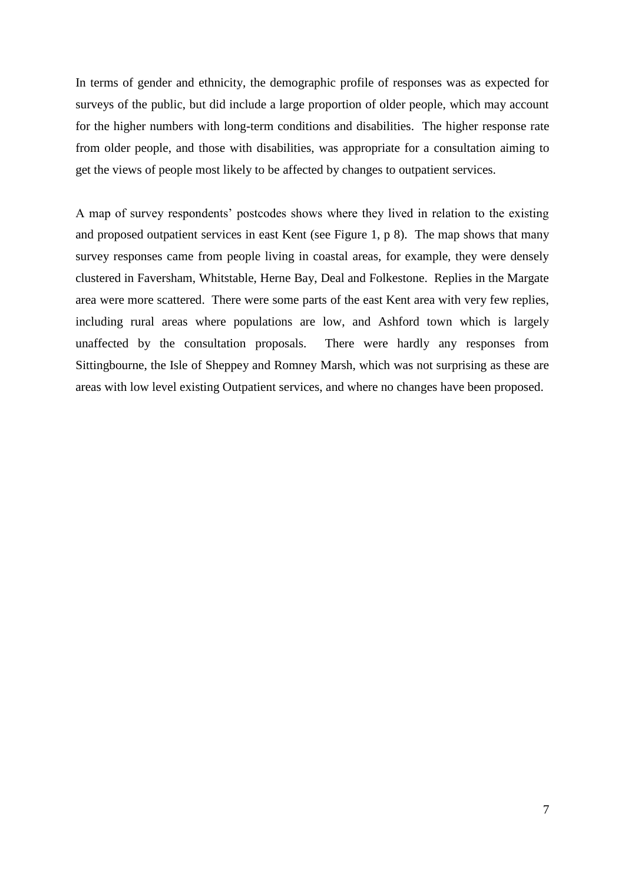In terms of gender and ethnicity, the demographic profile of responses was as expected for surveys of the public, but did include a large proportion of older people, which may account for the higher numbers with long-term conditions and disabilities. The higher response rate from older people, and those with disabilities, was appropriate for a consultation aiming to get the views of people most likely to be affected by changes to outpatient services.

A map of survey respondents' postcodes shows where they lived in relation to the existing and proposed outpatient services in east Kent (see Figure 1, p 8). The map shows that many survey responses came from people living in coastal areas, for example, they were densely clustered in Faversham, Whitstable, Herne Bay, Deal and Folkestone. Replies in the Margate area were more scattered. There were some parts of the east Kent area with very few replies, including rural areas where populations are low, and Ashford town which is largely unaffected by the consultation proposals. There were hardly any responses from Sittingbourne, the Isle of Sheppey and Romney Marsh, which was not surprising as these are areas with low level existing Outpatient services, and where no changes have been proposed.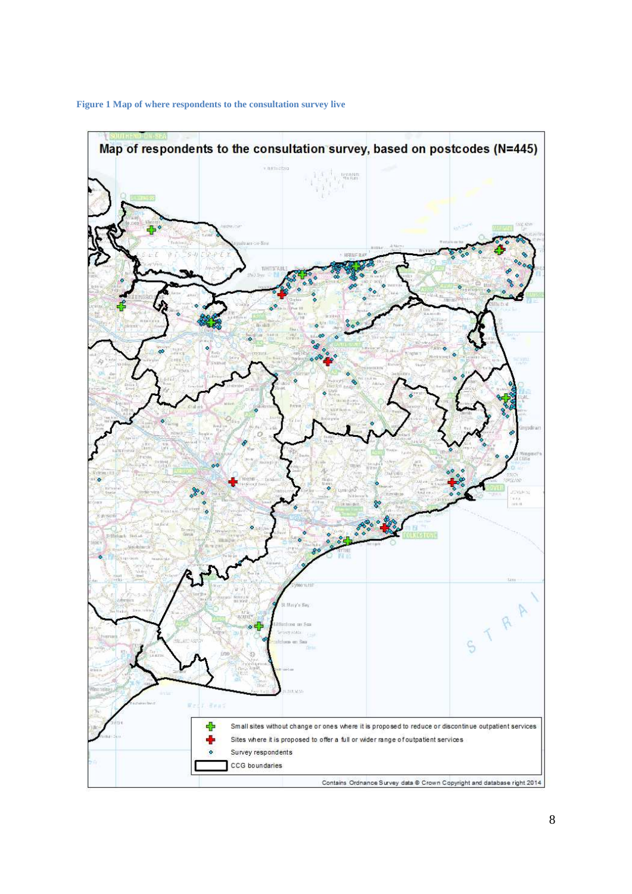**Figure 1 Map of where respondents to the consultation survey live**

Map of respondents to the consultation survey, based on postcodes (N=445)

- Small sites without change or ones where it is proposed to reduce or discontinue outpatient services
- Sites where it is proposed to offer a full or wider range of outpatient services
- Survey respondents
- CCG boundaries

Contains Ordnance Survey data © Crown Copyright and database right 2014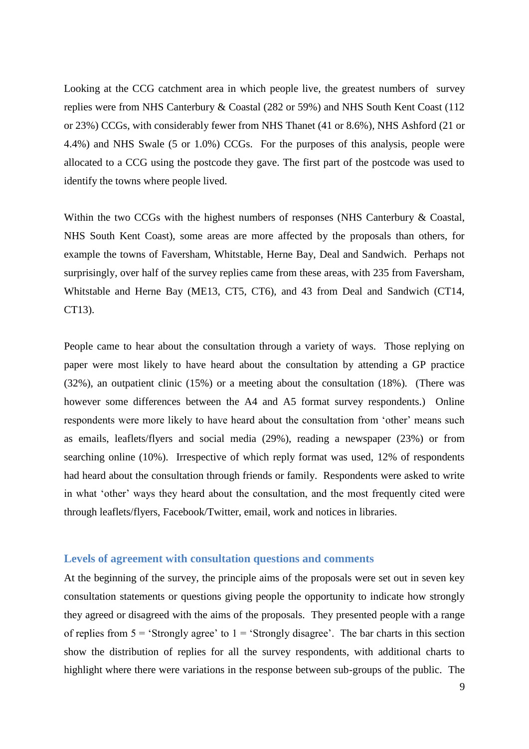Looking at the CCG catchment area in which people live, the greatest numbers of survey replies were from NHS Canterbury & Coastal (282 or 59%) and NHS South Kent Coast (112 or 23%) CCGs, with considerably fewer from NHS Thanet (41 or 8.6%), NHS Ashford (21 or 4.4%) and NHS Swale (5 or 1.0%) CCGs. For the purposes of this analysis, people were allocated to a CCG using the postcode they gave. The first part of the postcode was used to identify the towns where people lived.

Within the two CCGs with the highest numbers of responses (NHS Canterbury & Coastal, NHS South Kent Coast), some areas are more affected by the proposals than others, for example the towns of Faversham, Whitstable, Herne Bay, Deal and Sandwich. Perhaps not surprisingly, over half of the survey replies came from these areas, with 235 from Faversham, Whitstable and Herne Bay (ME13, CT5, CT6), and 43 from Deal and Sandwich (CT14, CT13).

People came to hear about the consultation through a variety of ways. Those replying on paper were most likely to have heard about the consultation by attending a GP practice (32%), an outpatient clinic (15%) or a meeting about the consultation (18%). (There was however some differences between the A4 and A5 format survey respondents.) Online respondents were more likely to have heard about the consultation from 'other' means such as emails, leaflets/flyers and social media (29%), reading a newspaper (23%) or from searching online (10%). Irrespective of which reply format was used, 12% of respondents had heard about the consultation through friends or family. Respondents were asked to write in what 'other' ways they heard about the consultation, and the most frequently cited were through leaflets/flyers, Facebook/Twitter, email, work and notices in libraries.

### Levels of agreement with consultation questions and comments

At the beginning of the survey, the principle aims of the proposals were set out in seven key consultation statements or questions giving people the opportunity to indicate how strongly they agreed or disagreed with the aims of the proposals. They presented people with a range of replies from 5 = 'Strongly agree' to 1 = 'Strongly disagree'. The bar charts in this section show the distribution of replies for all the survey respondents, with additional charts to highlight where there were variations in the response between sub-groups of the public. The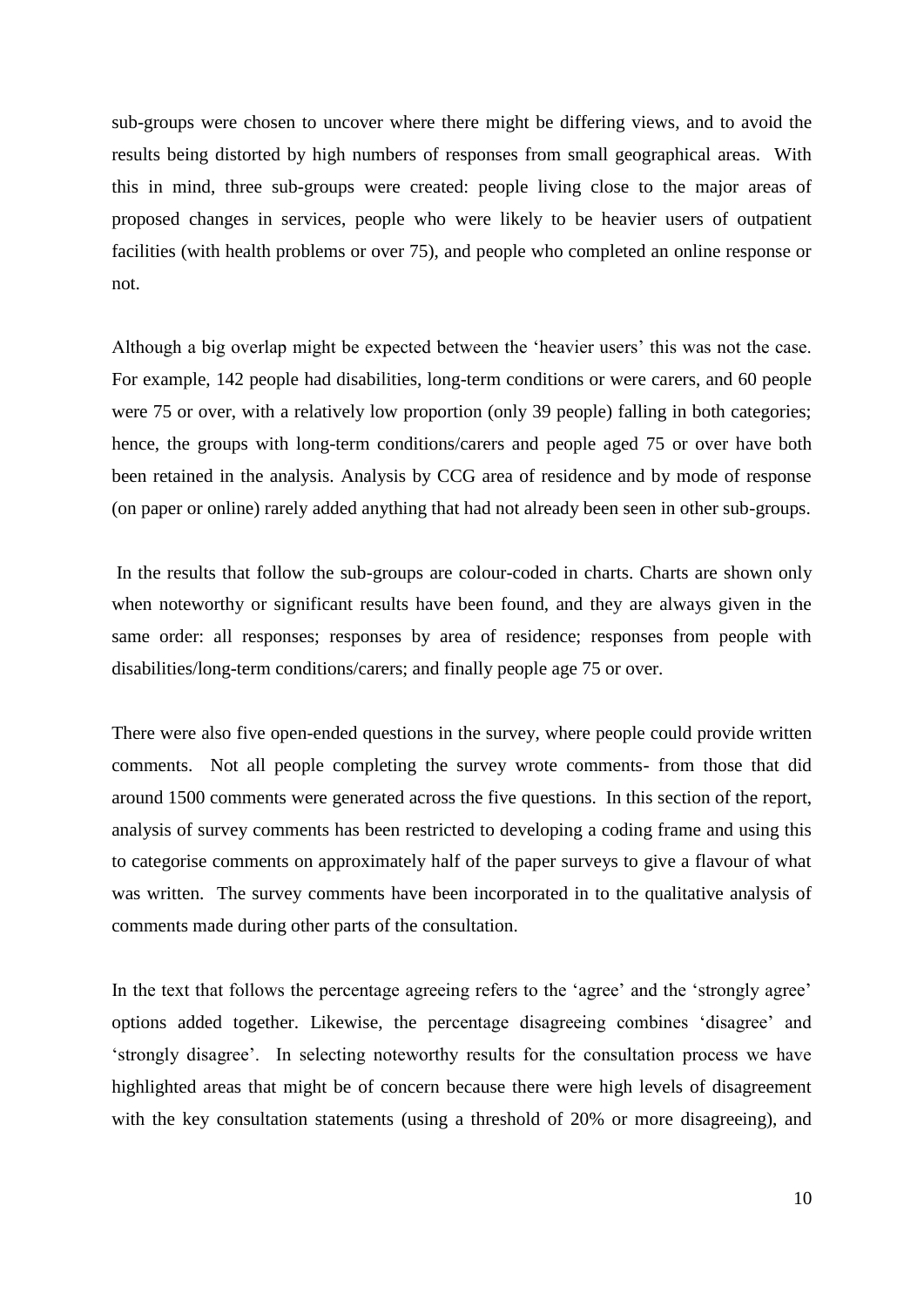sub-groups were chosen to uncover where there might be differing views, and to avoid the results being distorted by high numbers of responses from small geographical areas. With this in mind, three sub-groups were created: people living close to the major areas of proposed changes in services, people who were likely to be heavier users of outpatient facilities (with health problems or over 75), and people who completed an online response or not.

Although a big overlap might be expected between the 'heavier users' this was not the case. For example, 142 people had disabilities, long-term conditions or were carers, and 60 people were 75 or over, with a relatively low proportion (only 39 people) falling in both categories; hence, the groups with long-term conditions/carers and people aged 75 or over have both been retained in the analysis. Analysis by CCG area of residence and by mode of response (on paper or online) rarely added anything that had not already been seen in other sub-groups.

In the results that follow the sub-groups are colour-coded in charts. Charts are shown only when noteworthy or significant results have been found, and they are always given in the same order: all responses; responses by area of residence; responses from people with disabilities/long-term conditions/carers; and finally people age 75 or over.

There were also five open-ended questions in the survey, where people could provide written comments. Not all people completing the survey wrote comments- from those that did around 1500 comments were generated across the five questions. In this section of the report, analysis of survey comments has been restricted to developing a coding frame and using this to categorise comments on approximately half of the paper surveys to give a flavour of what was written. The survey comments have been incorporated in to the qualitative analysis of comments made during other parts of the consultation.

In the text that follows the percentage agreeing refers to the 'agree' and the 'strongly agree' options added together. Likewise, the percentage disagreeing combines 'disagree' and 'strongly disagree'. In selecting noteworthy results for the consultation process we have highlighted areas that might be of concern because there were high levels of disagreement with the key consultation statements (using a threshold of 20% or more disagreeing), and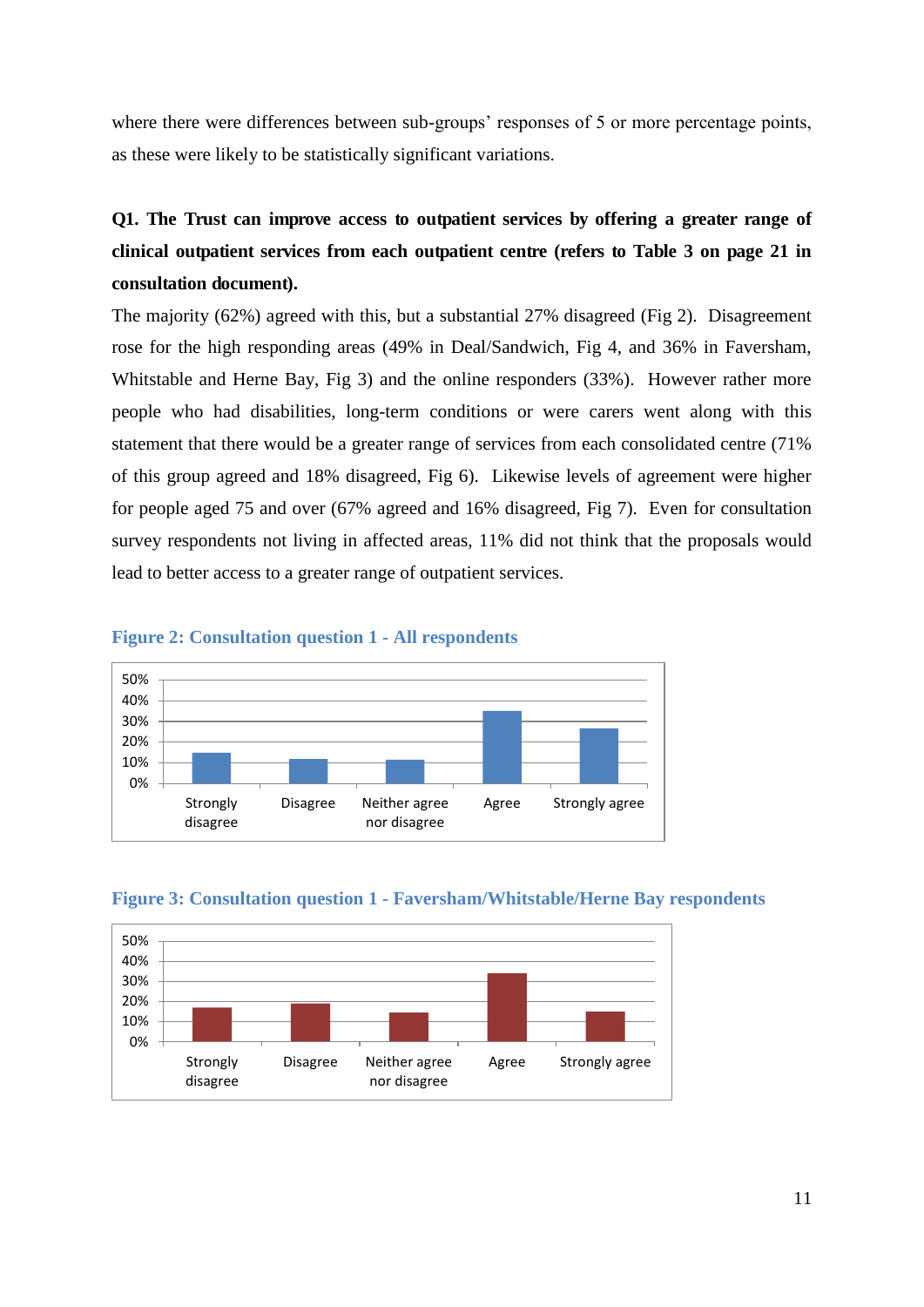where there were differences between sub-groups' responses of 5 or more percentage points, as these were likely to be statistically significant variations.

**Q1. The Trust can improve access to outpatient services by offering a greater range of clinical outpatient services from each outpatient centre (refers to Table 3 on page 21 in consultation document).**

The majority (62%) agreed with this, but a substantial 27% disagreed (Fig 2). Disagreement rose for the high responding areas (49% in Deal/Sandwich, Fig 4, and 36% in Faversham, Whitstable and Herne Bay, Fig 3) and the online responders (33%). However rather more people who had disabilities, long-term conditions or were carers went along with this statement that there would be a greater range of services from each consolidated centre (71% of this group agreed and 18% disagreed, Fig 6). Likewise levels of agreement were higher for people aged 75 and over (67% agreed and 16% disagreed, Fig 7). Even for consultation survey respondents not living in affected areas, 11% did not think that the proposals would lead to better access to a greater range of outpatient services.

**Figure 2: Consultation question 1 - All respondents**

**Figure 3: Consultation question 1 - Faversham/Whitstable/Herne Bay respondents**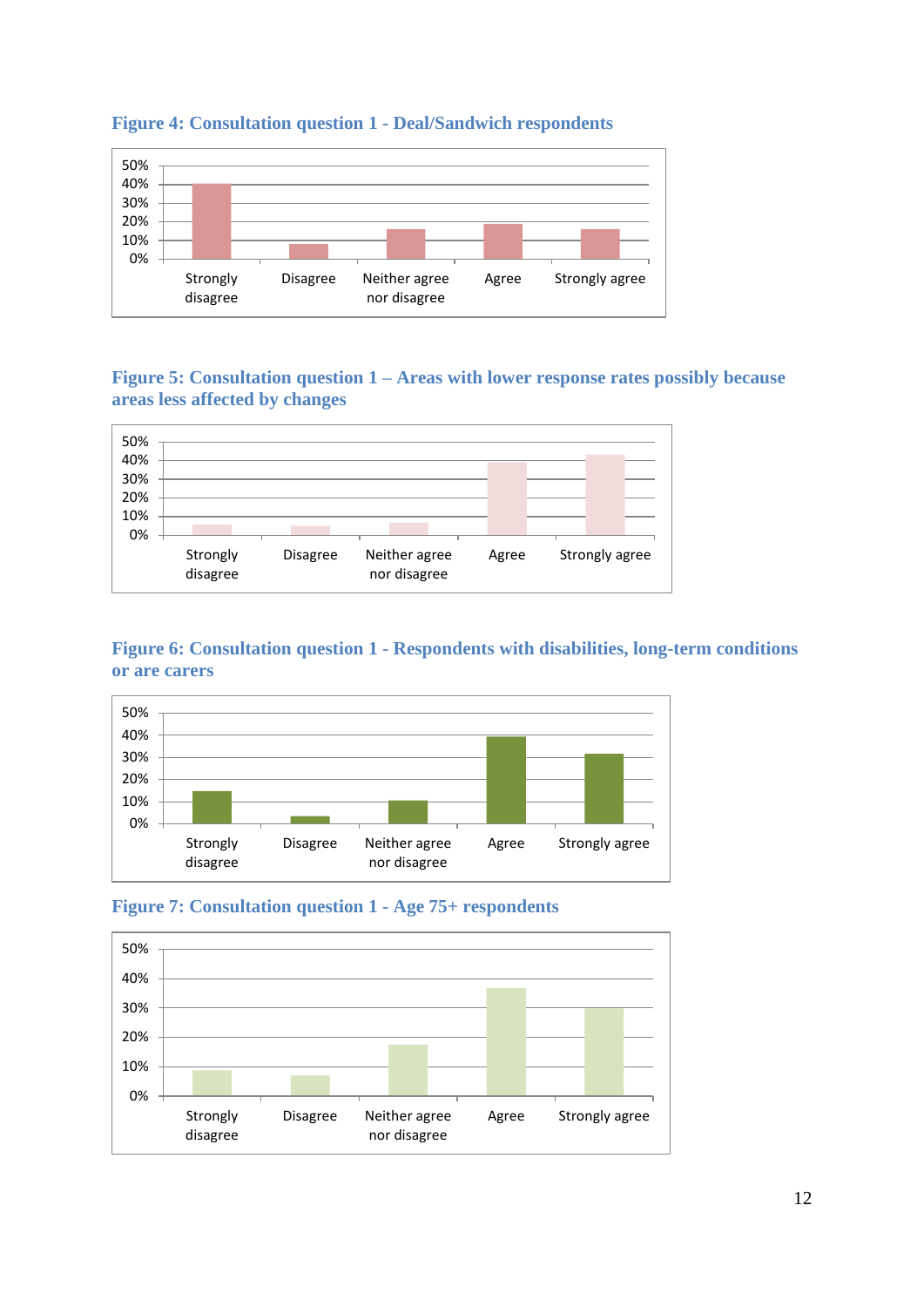**Figure 4: Consultation question 1 - Deal/Sandwich respondents**

**Figure 5: Consultation question 1 – Areas with lower response rates possibly because areas less affected by changes**

**Figure 6: Consultation question 1 - Respondents with disabilities, long-term conditions or are carers**

**Figure 7: Consultation question 1 - Age 75+ respondents**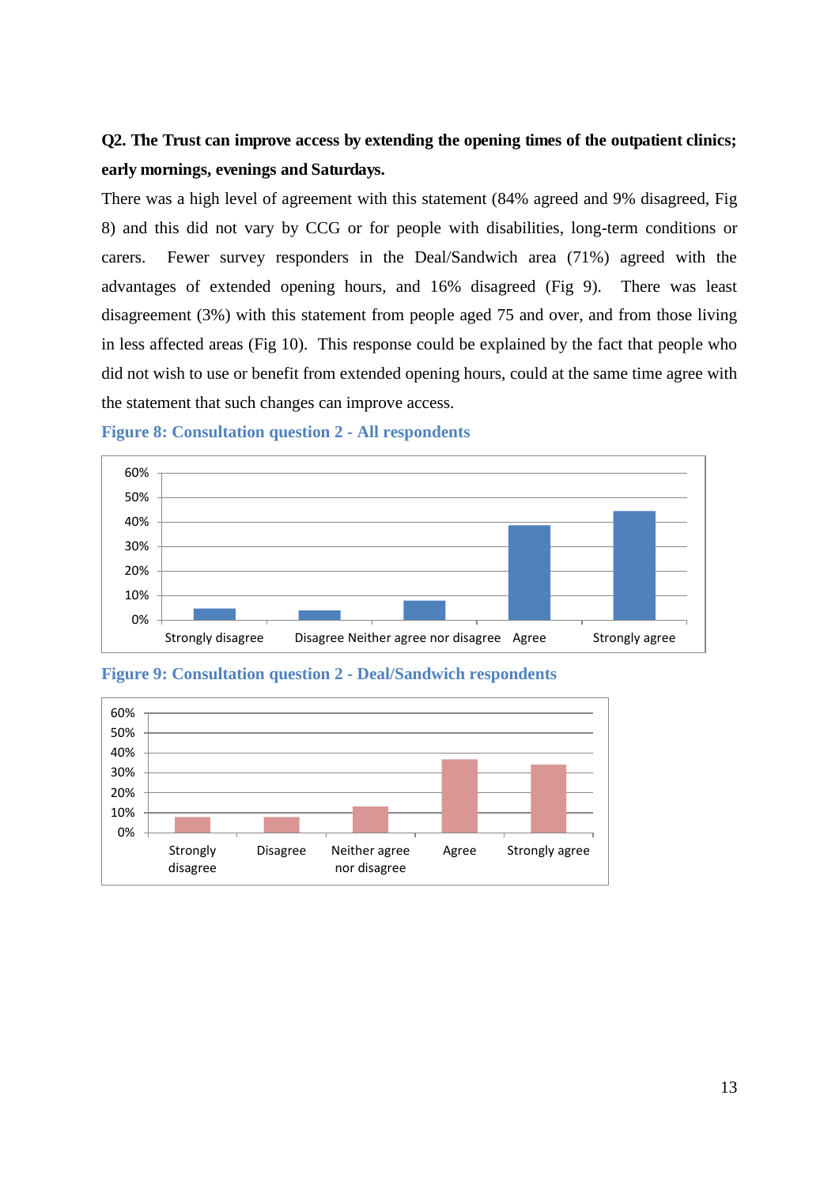**Q2. The Trust can improve access by extending the opening times of the outpatient clinics; early mornings, evenings and Saturdays.**

There was a high level of agreement with this statement (84% agreed and 9% disagreed, Fig 8) and this did not vary by CCG or for people with disabilities, long-term conditions or carers. Fewer survey responders in the Deal/Sandwich area (71%) agreed with the advantages of extended opening hours, and 16% disagreed (Fig 9). There was least disagreement (3%) with this statement from people aged 75 and over, and from those living in less affected areas (Fig 10). This response could be explained by the fact that people who did not wish to use or benefit from extended opening hours, could at the same time agree with the statement that such changes can improve access.

**Figure 8: Consultation question 2 - All respondents**

**Figure 9: Consultation question 2 - Deal/Sandwich respondents**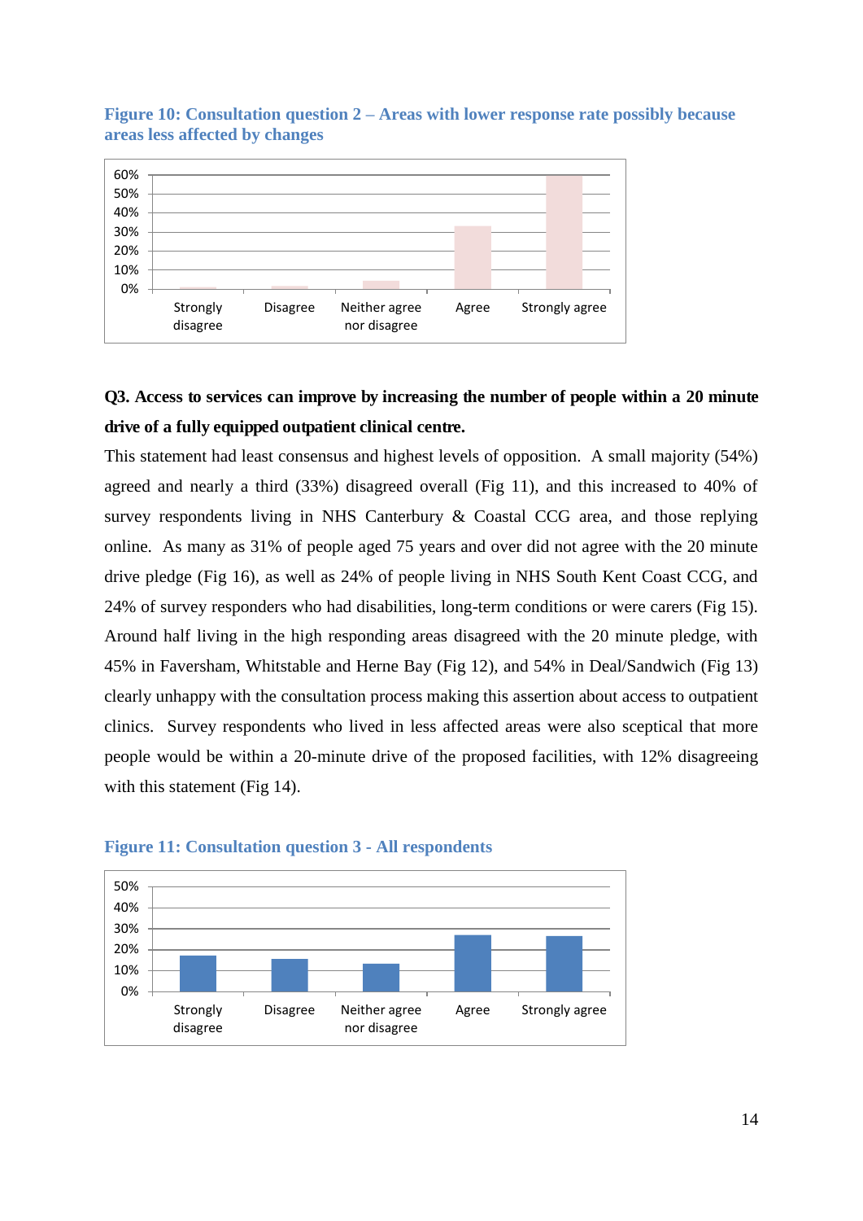**Figure 10: Consultation question 2 – Areas with lower response rate possibly because areas less affected by changes**

**Q3. Access to services can improve by increasing the number of people within a 20 minute drive of a fully equipped outpatient clinical centre.**

This statement had least consensus and highest levels of opposition. A small majority (54%) agreed and nearly a third (33%) disagreed overall (Fig 11), and this increased to 40% of survey respondents living in NHS Canterbury & Coastal CCG area, and those replying online. As many as 31% of people aged 75 years and over did not agree with the 20 minute drive pledge (Fig 16), as well as 24% of people living in NHS South Kent Coast CCG, and 24% of survey responders who had disabilities, long-term conditions or were carers (Fig 15). Around half living in the high responding areas disagreed with the 20 minute pledge, with 45% in Faversham, Whitstable and Herne Bay (Fig 12), and 54% in Deal/Sandwich (Fig 13) clearly unhappy with the consultation process making this assertion about access to outpatient clinics. Survey respondents who lived in less affected areas were also sceptical that more people would be within a 20-minute drive of the proposed facilities, with 12% disagreeing with this statement (Fig 14).

**Figure 11: Consultation question 3 - All respondents**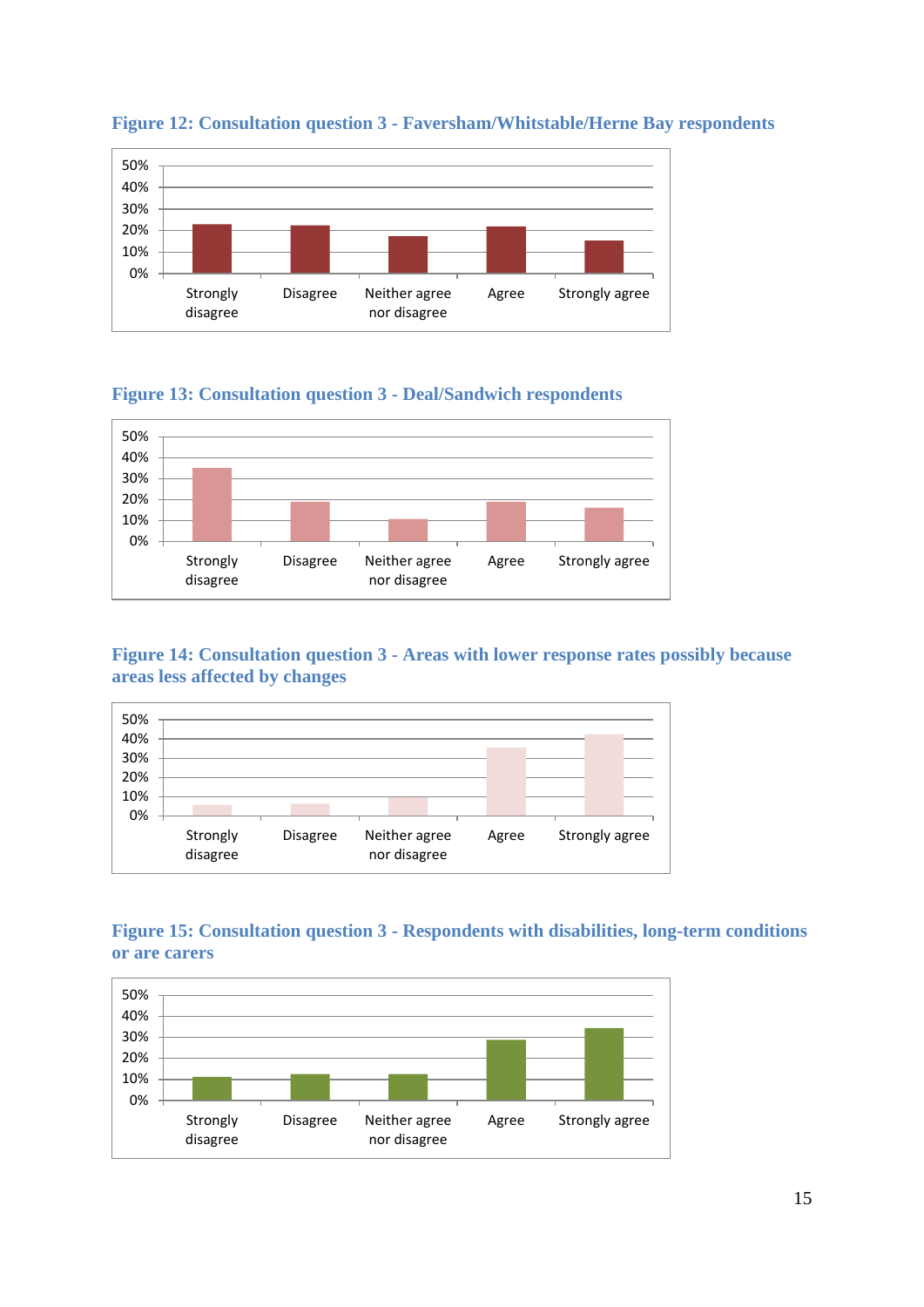**Figure 12: Consultation question 3 - Faversham/Whitstable/Herne Bay respondents**

**Figure 13: Consultation question 3 - Deal/Sandwich respondents**

**Figure 14: Consultation question 3 - Areas with lower response rates possibly because areas less affected by changes**

**Figure 15: Consultation question 3 - Respondents with disabilities, long-term conditions or are carers**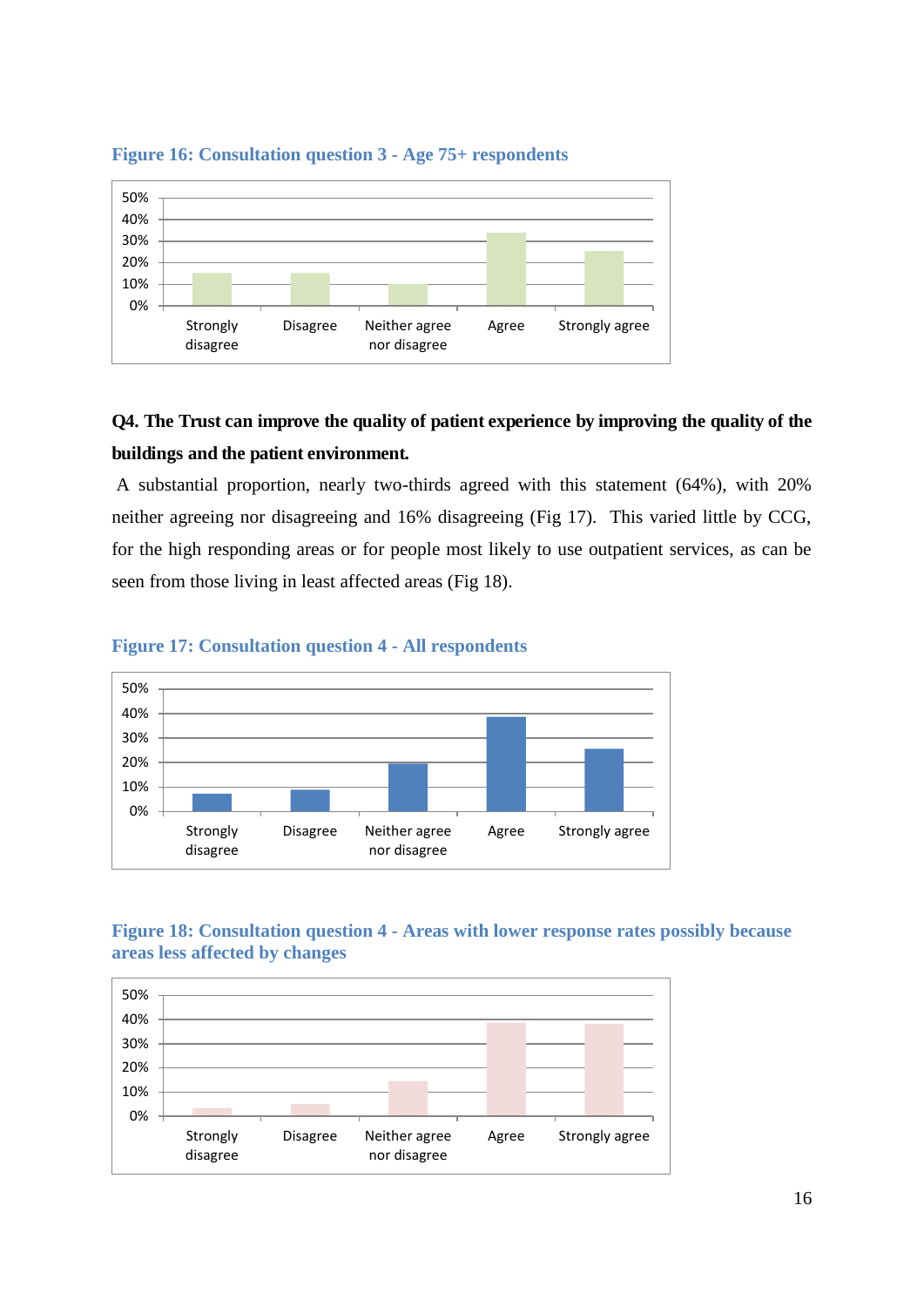**Figure 16: Consultation question 3 - Age 75+ respondents**

**Q4. The Trust can improve the quality of patient experience by improving the quality of the buildings and the patient environment.**

A substantial proportion, nearly two-thirds agreed with this statement (64%), with 20% neither agreeing nor disagreeing and 16% disagreeing (Fig 17). This varied little by CCG, for the high responding areas or for people most likely to use outpatient services, as can be seen from those living in least affected areas (Fig 18).

**Figure 17: Consultation question 4 - All respondents**

**Figure 18: Consultation question 4 - Areas with lower response rates possibly because areas less affected by changes**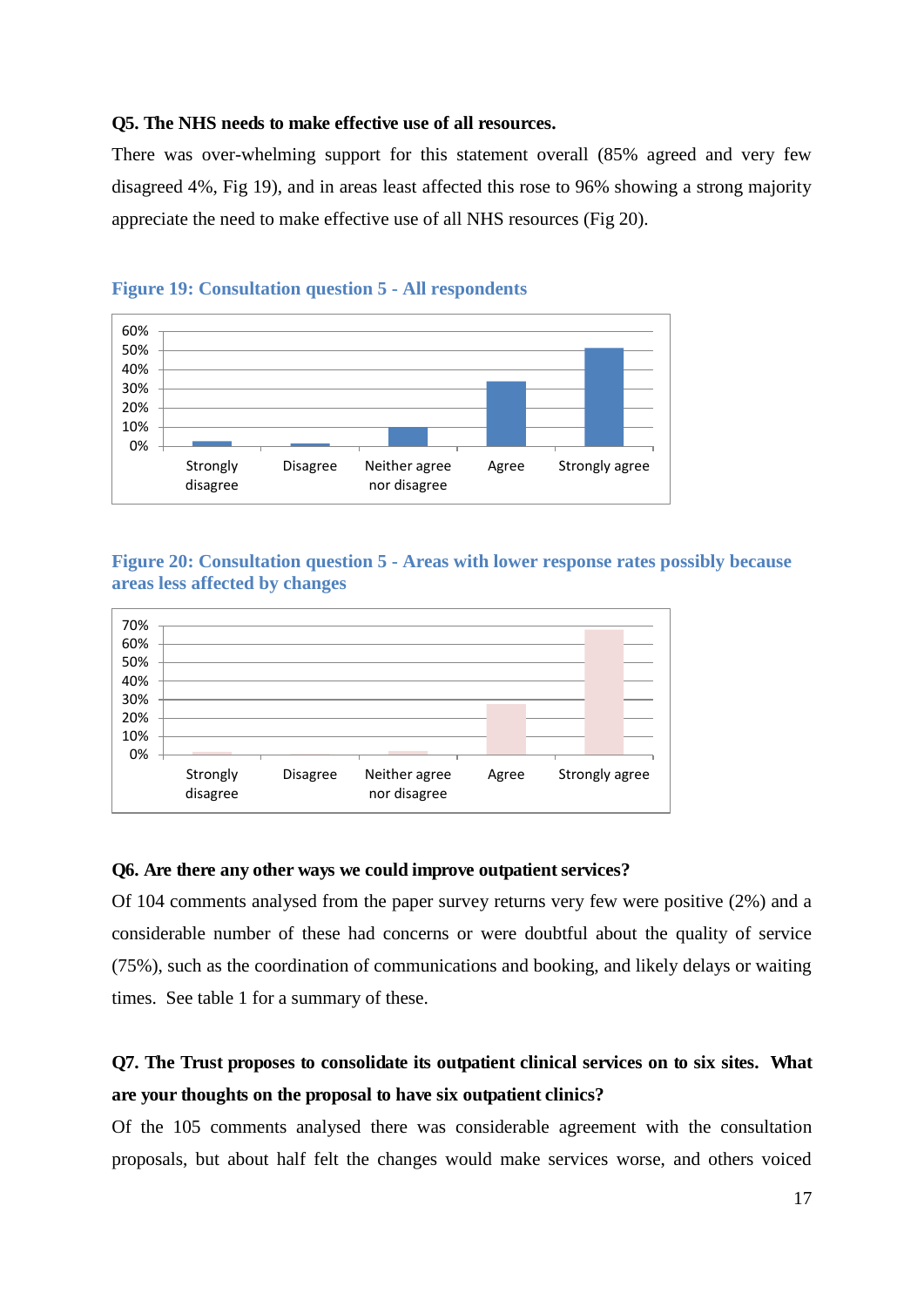**Q5. The NHS needs to make effective use of all resources.**

There was over-whelming support for this statement overall (85% agreed and very few disagreed 4%, Fig 19), and in areas least affected this rose to 96% showing a strong majority appreciate the need to make effective use of all NHS resources (Fig 20).

**Figure 19: Consultation question 5 - All respondents**

**Figure 20: Consultation question 5 - Areas with lower response rates possibly because areas less affected by changes**

**Q6. Are there any other ways we could improve outpatient services?**

Of 104 comments analysed from the paper survey returns very few were positive (2%) and a considerable number of these had concerns or were doubtful about the quality of service (75%), such as the coordination of communications and booking, and likely delays or waiting times. See table 1 for a summary of these.

**Q7. The Trust proposes to consolidate its outpatient clinical services on to six sites. What are your thoughts on the proposal to have six outpatient clinics?**

Of the 105 comments analysed there was considerable agreement with the consultation proposals, but about half felt the changes would make services worse, and others voiced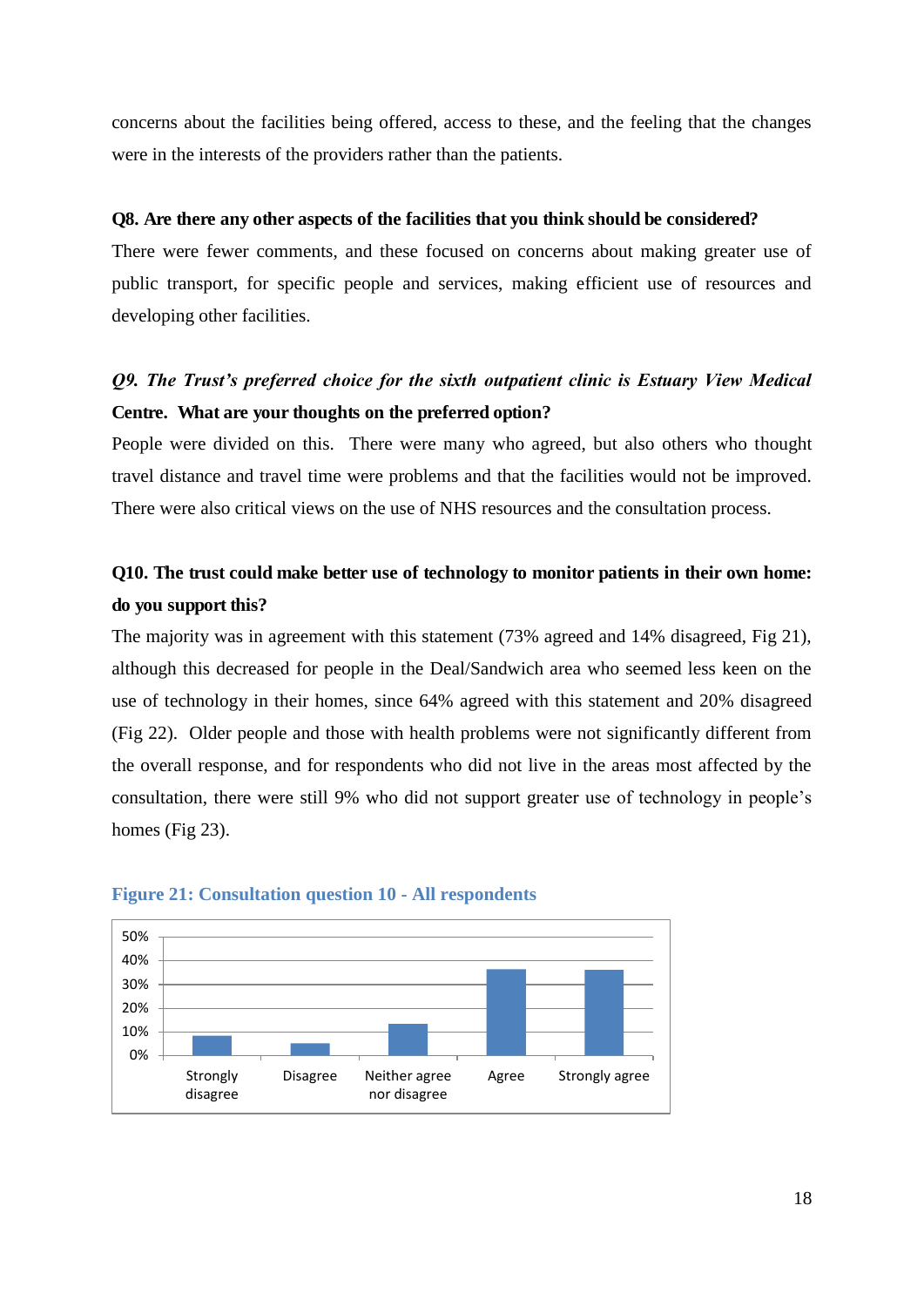concerns about the facilities being offered, access to these, and the feeling that the changes were in the interests of the providers rather than the patients.

**Q8. Are there any other aspects of the facilities that you think should be considered?**

There were fewer comments, and these focused on concerns about making greater use of public transport, for specific people and services, making efficient use of resources and developing other facilities.

***Q9. The Trust's preferred choice for the sixth outpatient clinic is Estuary View Medical* Centre. What are your thoughts on the preferred option?**

People were divided on this. There were many who agreed, but also others who thought travel distance and travel time were problems and that the facilities would not be improved. There were also critical views on the use of NHS resources and the consultation process.

**Q10. The trust could make better use of technology to monitor patients in their own home: do you support this?**

The majority was in agreement with this statement (73% agreed and 14% disagreed, Fig 21), although this decreased for people in the Deal/Sandwich area who seemed less keen on the use of technology in their homes, since 64% agreed with this statement and 20% disagreed (Fig 22). Older people and those with health problems were not significantly different from the overall response, and for respondents who did not live in the areas most affected by the consultation, there were still 9% who did not support greater use of technology in people's homes (Fig 23).

**Figure 21: Consultation question 10 - All respondents**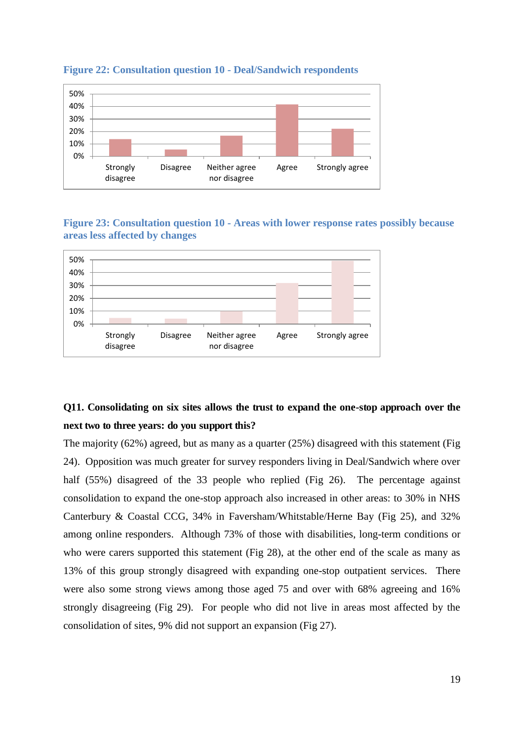**Figure 22: Consultation question 10 - Deal/Sandwich respondents**

**Figure 23: Consultation question 10 - Areas with lower response rates possibly because areas less affected by changes**

**Q11. Consolidating on six sites allows the trust to expand the one-stop approach over the next two to three years: do you support this?**

The majority (62%) agreed, but as many as a quarter (25%) disagreed with this statement (Fig 24). Opposition was much greater for survey responders living in Deal/Sandwich where over half (55%) disagreed of the 33 people who replied (Fig 26). The percentage against consolidation to expand the one-stop approach also increased in other areas: to 30% in NHS Canterbury & Coastal CCG, 34% in Faversham/Whitstable/Herne Bay (Fig 25), and 32% among online responders. Although 73% of those with disabilities, long-term conditions or who were carers supported this statement (Fig 28), at the other end of the scale as many as 13% of this group strongly disagreed with expanding one-stop outpatient services. There were also some strong views among those aged 75 and over with 68% agreeing and 16% strongly disagreeing (Fig 29). For people who did not live in areas most affected by the consolidation of sites, 9% did not support an expansion (Fig 27).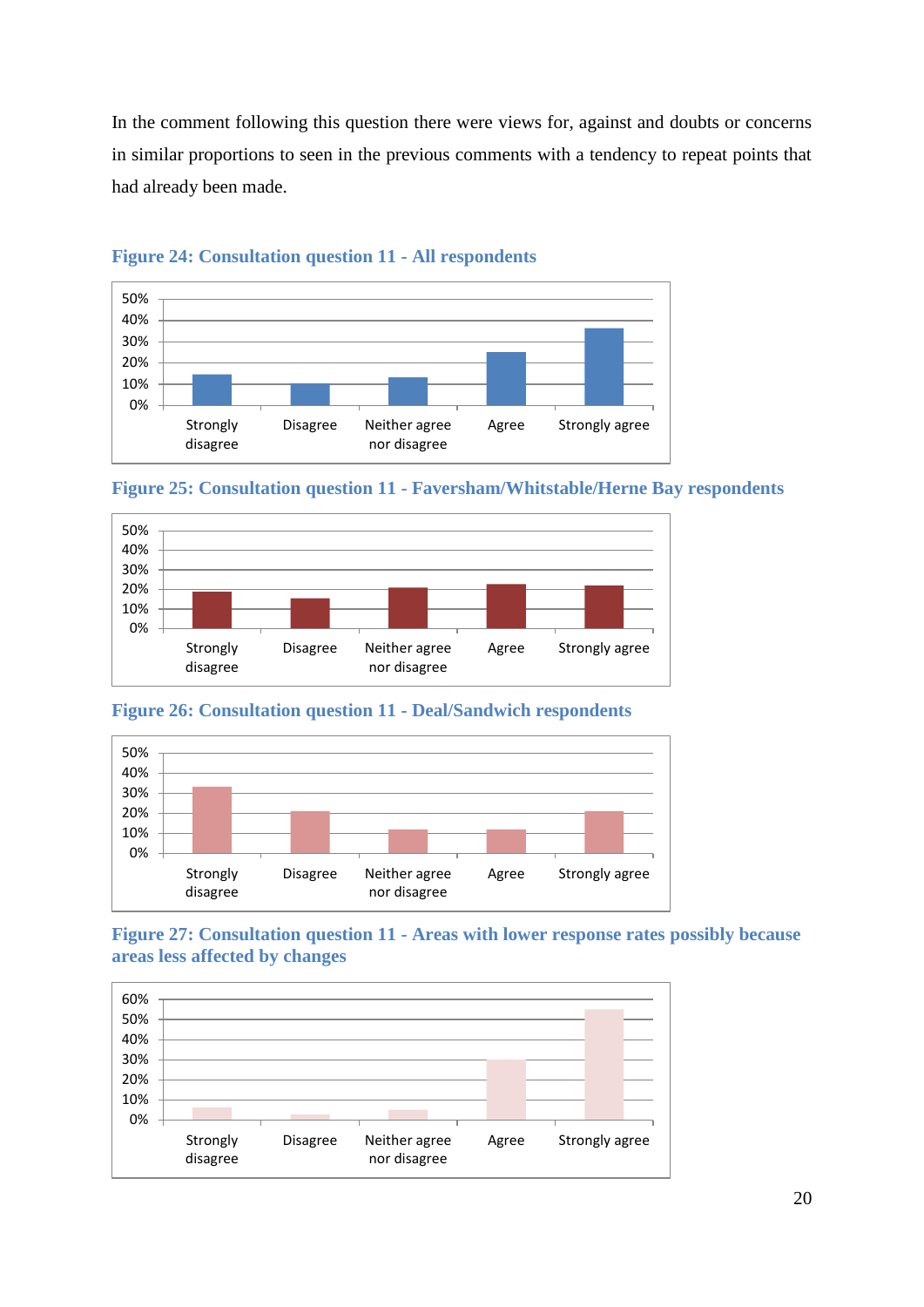In the comment following this question there were views for, against and doubts or concerns in similar proportions to seen in the previous comments with a tendency to repeat points that had already been made.

**Figure 24: Consultation question 11 - All respondents**

**Figure 25: Consultation question 11 - Faversham/Whitstable/Herne Bay respondents**

**Figure 26: Consultation question 11 - Deal/Sandwich respondents**

**Figure 27: Consultation question 11 - Areas with lower response rates possibly because areas less affected by changes**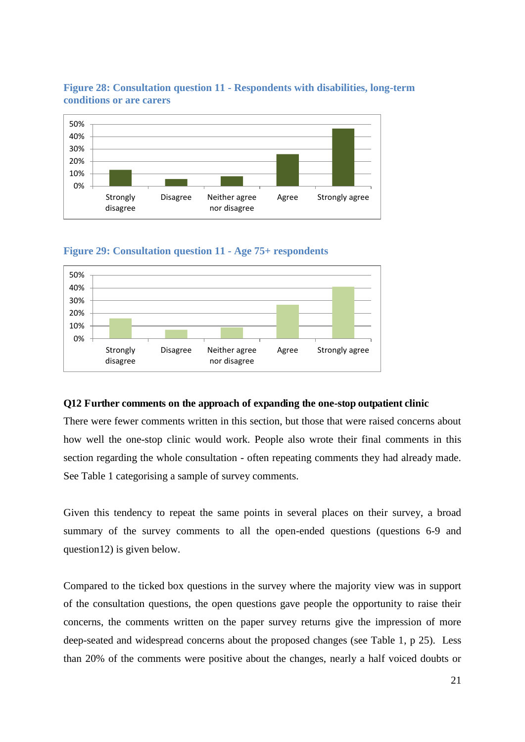**Figure 28: Consultation question 11 - Respondents with disabilities, long-term conditions or are carers**

**Figure 29: Consultation question 11 - Age 75+ respondents**

**Q12 Further comments on the approach of expanding the one-stop outpatient clinic**

There were fewer comments written in this section, but those that were raised concerns about how well the one-stop clinic would work. People also wrote their final comments in this section regarding the whole consultation - often repeating comments they had already made. See Table 1 categorising a sample of survey comments.

Given this tendency to repeat the same points in several places on their survey, a broad summary of the survey comments to all the open-ended questions (questions 6-9 and question12) is given below.

Compared to the ticked box questions in the survey where the majority view was in support of the consultation questions, the open questions gave people the opportunity to raise their concerns, the comments written on the paper survey returns give the impression of more deep-seated and widespread concerns about the proposed changes (see Table 1, p 25). Less than 20% of the comments were positive about the changes, nearly a half voiced doubts or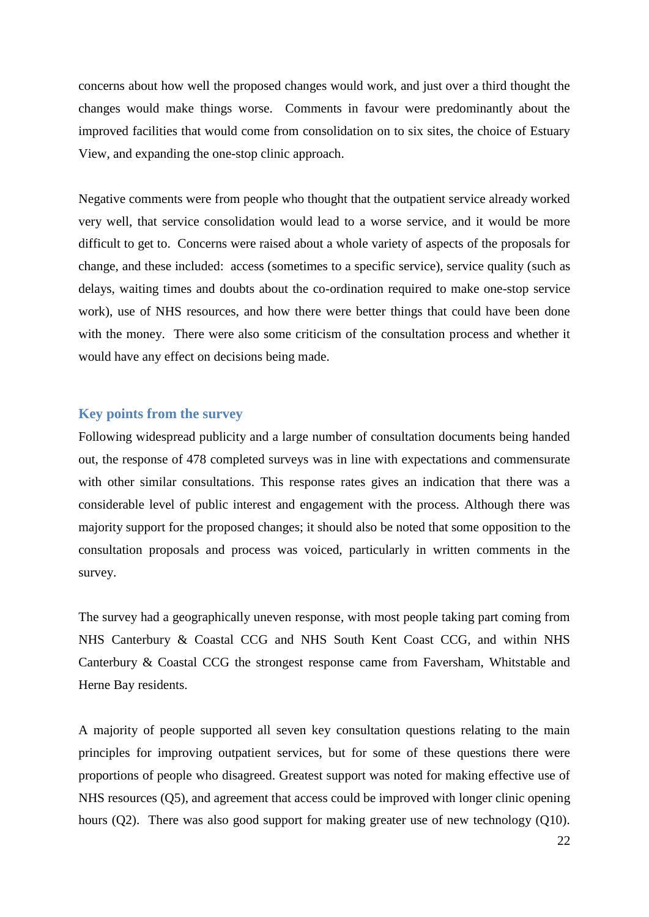concerns about how well the proposed changes would work, and just over a third thought the changes would make things worse. Comments in favour were predominantly about the improved facilities that would come from consolidation on to six sites, the choice of Estuary View, and expanding the one-stop clinic approach.

Negative comments were from people who thought that the outpatient service already worked very well, that service consolidation would lead to a worse service, and it would be more difficult to get to. Concerns were raised about a whole variety of aspects of the proposals for change, and these included: access (sometimes to a specific service), service quality (such as delays, waiting times and doubts about the co-ordination required to make one-stop service work), use of NHS resources, and how there were better things that could have been done with the money. There were also some criticism of the consultation process and whether it would have any effect on decisions being made.

### Key points from the survey

Following widespread publicity and a large number of consultation documents being handed out, the response of 478 completed surveys was in line with expectations and commensurate with other similar consultations. This response rates gives an indication that there was a considerable level of public interest and engagement with the process. Although there was majority support for the proposed changes; it should also be noted that some opposition to the consultation proposals and process was voiced, particularly in written comments in the survey.

The survey had a geographically uneven response, with most people taking part coming from NHS Canterbury & Coastal CCG and NHS South Kent Coast CCG, and within NHS Canterbury & Coastal CCG the strongest response came from Faversham, Whitstable and Herne Bay residents.

A majority of people supported all seven key consultation questions relating to the main principles for improving outpatient services, but for some of these questions there were proportions of people who disagreed. Greatest support was noted for making effective use of NHS resources (Q5), and agreement that access could be improved with longer clinic opening hours (Q2). There was also good support for making greater use of new technology (Q10).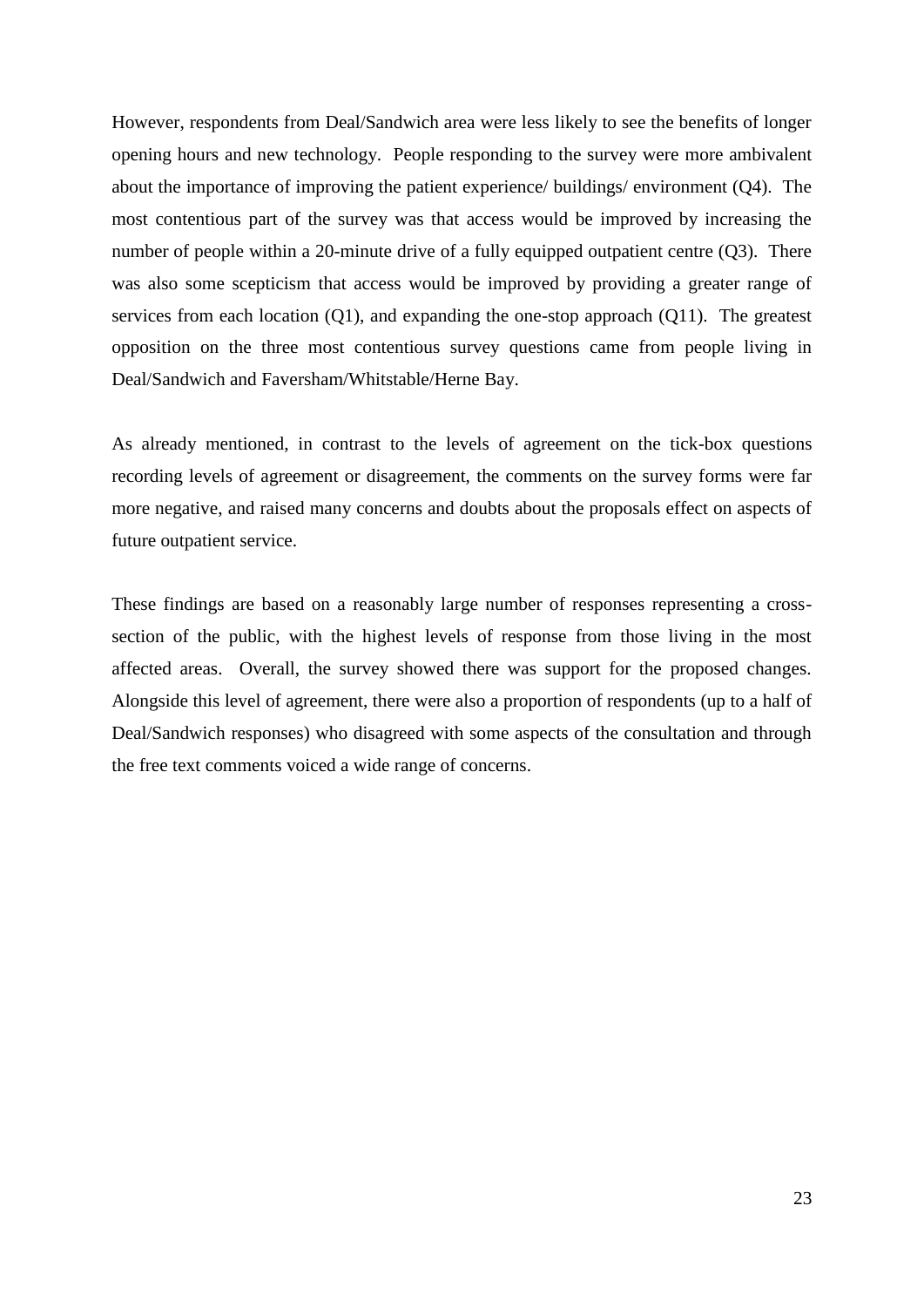However, respondents from Deal/Sandwich area were less likely to see the benefits of longer opening hours and new technology. People responding to the survey were more ambivalent about the importance of improving the patient experience/ buildings/ environment (Q4). The most contentious part of the survey was that access would be improved by increasing the number of people within a 20-minute drive of a fully equipped outpatient centre (Q3). There was also some scepticism that access would be improved by providing a greater range of services from each location (Q1), and expanding the one-stop approach (Q11). The greatest opposition on the three most contentious survey questions came from people living in Deal/Sandwich and Faversham/Whitstable/Herne Bay.

As already mentioned, in contrast to the levels of agreement on the tick-box questions recording levels of agreement or disagreement, the comments on the survey forms were far more negative, and raised many concerns and doubts about the proposals effect on aspects of future outpatient service.

These findings are based on a reasonably large number of responses representing a cross-section of the public, with the highest levels of response from those living in the most affected areas. Overall, the survey showed there was support for the proposed changes. Alongside this level of agreement, there were also a proportion of respondents (up to a half of Deal/Sandwich responses) who disagreed with some aspects of the consultation and through the free text comments voiced a wide range of concerns.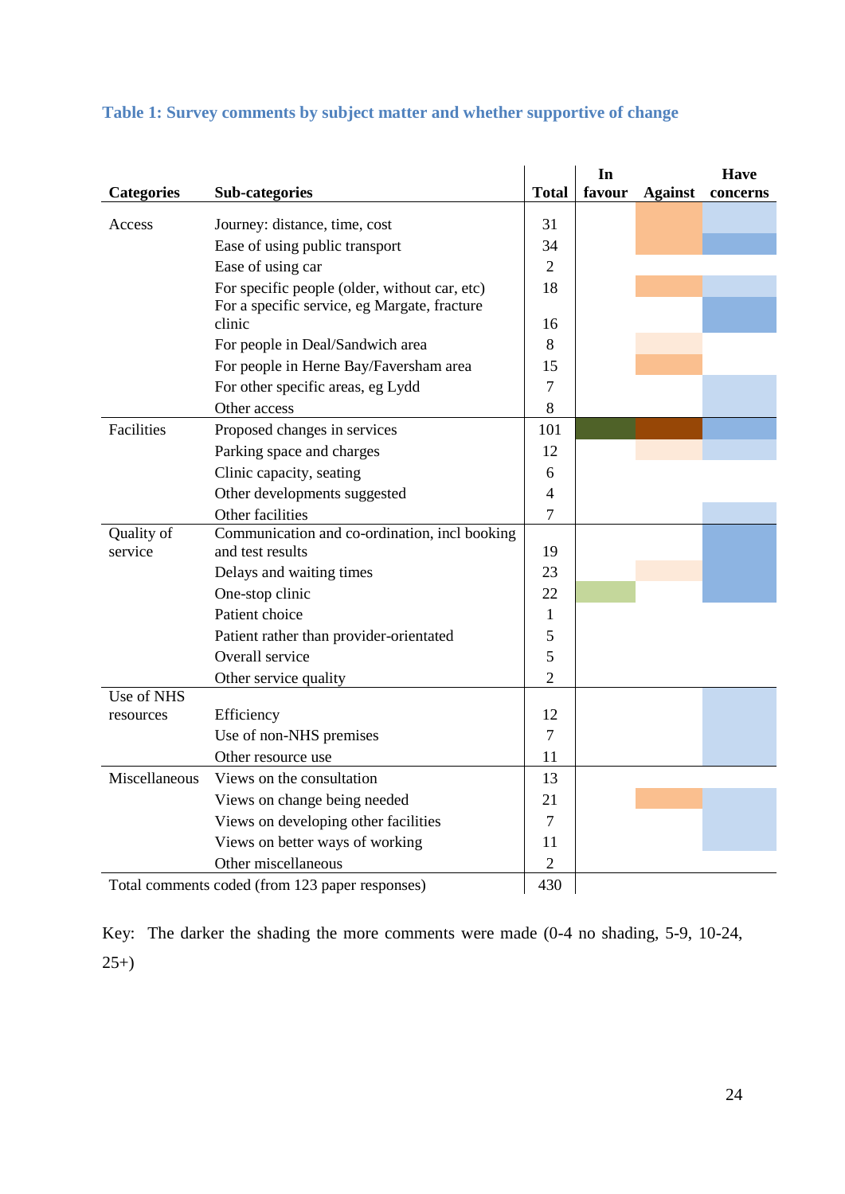### Table 1: Survey comments by subject matter and whether supportive of change

| Categories | Sub-categories | Total | In favour | Against | Have concerns |
|---|---|---|---|---|---|
| Access | Journey: distance, time, cost | 31 | | | |
| | Ease of using public transport | 34 | | | |
| | Ease of using car | 2 | | | |
| | For specific people (older, without car, etc) | 18 | | | |
| | For a specific service, eg Margate, fracture clinic | 16 | | | |
| | For people in Deal/Sandwich area | 8 | | | |
| | For people in Herne Bay/Faversham area | 15 | | | |
| | For other specific areas, eg Lydd | 7 | | | |
| | Other access | 8 | | | |
| Facilities | Proposed changes in services | 101 | | | |
| | Parking space and charges | 12 | | | |
| | Clinic capacity, seating | 6 | | | |
| | Other developments suggested | 4 | | | |
| | Other facilities | 7 | | | |
| Quality of service | Communication and co-ordination, incl booking and test results | 19 | | | |
| | Delays and waiting times | 23 | | | |
| | One-stop clinic | 22 | | | |
| | Patient choice | 1 | | | |
| | Patient rather than provider-orientated | 5 | | | |
| | Overall service | 5 | | | |
| | Other service quality | 2 | | | |
| Use of NHS resources | Efficiency | 12 | | | |
| | Use of non-NHS premises | 7 | | | |
| | Other resource use | 11 | | | |
| Miscellaneous | Views on the consultation | 13 | | | |
| | Views on change being needed | 21 | | | |
| | Views on developing other facilities | 7 | | | |
| | Views on better ways of working | 11 | | | |
| | Other miscellaneous | 2 | | | |
| Total comments coded (from 123 paper responses) | | 430 | | | |

Key: The darker the shading the more comments were made (0-4 no shading, 5-9, 10-24, 25+)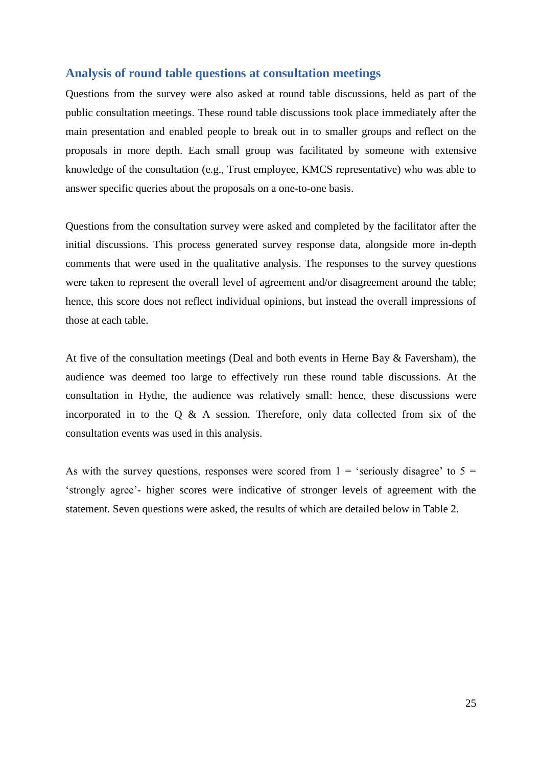## Analysis of round table questions at consultation meetings

Questions from the survey were also asked at round table discussions, held as part of the public consultation meetings. These round table discussions took place immediately after the main presentation and enabled people to break out in to smaller groups and reflect on the proposals in more depth. Each small group was facilitated by someone with extensive knowledge of the consultation (e.g., Trust employee, KMCS representative) who was able to answer specific queries about the proposals on a one-to-one basis.

Questions from the consultation survey were asked and completed by the facilitator after the initial discussions. This process generated survey response data, alongside more in-depth comments that were used in the qualitative analysis. The responses to the survey questions were taken to represent the overall level of agreement and/or disagreement around the table; hence, this score does not reflect individual opinions, but instead the overall impressions of those at each table.

At five of the consultation meetings (Deal and both events in Herne Bay & Faversham), the audience was deemed too large to effectively run these round table discussions. At the consultation in Hythe, the audience was relatively small: hence, these discussions were incorporated in to the Q & A session. Therefore, only data collected from six of the consultation events was used in this analysis.

As with the survey questions, responses were scored from 1 = 'seriously disagree' to 5 = 'strongly agree'- higher scores were indicative of stronger levels of agreement with the statement. Seven questions were asked, the results of which are detailed below in Table 2.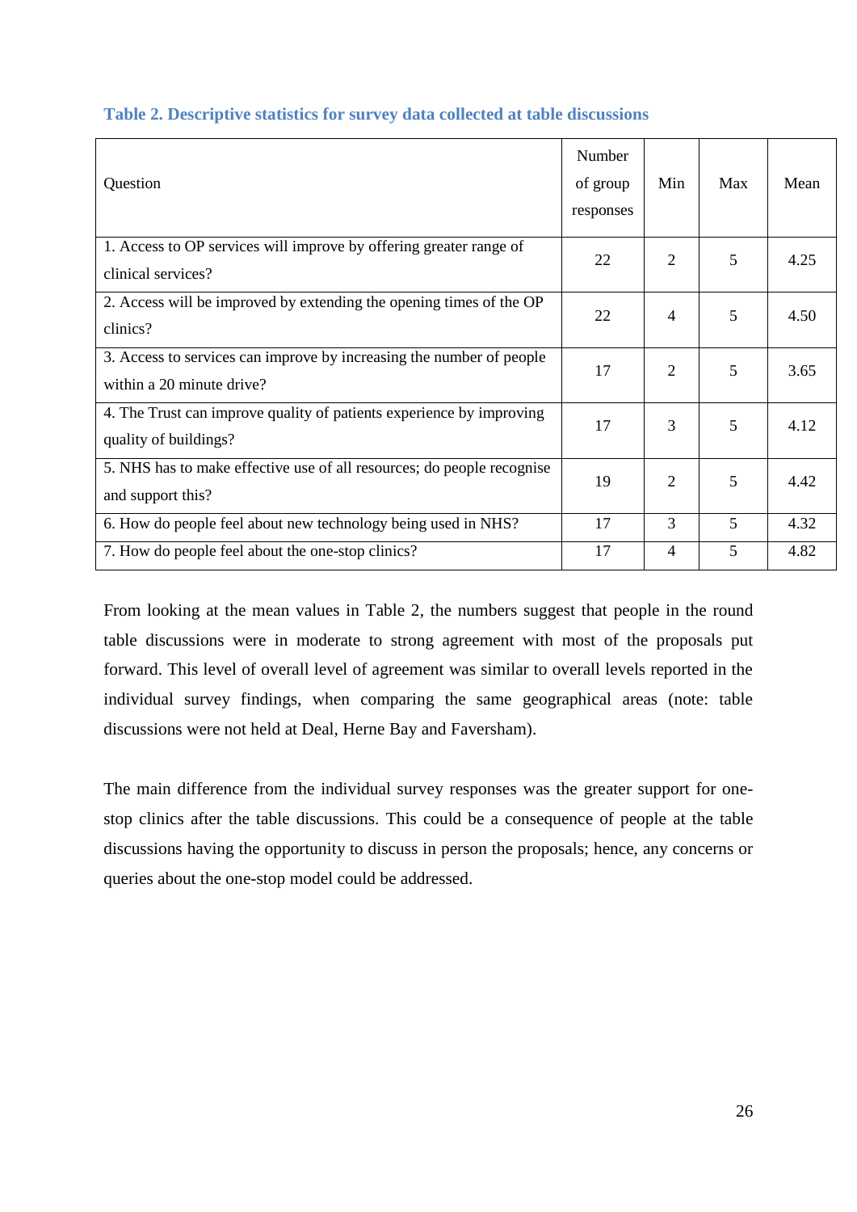**Table 2. Descriptive statistics for survey data collected at table discussions**

| Question | Number of group responses | Min | Max | Mean |
|---|---|---|---|---|
| 1. Access to OP services will improve by offering greater range of clinical services? | 22 | 2 | 5 | 4.25 |
| 2. Access will be improved by extending the opening times of the OP clinics? | 22 | 4 | 5 | 4.50 |
| 3. Access to services can improve by increasing the number of people within a 20 minute drive? | 17 | 2 | 5 | 3.65 |
| 4. The Trust can improve quality of patients experience by improving quality of buildings? | 17 | 3 | 5 | 4.12 |
| 5. NHS has to make effective use of all resources; do people recognise and support this? | 19 | 2 | 5 | 4.42 |
| 6. How do people feel about new technology being used in NHS? | 17 | 3 | 5 | 4.32 |
| 7. How do people feel about the one-stop clinics? | 17 | 4 | 5 | 4.82 |

From looking at the mean values in Table 2, the numbers suggest that people in the round table discussions were in moderate to strong agreement with most of the proposals put forward. This level of overall level of agreement was similar to overall levels reported in the individual survey findings, when comparing the same geographical areas (note: table discussions were not held at Deal, Herne Bay and Faversham).

The main difference from the individual survey responses was the greater support for one-stop clinics after the table discussions. This could be a consequence of people at the table discussions having the opportunity to discuss in person the proposals; hence, any concerns or queries about the one-stop model could be addressed.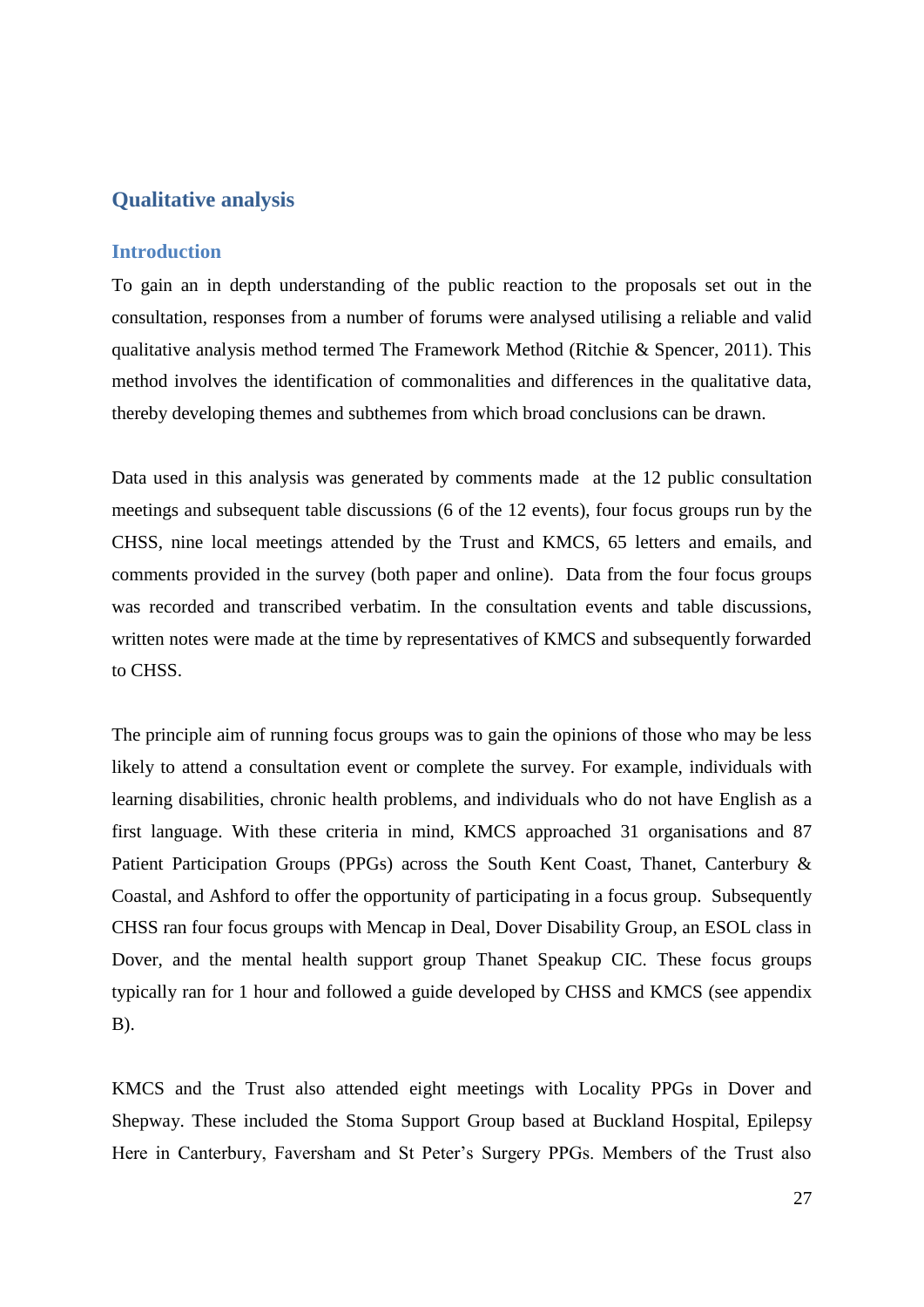## Qualitative analysis

### Introduction

To gain an in depth understanding of the public reaction to the proposals set out in the consultation, responses from a number of forums were analysed utilising a reliable and valid qualitative analysis method termed The Framework Method (Ritchie & Spencer, 2011). This method involves the identification of commonalities and differences in the qualitative data, thereby developing themes and subthemes from which broad conclusions can be drawn.

Data used in this analysis was generated by comments made at the 12 public consultation meetings and subsequent table discussions (6 of the 12 events), four focus groups run by the CHSS, nine local meetings attended by the Trust and KMCS, 65 letters and emails, and comments provided in the survey (both paper and online). Data from the four focus groups was recorded and transcribed verbatim. In the consultation events and table discussions, written notes were made at the time by representatives of KMCS and subsequently forwarded to CHSS.

The principle aim of running focus groups was to gain the opinions of those who may be less likely to attend a consultation event or complete the survey. For example, individuals with learning disabilities, chronic health problems, and individuals who do not have English as a first language. With these criteria in mind, KMCS approached 31 organisations and 87 Patient Participation Groups (PPGs) across the South Kent Coast, Thanet, Canterbury & Coastal, and Ashford to offer the opportunity of participating in a focus group. Subsequently CHSS ran four focus groups with Mencap in Deal, Dover Disability Group, an ESOL class in Dover, and the mental health support group Thanet Speakup CIC. These focus groups typically ran for 1 hour and followed a guide developed by CHSS and KMCS (see appendix B).

KMCS and the Trust also attended eight meetings with Locality PPGs in Dover and Shepway. These included the Stoma Support Group based at Buckland Hospital, Epilepsy Here in Canterbury, Faversham and St Peter's Surgery PPGs. Members of the Trust also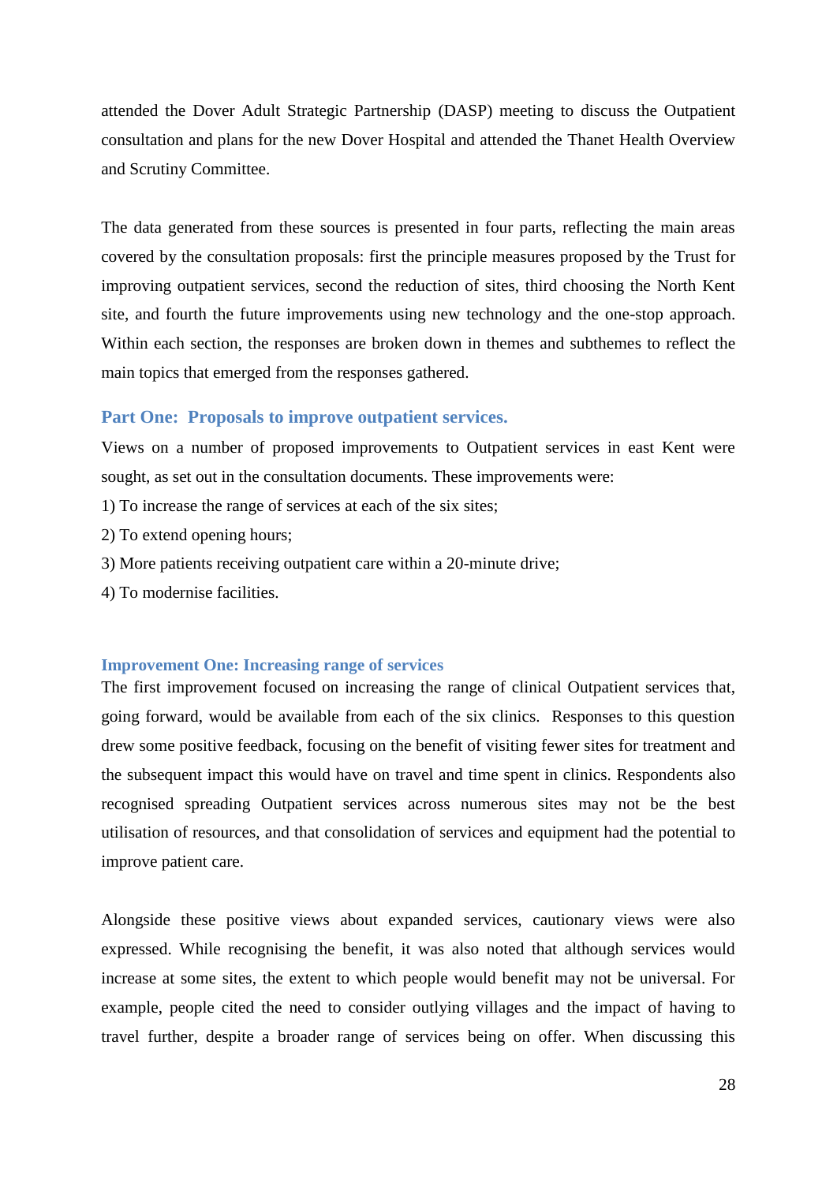attended the Dover Adult Strategic Partnership (DASP) meeting to discuss the Outpatient consultation and plans for the new Dover Hospital and attended the Thanet Health Overview and Scrutiny Committee.

The data generated from these sources is presented in four parts, reflecting the main areas covered by the consultation proposals: first the principle measures proposed by the Trust for improving outpatient services, second the reduction of sites, third choosing the North Kent site, and fourth the future improvements using new technology and the one-stop approach. Within each section, the responses are broken down in themes and subthemes to reflect the main topics that emerged from the responses gathered.

## Part One: Proposals to improve outpatient services.

Views on a number of proposed improvements to Outpatient services in east Kent were sought, as set out in the consultation documents. These improvements were:

1) To increase the range of services at each of the six sites;

2) To extend opening hours;

3) More patients receiving outpatient care within a 20-minute drive;

4) To modernise facilities.

### Improvement One: Increasing range of services

The first improvement focused on increasing the range of clinical Outpatient services that, going forward, would be available from each of the six clinics. Responses to this question drew some positive feedback, focusing on the benefit of visiting fewer sites for treatment and the subsequent impact this would have on travel and time spent in clinics. Respondents also recognised spreading Outpatient services across numerous sites may not be the best utilisation of resources, and that consolidation of services and equipment had the potential to improve patient care.

Alongside these positive views about expanded services, cautionary views were also expressed. While recognising the benefit, it was also noted that although services would increase at some sites, the extent to which people would benefit may not be universal. For example, people cited the need to consider outlying villages and the impact of having to travel further, despite a broader range of services being on offer. When discussing this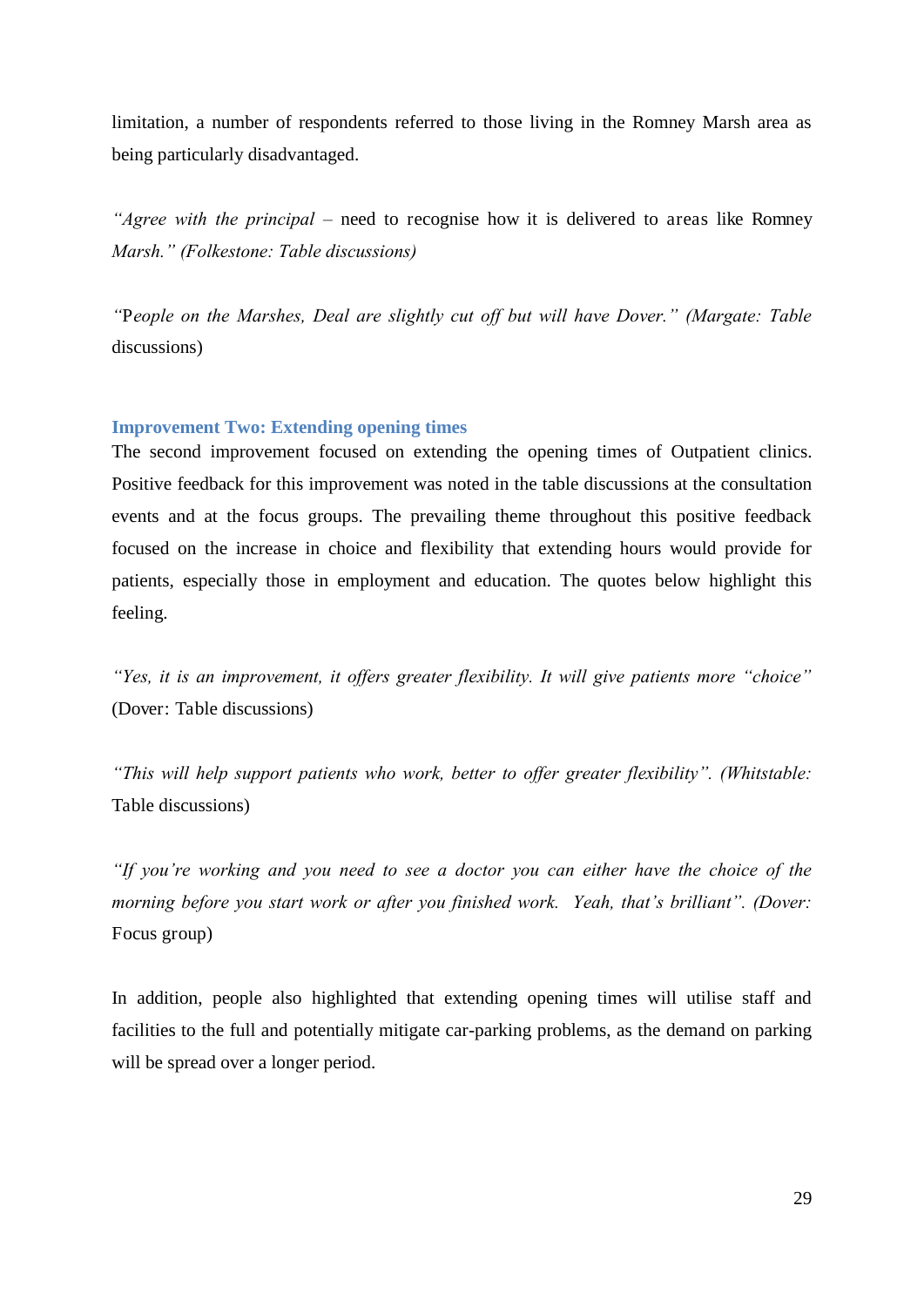limitation, a number of respondents referred to those living in the Romney Marsh area as being particularly disadvantaged.

*"Agree with the principal* – need to recognise how it is delivered to areas like Romney *Marsh." (Folkestone: Table discussions)*

*"People on the Marshes, Deal are slightly cut off but will have Dover." (Margate: Table* discussions)

### Improvement Two: Extending opening times

The second improvement focused on extending the opening times of Outpatient clinics. Positive feedback for this improvement was noted in the table discussions at the consultation events and at the focus groups. The prevailing theme throughout this positive feedback focused on the increase in choice and flexibility that extending hours would provide for patients, especially those in employment and education. The quotes below highlight this feeling.

*"Yes, it is an improvement, it offers greater flexibility. It will give patients more "choice"* (Dover: Table discussions)

*"This will help support patients who work, better to offer greater flexibility". (Whitstable:* Table discussions)

*"If you're working and you need to see a doctor you can either have the choice of the morning before you start work or after you finished work. Yeah, that's brilliant". (Dover:* Focus group)

In addition, people also highlighted that extending opening times will utilise staff and facilities to the full and potentially mitigate car-parking problems, as the demand on parking will be spread over a longer period.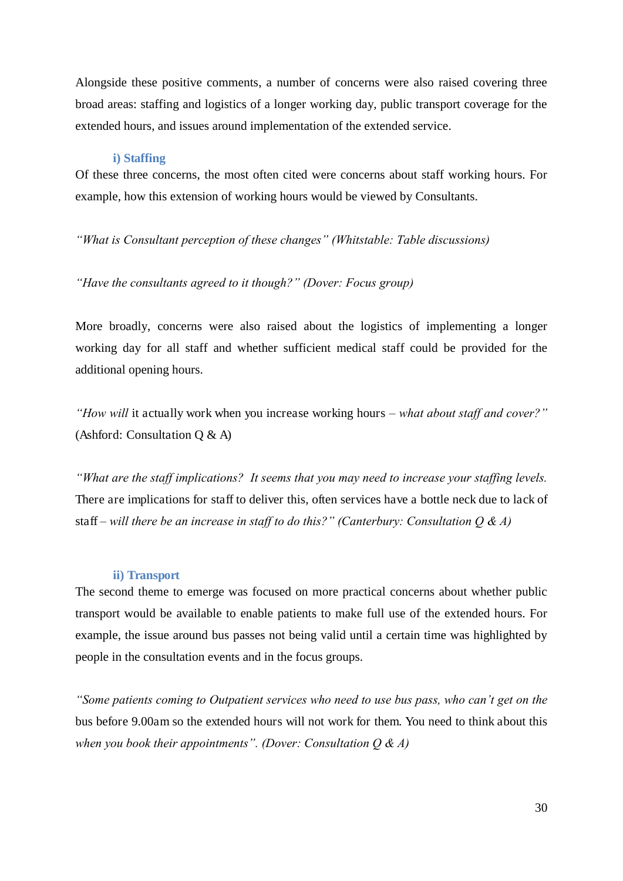Alongside these positive comments, a number of concerns were also raised covering three broad areas: staffing and logistics of a longer working day, public transport coverage for the extended hours, and issues around implementation of the extended service.

### i) Staffing

Of these three concerns, the most often cited were concerns about staff working hours. For example, how this extension of working hours would be viewed by Consultants.

*"What is Consultant perception of these changes" (Whitstable: Table discussions)*

*"Have the consultants agreed to it though?" (Dover: Focus group)*

More broadly, concerns were also raised about the logistics of implementing a longer working day for all staff and whether sufficient medical staff could be provided for the additional opening hours.

*"How will* it actually work when you increase working hours – *what about staff and cover?"* (Ashford: Consultation Q & A)

*"What are the staff implications? It seems that you may need to increase your staffing levels.* There are implications for staff to deliver this, often services have a bottle neck due to lack of staff – *will there be an increase in staff to do this?" (Canterbury: Consultation Q & A)*

### ii) Transport

The second theme to emerge was focused on more practical concerns about whether public transport would be available to enable patients to make full use of the extended hours. For example, the issue around bus passes not being valid until a certain time was highlighted by people in the consultation events and in the focus groups.

*"Some patients coming to Outpatient services who need to use bus pass, who can't get on the* bus before 9.00am so the extended hours will not work for them. You need to think about this *when you book their appointments". (Dover: Consultation Q & A)*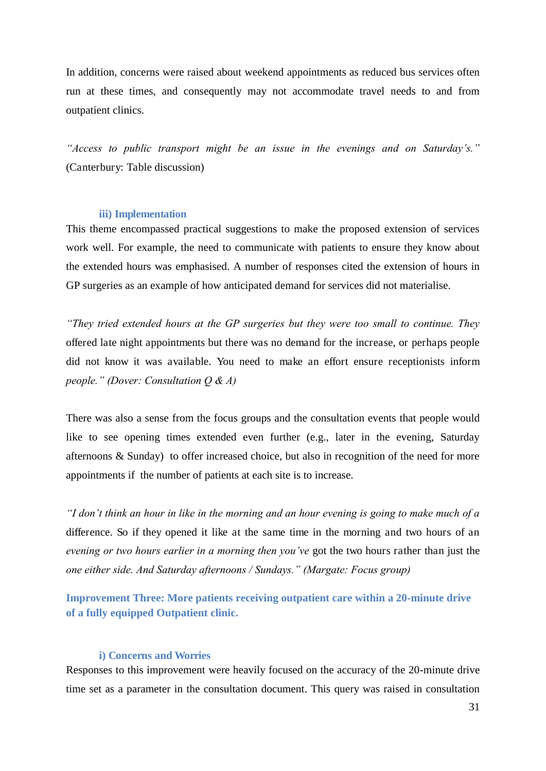In addition, concerns were raised about weekend appointments as reduced bus services often run at these times, and consequently may not accommodate travel needs to and from outpatient clinics.

*"Access to public transport might be an issue in the evenings and on Saturday's."* (Canterbury: Table discussion)

### iii) Implementation

This theme encompassed practical suggestions to make the proposed extension of services work well. For example, the need to communicate with patients to ensure they know about the extended hours was emphasised. A number of responses cited the extension of hours in GP surgeries as an example of how anticipated demand for services did not materialise.

*"They tried extended hours at the GP surgeries but they were too small to continue. They* offered late night appointments but there was no demand for the increase, or perhaps people did not know it was available. You need to make an effort ensure receptionists inform *people." (Dover: Consultation Q & A)*

There was also a sense from the focus groups and the consultation events that people would like to see opening times extended even further (e.g., later in the evening, Saturday afternoons & Sunday) to offer increased choice, but also in recognition of the need for more appointments if the number of patients at each site is to increase.

*"I don't think an hour in like in the morning and an hour evening is going to make much of a* difference. So if they opened it like at the same time in the morning and two hours of an *evening or two hours earlier in a morning then you've* got the two hours rather than just the *one either side. And Saturday afternoons / Sundays." (Margate: Focus group)*

## Improvement Three: More patients receiving outpatient care within a 20-minute drive of a fully equipped Outpatient clinic.

### i) Concerns and Worries

Responses to this improvement were heavily focused on the accuracy of the 20-minute drive time set as a parameter in the consultation document. This query was raised in consultation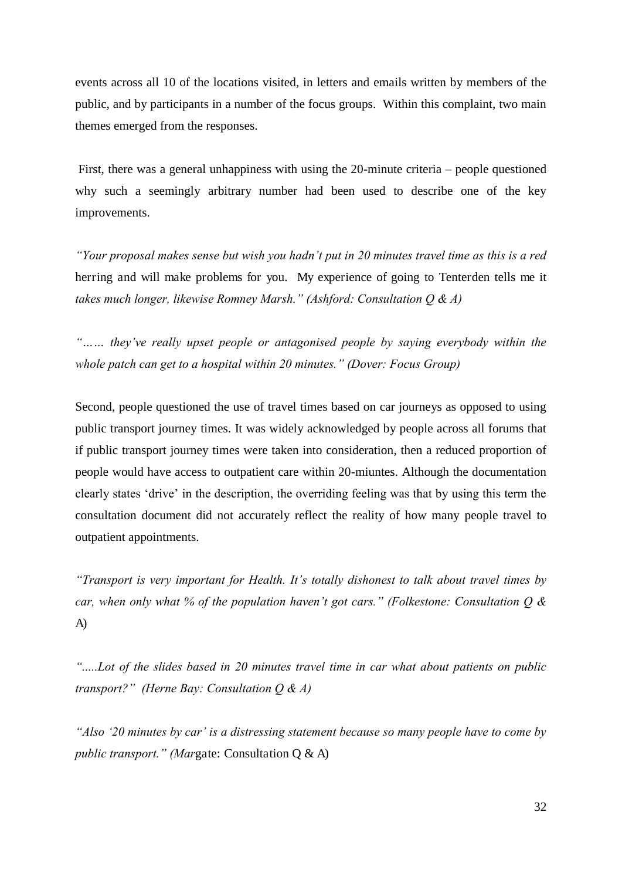events across all 10 of the locations visited, in letters and emails written by members of the public, and by participants in a number of the focus groups. Within this complaint, two main themes emerged from the responses.

First, there was a general unhappiness with using the 20-minute criteria – people questioned why such a seemingly arbitrary number had been used to describe one of the key improvements.

*"Your proposal makes sense but wish you hadn't put in 20 minutes travel time as this is a red* herring and will make problems for you. My experience of going to Tenterden tells me it *takes much longer, likewise Romney Marsh." (Ashford: Consultation Q & A)*

*"…… they've really upset people or antagonised people by saying everybody within the whole patch can get to a hospital within 20 minutes." (Dover: Focus Group)*

Second, people questioned the use of travel times based on car journeys as opposed to using public transport journey times. It was widely acknowledged by people across all forums that if public transport journey times were taken into consideration, then a reduced proportion of people would have access to outpatient care within 20-miuntes. Although the documentation clearly states 'drive' in the description, the overriding feeling was that by using this term the consultation document did not accurately reflect the reality of how many people travel to outpatient appointments.

*"Transport is very important for Health. It's totally dishonest to talk about travel times by car, when only what % of the population haven't got cars." (Folkestone: Consultation Q &* A)

*".....Lot of the slides based in 20 minutes travel time in car what about patients on public transport?" (Herne Bay: Consultation Q & A)*

*"Also '20 minutes by car' is a distressing statement because so many people have to come by public transport." (Mar*gate: Consultation Q & A)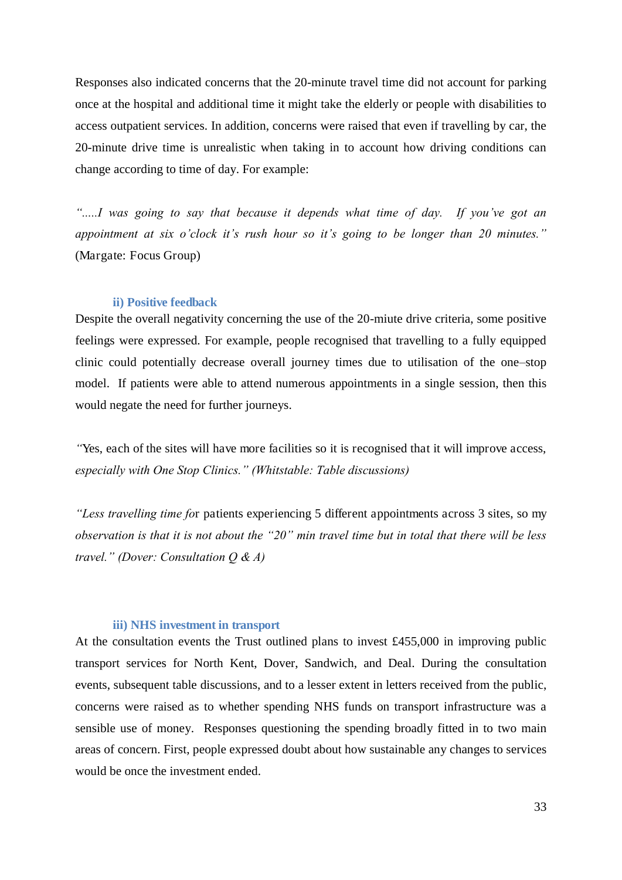Responses also indicated concerns that the 20-minute travel time did not account for parking once at the hospital and additional time it might take the elderly or people with disabilities to access outpatient services. In addition, concerns were raised that even if travelling by car, the 20-minute drive time is unrealistic when taking in to account how driving conditions can change according to time of day. For example:

*".....I was going to say that because it depends what time of day. If you've got an appointment at six o'clock it's rush hour so it's going to be longer than 20 minutes."* (Margate: Focus Group)

### ii) Positive feedback

Despite the overall negativity concerning the use of the 20-miute drive criteria, some positive feelings were expressed. For example, people recognised that travelling to a fully equipped clinic could potentially decrease overall journey times due to utilisation of the one–stop model. If patients were able to attend numerous appointments in a single session, then this would negate the need for further journeys.

*"*Yes, each of the sites will have more facilities so it is recognised that it will improve access, *especially with One Stop Clinics." (Whitstable: Table discussions)*

*"Less travelling time fo*r patients experiencing 5 different appointments across 3 sites, so my *observation is that it is not about the "20" min travel time but in total that there will be less travel." (Dover: Consultation Q & A)*

### iii) NHS investment in transport

At the consultation events the Trust outlined plans to invest £455,000 in improving public transport services for North Kent, Dover, Sandwich, and Deal. During the consultation events, subsequent table discussions, and to a lesser extent in letters received from the public, concerns were raised as to whether spending NHS funds on transport infrastructure was a sensible use of money. Responses questioning the spending broadly fitted in to two main areas of concern. First, people expressed doubt about how sustainable any changes to services would be once the investment ended.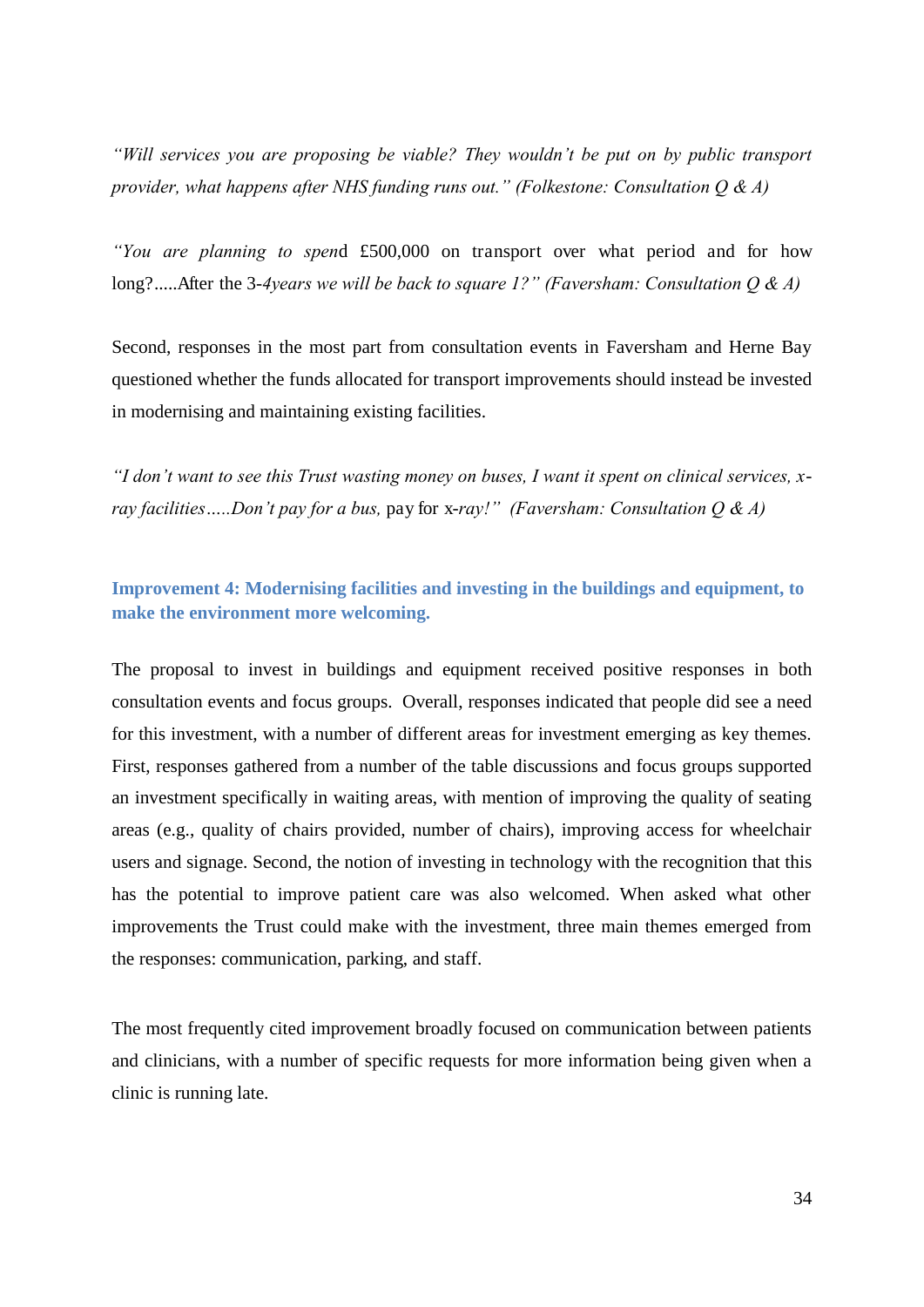*"Will services you are proposing be viable? They wouldn't be put on by public transport provider, what happens after NHS funding runs out." (Folkestone: Consultation Q & A)*

*"You are planning to spen*d £500,000 on transport over what period and for how long?.....After the 3-*4years we will be back to square 1?" (Faversham: Consultation Q & A)*

Second, responses in the most part from consultation events in Faversham and Herne Bay questioned whether the funds allocated for transport improvements should instead be invested in modernising and maintaining existing facilities.

*"I don't want to see this Trust wasting money on buses, I want it spent on clinical services, x-ray facilities.....Don't pay for a bus,* pay for x*-ray!" (Faversham: Consultation Q & A)*

### Improvement 4: Modernising facilities and investing in the buildings and equipment, to make the environment more welcoming.

The proposal to invest in buildings and equipment received positive responses in both consultation events and focus groups. Overall, responses indicated that people did see a need for this investment, with a number of different areas for investment emerging as key themes. First, responses gathered from a number of the table discussions and focus groups supported an investment specifically in waiting areas, with mention of improving the quality of seating areas (e.g., quality of chairs provided, number of chairs), improving access for wheelchair users and signage. Second, the notion of investing in technology with the recognition that this has the potential to improve patient care was also welcomed. When asked what other improvements the Trust could make with the investment, three main themes emerged from the responses: communication, parking, and staff.

The most frequently cited improvement broadly focused on communication between patients and clinicians, with a number of specific requests for more information being given when a clinic is running late.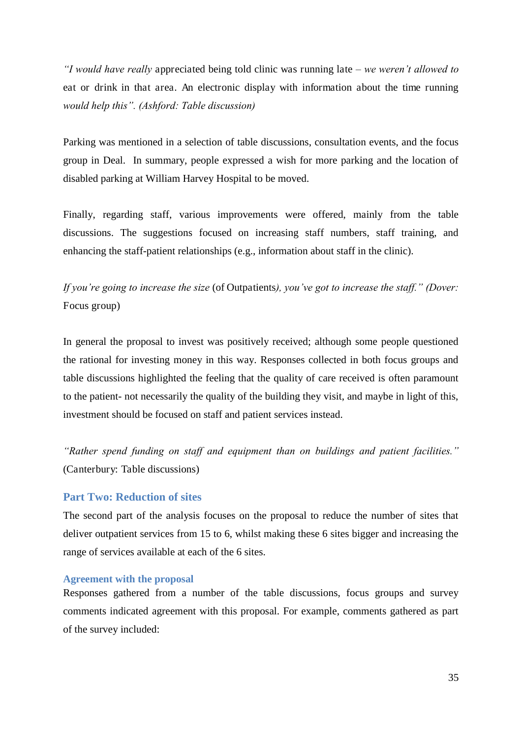*"I would have really* appreciated being told clinic was running late – *we weren't allowed to* eat or drink in that area. An electronic display with information about the time running *would help this". (Ashford: Table discussion)*

Parking was mentioned in a selection of table discussions, consultation events, and the focus group in Deal. In summary, people expressed a wish for more parking and the location of disabled parking at William Harvey Hospital to be moved.

Finally, regarding staff, various improvements were offered, mainly from the table discussions. The suggestions focused on increasing staff numbers, staff training, and enhancing the staff-patient relationships (e.g., information about staff in the clinic).

*If you're going to increase the size* (of Outpatients*), you've got to increase the staff." (Dover:* Focus group)

In general the proposal to invest was positively received; although some people questioned the rational for investing money in this way. Responses collected in both focus groups and table discussions highlighted the feeling that the quality of care received is often paramount to the patient- not necessarily the quality of the building they visit, and maybe in light of this, investment should be focused on staff and patient services instead.

*"Rather spend funding on staff and equipment than on buildings and patient facilities."* (Canterbury: Table discussions)

## Part Two: Reduction of sites

The second part of the analysis focuses on the proposal to reduce the number of sites that deliver outpatient services from 15 to 6, whilst making these 6 sites bigger and increasing the range of services available at each of the 6 sites.

### Agreement with the proposal

Responses gathered from a number of the table discussions, focus groups and survey comments indicated agreement with this proposal. For example, comments gathered as part of the survey included: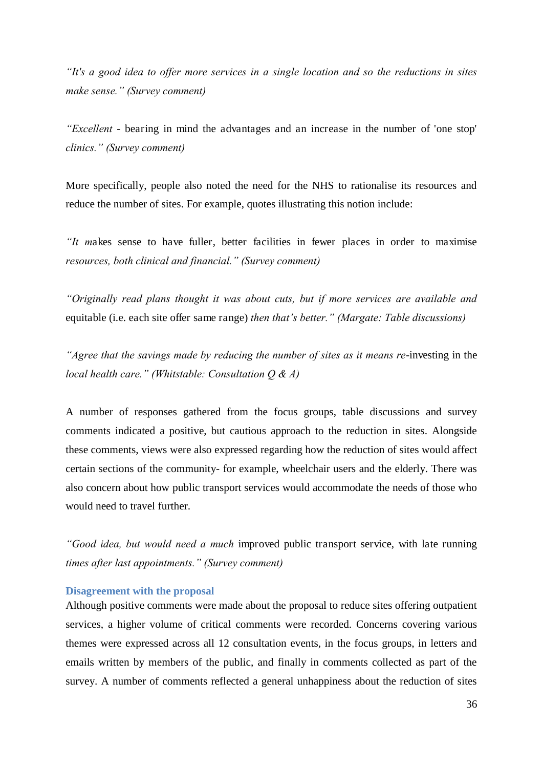*"It's a good idea to offer more services in a single location and so the reductions in sites make sense." (Survey comment)*

*"Excellent* - bearing in mind the advantages and an increase in the number of 'one stop' *clinics." (Survey comment)*

More specifically, people also noted the need for the NHS to rationalise its resources and reduce the number of sites. For example, quotes illustrating this notion include:

*"It m*akes sense to have fuller, better facilities in fewer places in order to maximise *resources, both clinical and financial." (Survey comment)*

*"Originally read plans thought it was about cuts, but if more services are available and* equitable (i.e. each site offer same range) *then that's better." (Margate: Table discussions)*

*"Agree that the savings made by reducing the number of sites as it means re*-investing in the *local health care." (Whitstable: Consultation Q & A)*

A number of responses gathered from the focus groups, table discussions and survey comments indicated a positive, but cautious approach to the reduction in sites. Alongside these comments, views were also expressed regarding how the reduction of sites would affect certain sections of the community- for example, wheelchair users and the elderly. There was also concern about how public transport services would accommodate the needs of those who would need to travel further.

*"Good idea, but would need a much* improved public transport service, with late running *times after last appointments." (Survey comment)*

**Disagreement with the proposal**

Although positive comments were made about the proposal to reduce sites offering outpatient services, a higher volume of critical comments were recorded. Concerns covering various themes were expressed across all 12 consultation events, in the focus groups, in letters and emails written by members of the public, and finally in comments collected as part of the survey. A number of comments reflected a general unhappiness about the reduction of sites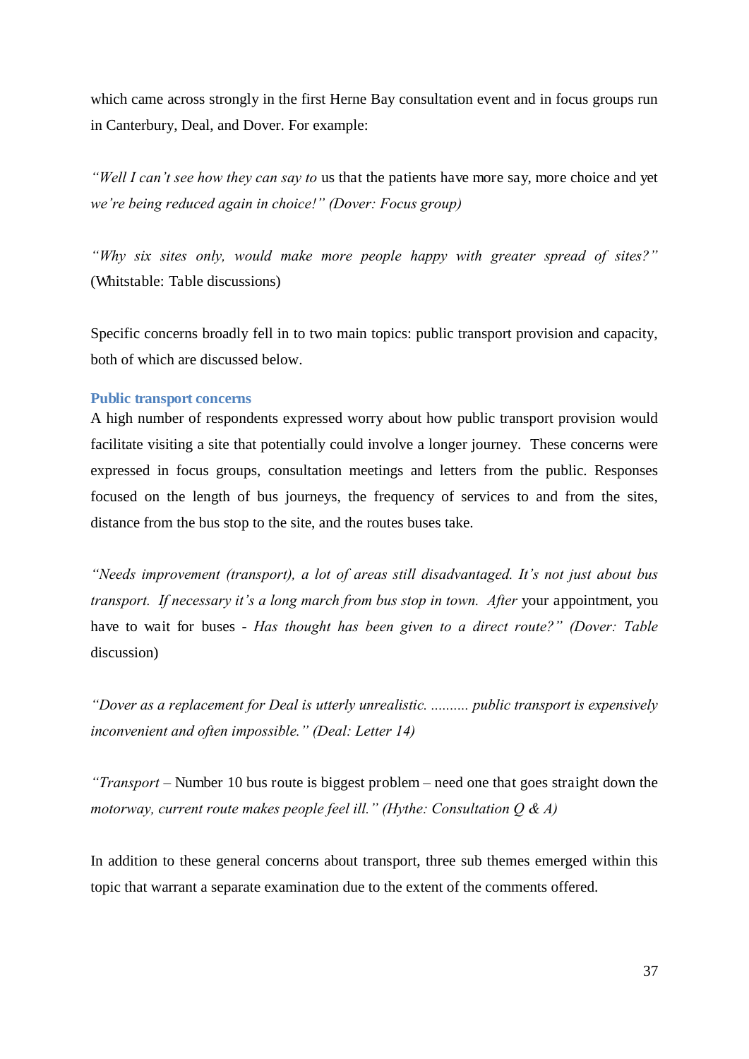which came across strongly in the first Herne Bay consultation event and in focus groups run in Canterbury, Deal, and Dover. For example:

*"Well I can't see how they can say to* us that the patients have more say, more choice and yet *we're being reduced again in choice!" (Dover: Focus group)*

*"Why six sites only, would make more people happy with greater spread of sites?"* (Whitstable: Table discussions)

Specific concerns broadly fell in to two main topics: public transport provision and capacity, both of which are discussed below.

### Public transport concerns

A high number of respondents expressed worry about how public transport provision would facilitate visiting a site that potentially could involve a longer journey. These concerns were expressed in focus groups, consultation meetings and letters from the public. Responses focused on the length of bus journeys, the frequency of services to and from the sites, distance from the bus stop to the site, and the routes buses take.

*"Needs improvement (transport), a lot of areas still disadvantaged. It's not just about bus transport. If necessary it's a long march from bus stop in town. After* your appointment, you have to wait for buses - *Has thought has been given to a direct route?" (Dover: Table* discussion)

*"Dover as a replacement for Deal is utterly unrealistic. .......... public transport is expensively inconvenient and often impossible." (Deal: Letter 14)*

*"Transport* – Number 10 bus route is biggest problem – need one that goes straight down the *motorway, current route makes people feel ill." (Hythe: Consultation Q & A)*

In addition to these general concerns about transport, three sub themes emerged within this topic that warrant a separate examination due to the extent of the comments offered.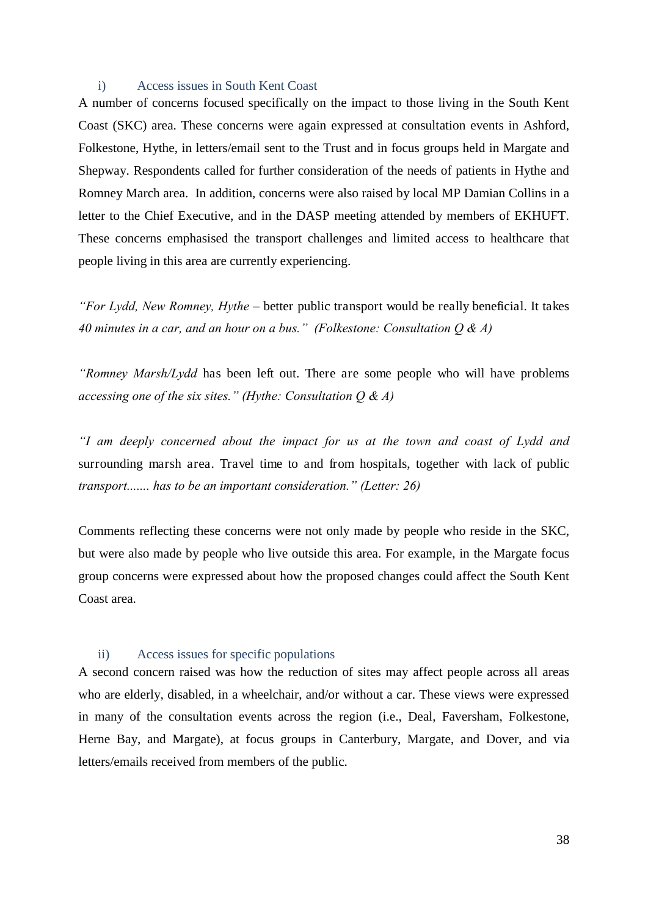### i) Access issues in South Kent Coast

A number of concerns focused specifically on the impact to those living in the South Kent Coast (SKC) area. These concerns were again expressed at consultation events in Ashford, Folkestone, Hythe, in letters/email sent to the Trust and in focus groups held in Margate and Shepway. Respondents called for further consideration of the needs of patients in Hythe and Romney March area. In addition, concerns were also raised by local MP Damian Collins in a letter to the Chief Executive, and in the DASP meeting attended by members of EKHUFT. These concerns emphasised the transport challenges and limited access to healthcare that people living in this area are currently experiencing.

*"For Lydd, New Romney, Hythe –* better public transport would be really beneficial. It takes *40 minutes in a car, and an hour on a bus." (Folkestone: Consultation Q & A)*

*"Romney Marsh/Lydd* has been left out. There are some people who will have problems *accessing one of the six sites." (Hythe: Consultation Q & A)*

*"I am deeply concerned about the impact for us at the town and coast of Lydd and* surrounding marsh area. Travel time to and from hospitals, together with lack of public *transport....... has to be an important consideration." (Letter: 26)*

Comments reflecting these concerns were not only made by people who reside in the SKC, but were also made by people who live outside this area. For example, in the Margate focus group concerns were expressed about how the proposed changes could affect the South Kent Coast area.

### ii) Access issues for specific populations

A second concern raised was how the reduction of sites may affect people across all areas who are elderly, disabled, in a wheelchair, and/or without a car. These views were expressed in many of the consultation events across the region (i.e., Deal, Faversham, Folkestone, Herne Bay, and Margate), at focus groups in Canterbury, Margate, and Dover, and via letters/emails received from members of the public.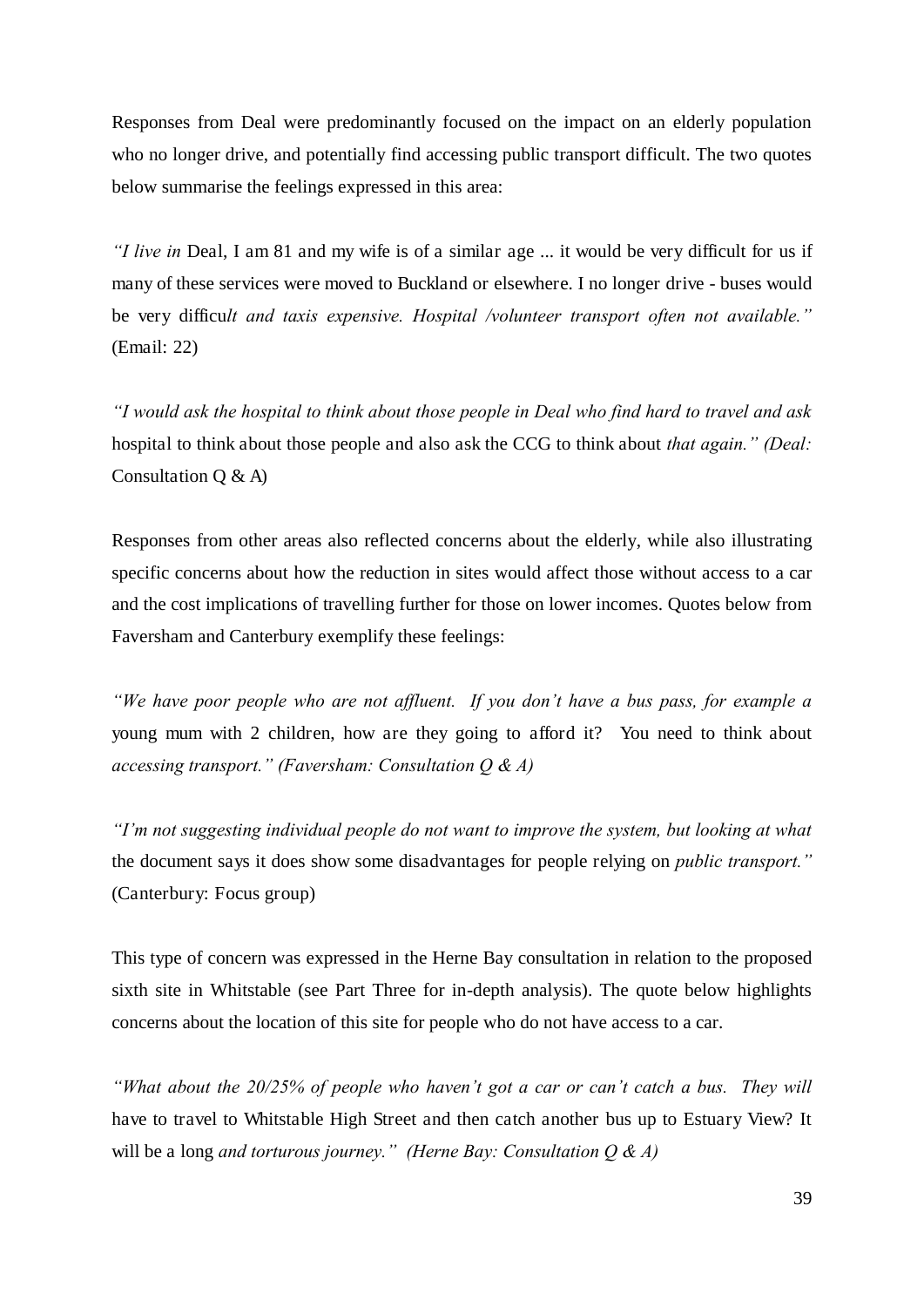Responses from Deal were predominantly focused on the impact on an elderly population who no longer drive, and potentially find accessing public transport difficult. The two quotes below summarise the feelings expressed in this area:

*"I live in Deal, I am 81 and my wife is of a similar age ... it would be very difficult for us if many of these services were moved to Buckland or elsewhere. I no longer drive - buses would be very difficult and taxis expensive. Hospital /volunteer transport often not available."* (Email: 22)

*"I would ask the hospital to think about those people in Deal who find hard to travel and ask hospital to think about those people and also ask the CCG to think about that again." (Deal: Consultation Q & A)*

Responses from other areas also reflected concerns about the elderly, while also illustrating specific concerns about how the reduction in sites would affect those without access to a car and the cost implications of travelling further for those on lower incomes. Quotes below from Faversham and Canterbury exemplify these feelings:

*"We have poor people who are not affluent. If you don't have a bus pass, for example a young mum with 2 children, how are they going to afford it? You need to think about accessing transport." (Faversham: Consultation Q & A)*

*"I'm not suggesting individual people do not want to improve the system, but looking at what the document says it does show some disadvantages for people relying on public transport."* (Canterbury: Focus group)

This type of concern was expressed in the Herne Bay consultation in relation to the proposed sixth site in Whitstable (see Part Three for in-depth analysis). The quote below highlights concerns about the location of this site for people who do not have access to a car.

*"What about the 20/25% of people who haven't got a car or can't catch a bus. They will have to travel to Whitstable High Street and then catch another bus up to Estuary View? It will be a long and torturous journey." (Herne Bay: Consultation Q & A)*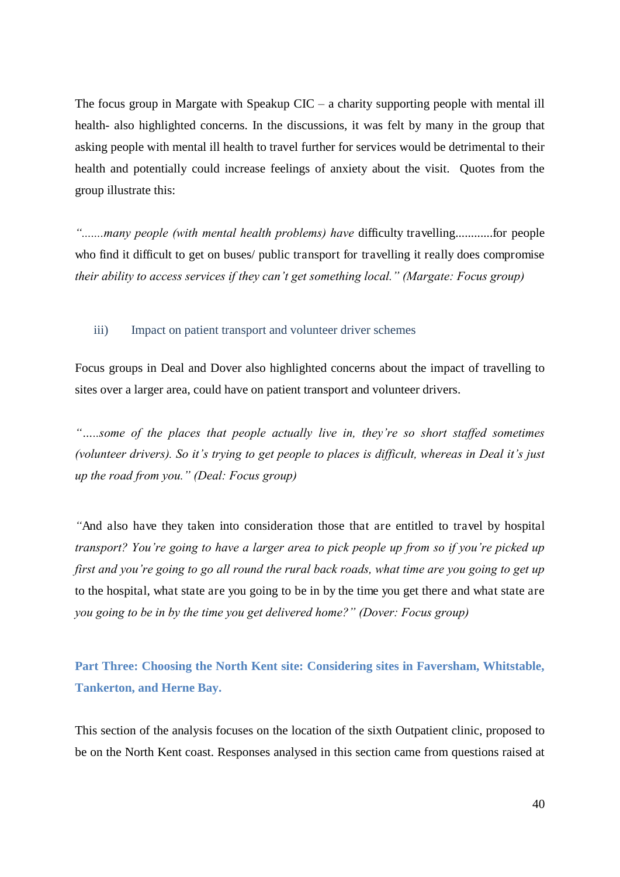The focus group in Margate with Speakup CIC – a charity supporting people with mental ill health- also highlighted concerns. In the discussions, it was felt by many in the group that asking people with mental ill health to travel further for services would be detrimental to their health and potentially could increase feelings of anxiety about the visit. Quotes from the group illustrate this:

*“.......many people (with mental health problems) have* difficulty travelling............for people who find it difficult to get on buses/ public transport for travelling it really does compromise *their ability to access services if they can’t get something local.” (Margate: Focus group)*

### iii) Impact on patient transport and volunteer driver schemes

Focus groups in Deal and Dover also highlighted concerns about the impact of travelling to sites over a larger area, could have on patient transport and volunteer drivers.

*“.....some of the places that people actually live in, they’re so short staffed sometimes (volunteer drivers). So it’s trying to get people to places is difficult, whereas in Deal it’s just up the road from you.” (Deal: Focus group)*

*“*And also have they taken into consideration those that are entitled to travel by hospital *transport? You’re going to have a larger area to pick people up from so if you’re picked up first and you’re going to go all round the rural back roads, what time are you going to get up* to the hospital, what state are you going to be in by the time you get there and what state are *you going to be in by the time you get delivered home?” (Dover: Focus group)*

## Part Three: Choosing the North Kent site: Considering sites in Faversham, Whitstable, Tankerton, and Herne Bay.

This section of the analysis focuses on the location of the sixth Outpatient clinic, proposed to be on the North Kent coast. Responses analysed in this section came from questions raised at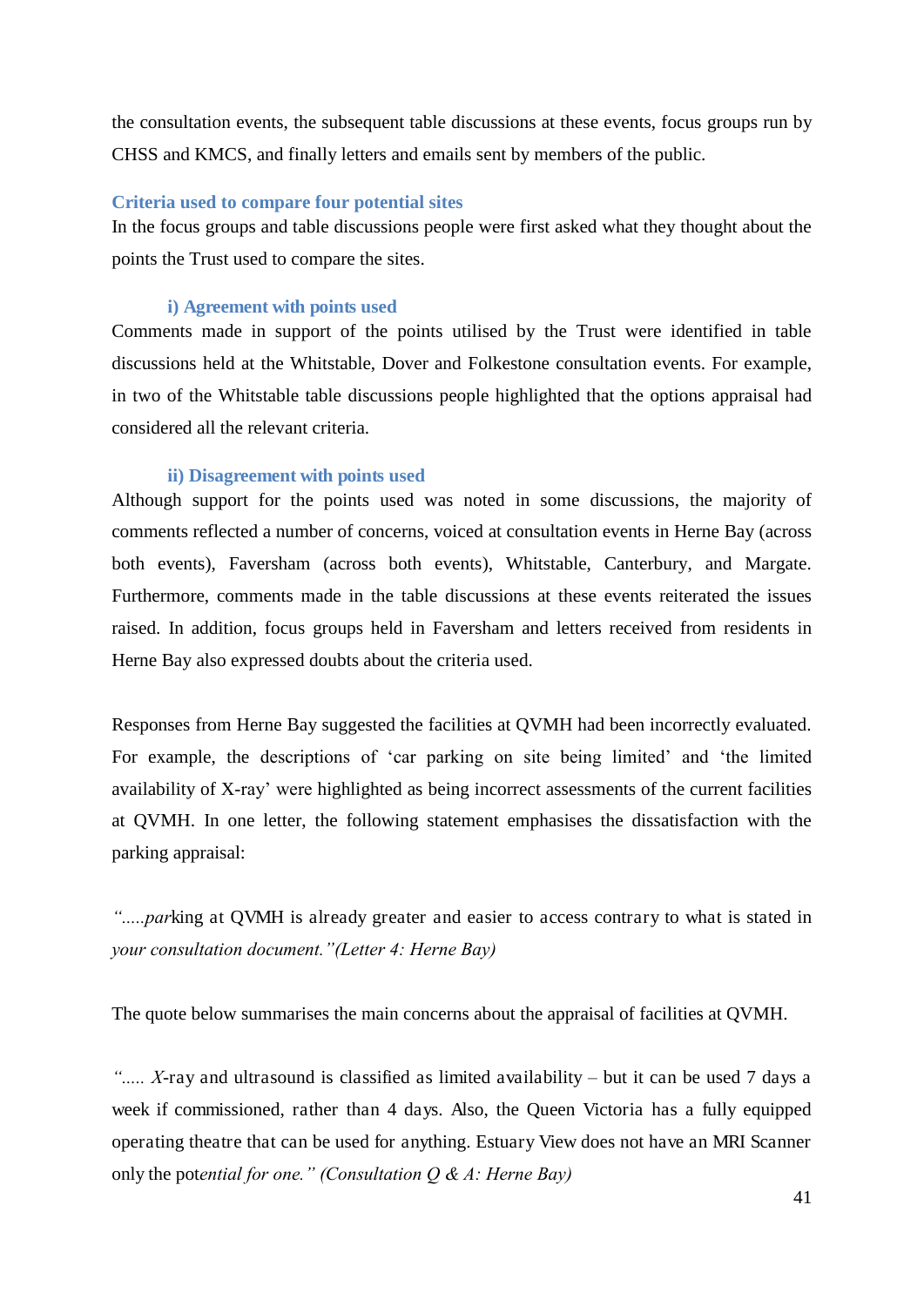the consultation events, the subsequent table discussions at these events, focus groups run by CHSS and KMCS, and finally letters and emails sent by members of the public.

## Criteria used to compare four potential sites

In the focus groups and table discussions people were first asked what they thought about the points the Trust used to compare the sites.

### i) Agreement with points used

Comments made in support of the points utilised by the Trust were identified in table discussions held at the Whitstable, Dover and Folkestone consultation events. For example, in two of the Whitstable table discussions people highlighted that the options appraisal had considered all the relevant criteria.

### ii) Disagreement with points used

Although support for the points used was noted in some discussions, the majority of comments reflected a number of concerns, voiced at consultation events in Herne Bay (across both events), Faversham (across both events), Whitstable, Canterbury, and Margate. Furthermore, comments made in the table discussions at these events reiterated the issues raised. In addition, focus groups held in Faversham and letters received from residents in Herne Bay also expressed doubts about the criteria used.

Responses from Herne Bay suggested the facilities at QVMH had been incorrectly evaluated. For example, the descriptions of 'car parking on site being limited' and 'the limited availability of X-ray' were highlighted as being incorrect assessments of the current facilities at QVMH. In one letter, the following statement emphasises the dissatisfaction with the parking appraisal:

*".....par*king at QVMH is already greater and easier to access contrary to what is stated in *your consultation document."(Letter 4: Herne Bay)*

The quote below summarises the main concerns about the appraisal of facilities at QVMH.

*"..... X*-ray and ultrasound is classified as limited availability – but it can be used 7 days a week if commissioned, rather than 4 days. Also, the Queen Victoria has a fully equipped operating theatre that can be used for anything. Estuary View does not have an MRI Scanner only the pot*ential for one." (Consultation Q & A: Herne Bay)*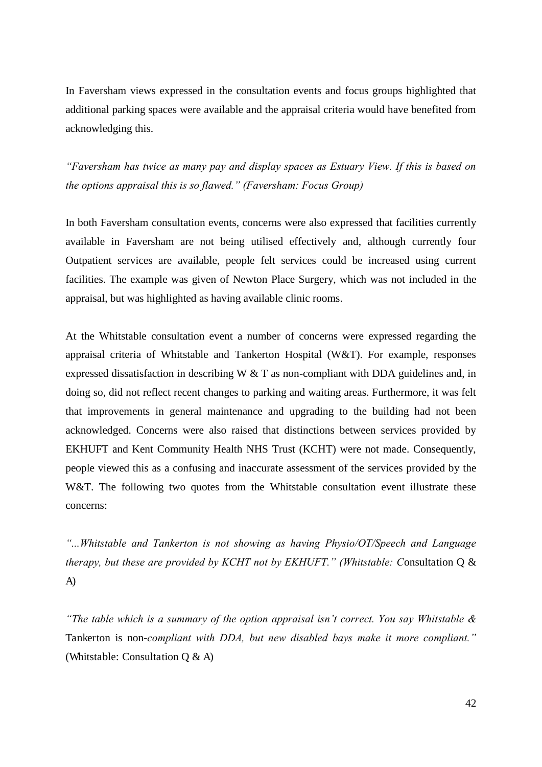In Faversham views expressed in the consultation events and focus groups highlighted that additional parking spaces were available and the appraisal criteria would have benefited from acknowledging this.

*"Faversham has twice as many pay and display spaces as Estuary View. If this is based on the options appraisal this is so flawed." (Faversham: Focus Group)*

In both Faversham consultation events, concerns were also expressed that facilities currently available in Faversham are not being utilised effectively and, although currently four Outpatient services are available, people felt services could be increased using current facilities. The example was given of Newton Place Surgery, which was not included in the appraisal, but was highlighted as having available clinic rooms.

At the Whitstable consultation event a number of concerns were expressed regarding the appraisal criteria of Whitstable and Tankerton Hospital (W&T). For example, responses expressed dissatisfaction in describing W & T as non-compliant with DDA guidelines and, in doing so, did not reflect recent changes to parking and waiting areas. Furthermore, it was felt that improvements in general maintenance and upgrading to the building had not been acknowledged. Concerns were also raised that distinctions between services provided by EKHUFT and Kent Community Health NHS Trust (KCHT) were not made. Consequently, people viewed this as a confusing and inaccurate assessment of the services provided by the W&T. The following two quotes from the Whitstable consultation event illustrate these concerns:

*"...Whitstable and Tankerton is not showing as having Physio/OT/Speech and Language therapy, but these are provided by KCHT not by EKHUFT." (Whitstable: C*onsultation Q & A)

*"The table which is a summary of the option appraisal isn't correct. You say Whitstable &* Tankerton is non-*compliant with DDA, but new disabled bays make it more compliant."* (Whitstable: Consultation Q & A)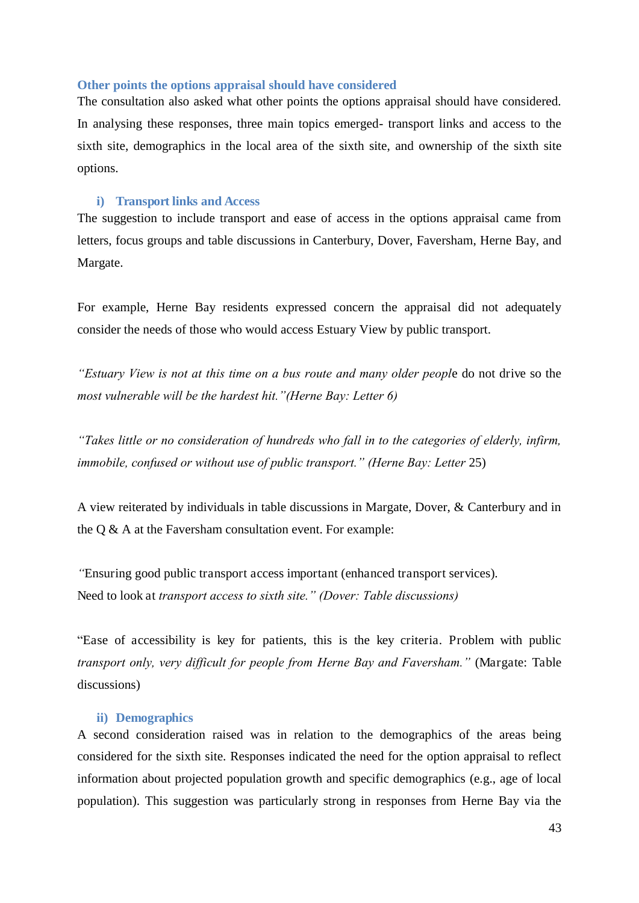### Other points the options appraisal should have considered

The consultation also asked what other points the options appraisal should have considered. In analysing these responses, three main topics emerged- transport links and access to the sixth site, demographics in the local area of the sixth site, and ownership of the sixth site options.

#### i) Transport links and Access

The suggestion to include transport and ease of access in the options appraisal came from letters, focus groups and table discussions in Canterbury, Dover, Faversham, Herne Bay, and Margate.

For example, Herne Bay residents expressed concern the appraisal did not adequately consider the needs of those who would access Estuary View by public transport.

*"Estuary View is not at this time on a bus route and many older peopl*e do not drive so the *most vulnerable will be the hardest hit."(Herne Bay: Letter 6)*

*"Takes little or no consideration of hundreds who fall in to the categories of elderly, infirm, immobile, confused or without use of public transport." (Herne Bay: Letter* 25)

A view reiterated by individuals in table discussions in Margate, Dover, & Canterbury and in the Q & A at the Faversham consultation event. For example:

*"*Ensuring good public transport access important (enhanced transport services).
Need to look at *transport access to sixth site." (Dover: Table discussions)*

"Ease of accessibility is key for patients, this is the key criteria. Problem with public *transport only, very difficult for people from Herne Bay and Faversham."* (Margate: Table discussions)

#### ii) Demographics

A second consideration raised was in relation to the demographics of the areas being considered for the sixth site. Responses indicated the need for the option appraisal to reflect information about projected population growth and specific demographics (e.g., age of local population). This suggestion was particularly strong in responses from Herne Bay via the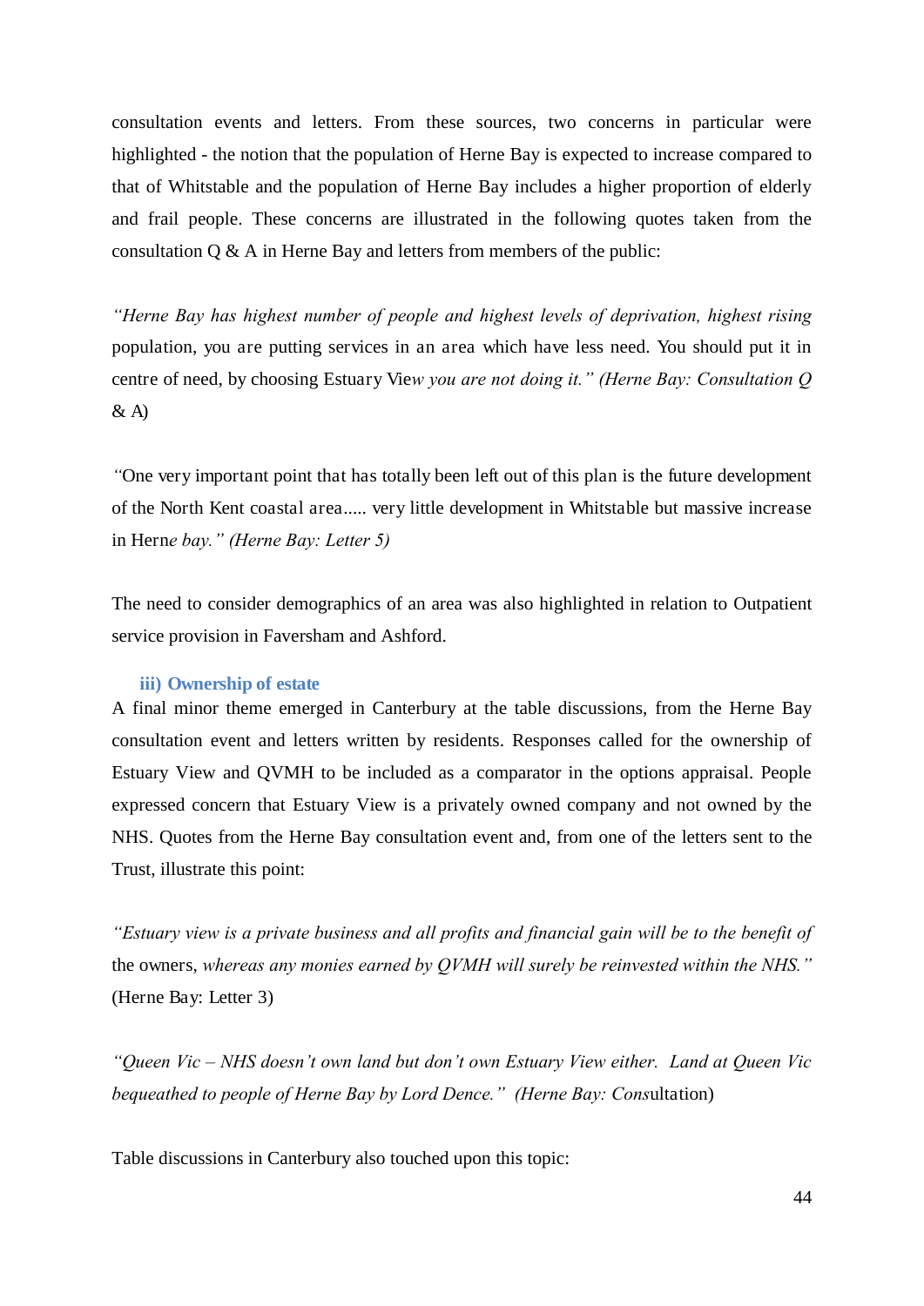consultation events and letters. From these sources, two concerns in particular were highlighted - the notion that the population of Herne Bay is expected to increase compared to that of Whitstable and the population of Herne Bay includes a higher proportion of elderly and frail people. These concerns are illustrated in the following quotes taken from the consultation Q & A in Herne Bay and letters from members of the public:

*"Herne Bay has highest number of people and highest levels of deprivation, highest rising* population, you are putting services in an area which have less need. You should put it in centre of need, by choosing Estuary Vie*w you are not doing it." (Herne Bay: Consultation Q* & A)

*"*One very important point that has totally been left out of this plan is the future development of the North Kent coastal area..... very little development in Whitstable but massive increase in Hern*e bay." (Herne Bay: Letter 5)*

The need to consider demographics of an area was also highlighted in relation to Outpatient service provision in Faversham and Ashford.

### iii) Ownership of estate

A final minor theme emerged in Canterbury at the table discussions, from the Herne Bay consultation event and letters written by residents. Responses called for the ownership of Estuary View and QVMH to be included as a comparator in the options appraisal. People expressed concern that Estuary View is a privately owned company and not owned by the NHS. Quotes from the Herne Bay consultation event and, from one of the letters sent to the Trust, illustrate this point:

*"Estuary view is a private business and all profits and financial gain will be to the benefit of* the owners, *whereas any monies earned by QVMH will surely be reinvested within the NHS."* (Herne Bay: Letter 3)

*"Queen Vic – NHS doesn't own land but don't own Estuary View either. Land at Queen Vic bequeathed to people of Herne Bay by Lord Dence." (Herne Bay: Cons*ultation)

Table discussions in Canterbury also touched upon this topic: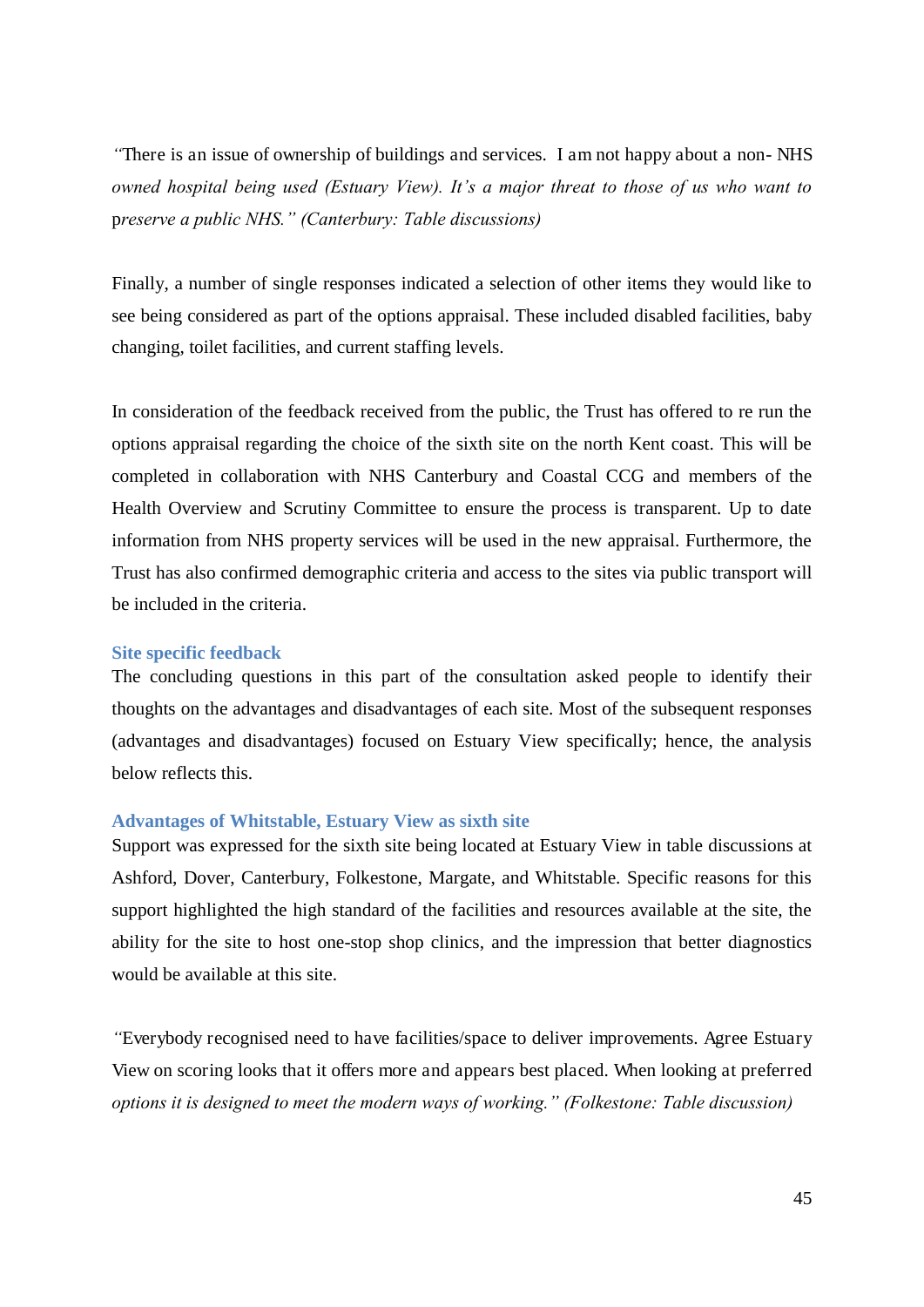*"There is an issue of ownership of buildings and services. I am not happy about a non- NHS owned hospital being used (Estuary View). It's a major threat to those of us who want to preserve a public NHS." (Canterbury: Table discussions)*

Finally, a number of single responses indicated a selection of other items they would like to see being considered as part of the options appraisal. These included disabled facilities, baby changing, toilet facilities, and current staffing levels.

In consideration of the feedback received from the public, the Trust has offered to re run the options appraisal regarding the choice of the sixth site on the north Kent coast. This will be completed in collaboration with NHS Canterbury and Coastal CCG and members of the Health Overview and Scrutiny Committee to ensure the process is transparent. Up to date information from NHS property services will be used in the new appraisal. Furthermore, the Trust has also confirmed demographic criteria and access to the sites via public transport will be included in the criteria.

### Site specific feedback

The concluding questions in this part of the consultation asked people to identify their thoughts on the advantages and disadvantages of each site. Most of the subsequent responses (advantages and disadvantages) focused on Estuary View specifically; hence, the analysis below reflects this.

### Advantages of Whitstable, Estuary View as sixth site

Support was expressed for the sixth site being located at Estuary View in table discussions at Ashford, Dover, Canterbury, Folkestone, Margate, and Whitstable. Specific reasons for this support highlighted the high standard of the facilities and resources available at the site, the ability for the site to host one-stop shop clinics, and the impression that better diagnostics would be available at this site.

*"Everybody recognised need to have facilities/space to deliver improvements. Agree Estuary View on scoring looks that it offers more and appears best placed. When looking at preferred options it is designed to meet the modern ways of working." (Folkestone: Table discussion)*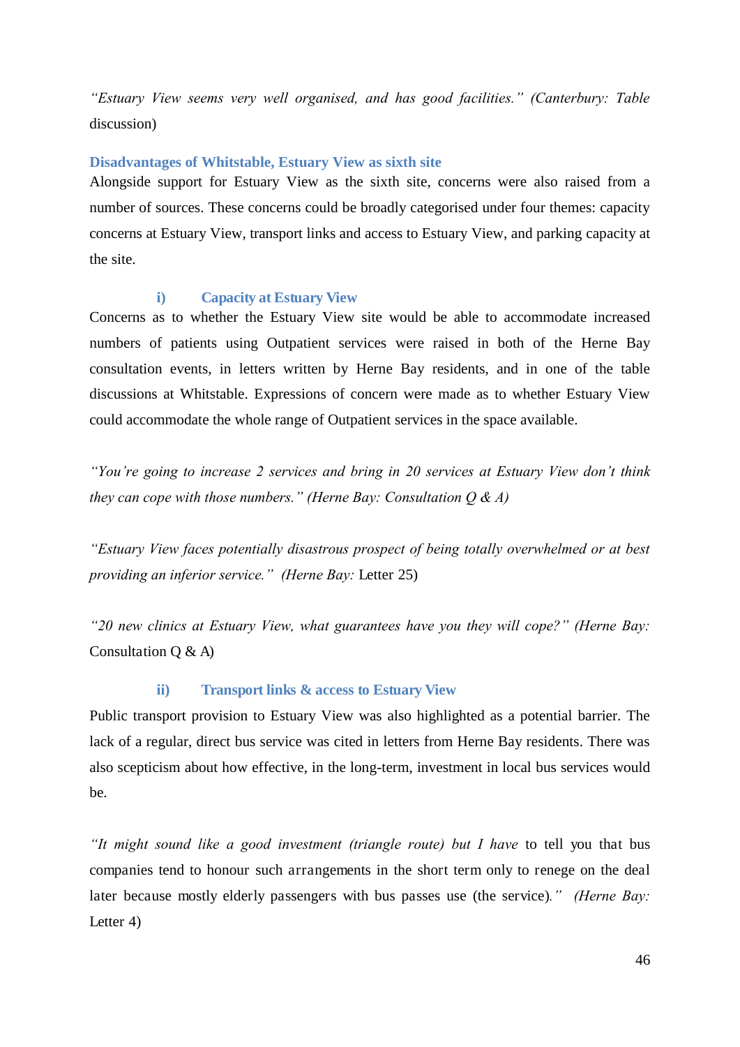*"Estuary View seems very well organised, and has good facilities." (Canterbury: Table* discussion)

### Disadvantages of Whitstable, Estuary View as sixth site

Alongside support for Estuary View as the sixth site, concerns were also raised from a number of sources. These concerns could be broadly categorised under four themes: capacity concerns at Estuary View, transport links and access to Estuary View, and parking capacity at the site.

#### i) Capacity at Estuary View

Concerns as to whether the Estuary View site would be able to accommodate increased numbers of patients using Outpatient services were raised in both of the Herne Bay consultation events, in letters written by Herne Bay residents, and in one of the table discussions at Whitstable. Expressions of concern were made as to whether Estuary View could accommodate the whole range of Outpatient services in the space available.

*"You're going to increase 2 services and bring in 20 services at Estuary View don't think they can cope with those numbers." (Herne Bay: Consultation Q & A)*

*"Estuary View faces potentially disastrous prospect of being totally overwhelmed or at best providing an inferior service." (Herne Bay:* Letter 25)

*"20 new clinics at Estuary View, what guarantees have you they will cope?" (Herne Bay:* Consultation Q & A)

#### ii) Transport links & access to Estuary View

Public transport provision to Estuary View was also highlighted as a potential barrier. The lack of a regular, direct bus service was cited in letters from Herne Bay residents. There was also scepticism about how effective, in the long-term, investment in local bus services would be.

*"It might sound like a good investment (triangle route) but I have* to tell you that bus companies tend to honour such arrangements in the short term only to renege on the deal later because mostly elderly passengers with bus passes use (the service)*." (Herne Bay:* Letter 4)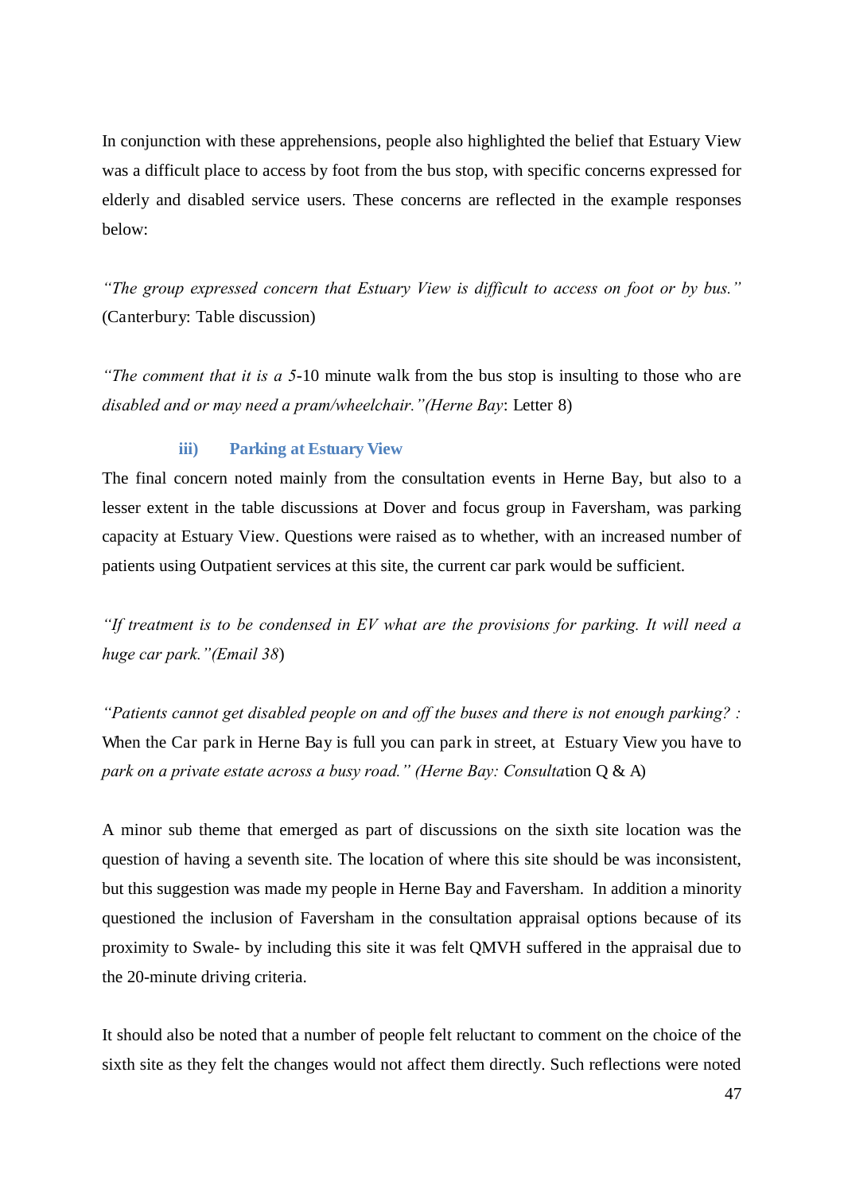In conjunction with these apprehensions, people also highlighted the belief that Estuary View was a difficult place to access by foot from the bus stop, with specific concerns expressed for elderly and disabled service users. These concerns are reflected in the example responses below:

*"The group expressed concern that Estuary View is difficult to access on foot or by bus."* (Canterbury: Table discussion)

*"The comment that it is a 5*-10 minute walk from the bus stop is insulting to those who are *disabled and or may need a pram/wheelchair."(Herne Bay*: Letter 8)

### iii) Parking at Estuary View

The final concern noted mainly from the consultation events in Herne Bay, but also to a lesser extent in the table discussions at Dover and focus group in Faversham, was parking capacity at Estuary View. Questions were raised as to whether, with an increased number of patients using Outpatient services at this site, the current car park would be sufficient.

*"If treatment is to be condensed in EV what are the provisions for parking. It will need a huge car park."(Email 38*)

*"Patients cannot get disabled people on and off the buses and there is not enough parking? :* When the Car park in Herne Bay is full you can park in street, at Estuary View you have to *park on a private estate across a busy road." (Herne Bay: Consulta*tion Q & A)

A minor sub theme that emerged as part of discussions on the sixth site location was the question of having a seventh site. The location of where this site should be was inconsistent, but this suggestion was made my people in Herne Bay and Faversham. In addition a minority questioned the inclusion of Faversham in the consultation appraisal options because of its proximity to Swale- by including this site it was felt QMVH suffered in the appraisal due to the 20-minute driving criteria.

It should also be noted that a number of people felt reluctant to comment on the choice of the sixth site as they felt the changes would not affect them directly. Such reflections were noted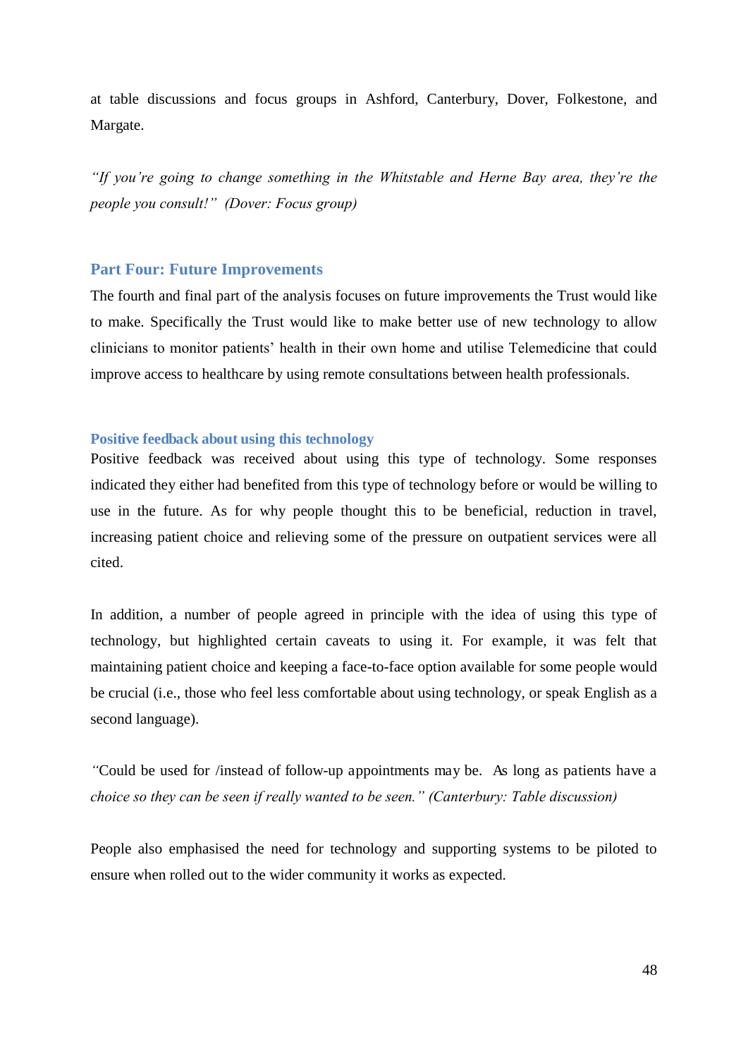at table discussions and focus groups in Ashford, Canterbury, Dover, Folkestone, and Margate.

*"If you're going to change something in the Whitstable and Herne Bay area, they're the people you consult!" (Dover: Focus group)*

## Part Four: Future Improvements

The fourth and final part of the analysis focuses on future improvements the Trust would like to make. Specifically the Trust would like to make better use of new technology to allow clinicians to monitor patients' health in their own home and utilise Telemedicine that could improve access to healthcare by using remote consultations between health professionals.

### Positive feedback about using this technology

Positive feedback was received about using this type of technology. Some responses indicated they either had benefited from this type of technology before or would be willing to use in the future. As for why people thought this to be beneficial, reduction in travel, increasing patient choice and relieving some of the pressure on outpatient services were all cited.

In addition, a number of people agreed in principle with the idea of using this type of technology, but highlighted certain caveats to using it. For example, it was felt that maintaining patient choice and keeping a face-to-face option available for some people would be crucial (i.e., those who feel less comfortable about using technology, or speak English as a second language).

*"Could be used for /instead of follow-up appointments may be. As long as patients have a choice so they can be seen if really wanted to be seen." (Canterbury: Table discussion)*

People also emphasised the need for technology and supporting systems to be piloted to ensure when rolled out to the wider community it works as expected.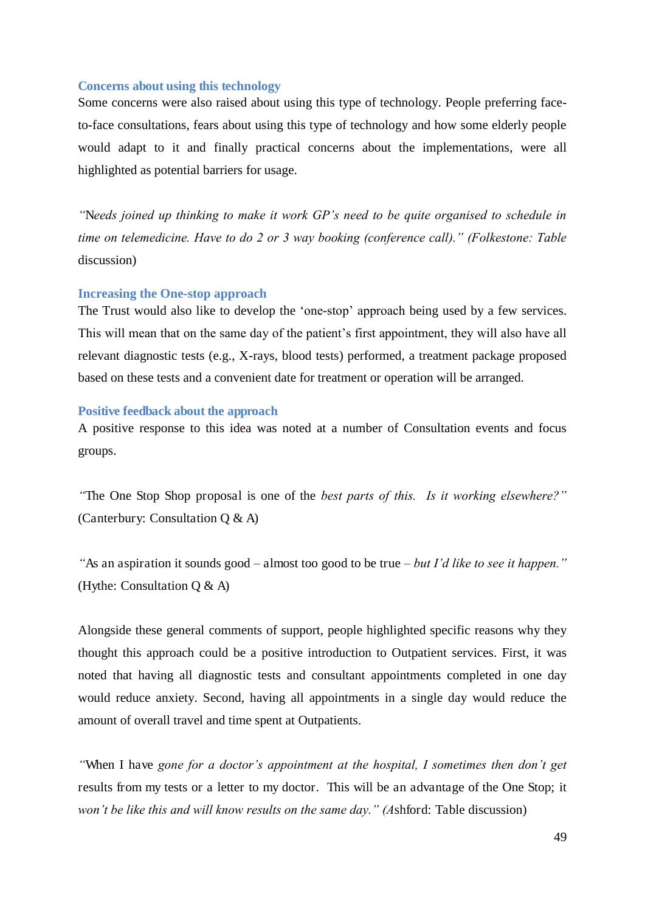### Concerns about using this technology

Some concerns were also raised about using this type of technology. People preferring face-to-face consultations, fears about using this type of technology and how some elderly people would adapt to it and finally practical concerns about the implementations, were all highlighted as potential barriers for usage.

*"Needs joined up thinking to make it work GP's need to be quite organised to schedule in time on telemedicine. Have to do 2 or 3 way booking (conference call)." (Folkestone: Table* discussion)

### Increasing the One-stop approach

The Trust would also like to develop the 'one-stop' approach being used by a few services. This will mean that on the same day of the patient's first appointment, they will also have all relevant diagnostic tests (e.g., X-rays, blood tests) performed, a treatment package proposed based on these tests and a convenient date for treatment or operation will be arranged.

### Positive feedback about the approach

A positive response to this idea was noted at a number of Consultation events and focus groups.

*"*The One Stop Shop proposal is one of the *best parts of this. Is it working elsewhere?"* (Canterbury: Consultation Q & A)

*"*As an aspiration it sounds good – almost too good to be true – *but I'd like to see it happen."* (Hythe: Consultation Q & A)

Alongside these general comments of support, people highlighted specific reasons why they thought this approach could be a positive introduction to Outpatient services. First, it was noted that having all diagnostic tests and consultant appointments completed in one day would reduce anxiety. Second, having all appointments in a single day would reduce the amount of overall travel and time spent at Outpatients.

*"*When I have *gone for a doctor's appointment at the hospital, I sometimes then don't get* results from my tests or a letter to my doctor. This will be an advantage of the One Stop; it *won't be like this and will know results on the same day." (A*shford: Table discussion)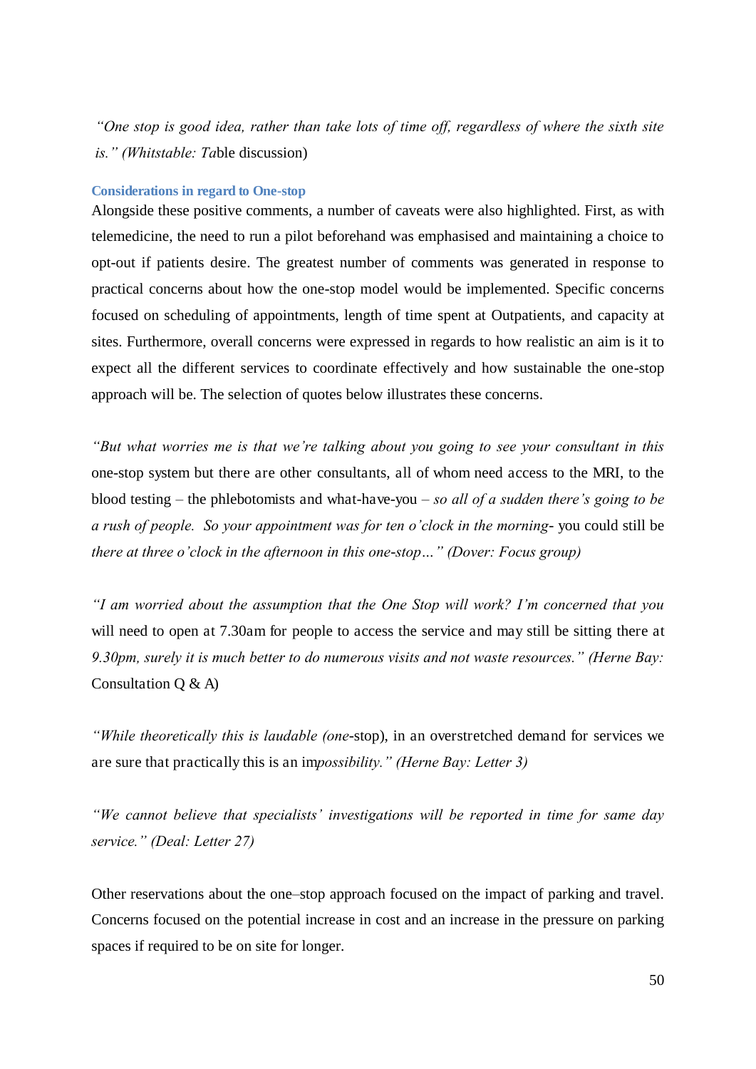*"One stop is good idea, rather than take lots of time off, regardless of where the sixth site is." (Whitstable: Table discussion)*

### Considerations in regard to One-stop

Alongside these positive comments, a number of caveats were also highlighted. First, as with telemedicine, the need to run a pilot beforehand was emphasised and maintaining a choice to opt-out if patients desire. The greatest number of comments was generated in response to practical concerns about how the one-stop model would be implemented. Specific concerns focused on scheduling of appointments, length of time spent at Outpatients, and capacity at sites. Furthermore, overall concerns were expressed in regards to how realistic an aim is it to expect all the different services to coordinate effectively and how sustainable the one-stop approach will be. The selection of quotes below illustrates these concerns.

*"But what worries me is that we're talking about you going to see your consultant in this one-stop system but there are other consultants, all of whom need access to the MRI, to the blood testing – the phlebotomists and what-have-you – so all of a sudden there's going to be a rush of people. So your appointment was for ten o'clock in the morning- you could still be there at three o'clock in the afternoon in this one-stop…" (Dover: Focus group)*

*"I am worried about the assumption that the One Stop will work? I'm concerned that you will need to open at 7.30am for people to access the service and may still be sitting there at 9.30pm, surely it is much better to do numerous visits and not waste resources." (Herne Bay: Consultation Q & A)*

*"While theoretically this is laudable (one-stop), in an overstretched demand for services we are sure that practically this is an impossibility." (Herne Bay: Letter 3)*

*"We cannot believe that specialists' investigations will be reported in time for same day service." (Deal: Letter 27)*

Other reservations about the one–stop approach focused on the impact of parking and travel. Concerns focused on the potential increase in cost and an increase in the pressure on parking spaces if required to be on site for longer.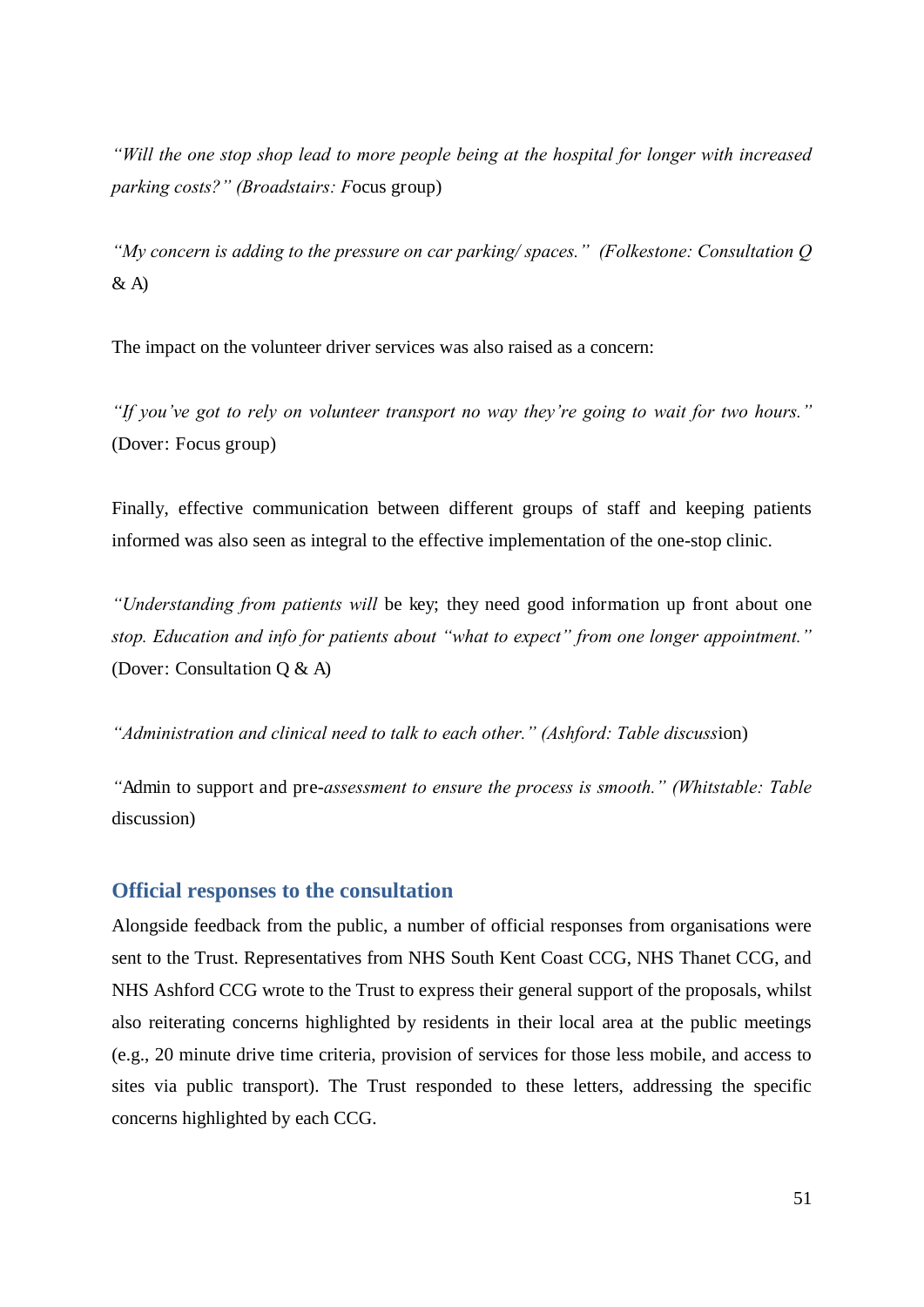*"Will the one stop shop lead to more people being at the hospital for longer with increased parking costs?" (Broadstairs: F*ocus group)

*"My concern is adding to the pressure on car parking/ spaces." (Folkestone: Consultation Q* & A)

The impact on the volunteer driver services was also raised as a concern:

*"If you've got to rely on volunteer transport no way they're going to wait for two hours."* (Dover: Focus group)

Finally, effective communication between different groups of staff and keeping patients informed was also seen as integral to the effective implementation of the one-stop clinic.

*"Understanding from patients will* be key; they need good information up front about one *stop. Education and info for patients about "what to expect" from one longer appointment."* (Dover: Consultation Q & A)

*"Administration and clinical need to talk to each other." (Ashford: Table discuss*ion)

*"*Admin to support and pre-*assessment to ensure the process is smooth." (Whitstable: Table* discussion)

## Official responses to the consultation

Alongside feedback from the public, a number of official responses from organisations were sent to the Trust. Representatives from NHS South Kent Coast CCG, NHS Thanet CCG, and NHS Ashford CCG wrote to the Trust to express their general support of the proposals, whilst also reiterating concerns highlighted by residents in their local area at the public meetings (e.g., 20 minute drive time criteria, provision of services for those less mobile, and access to sites via public transport). The Trust responded to these letters, addressing the specific concerns highlighted by each CCG.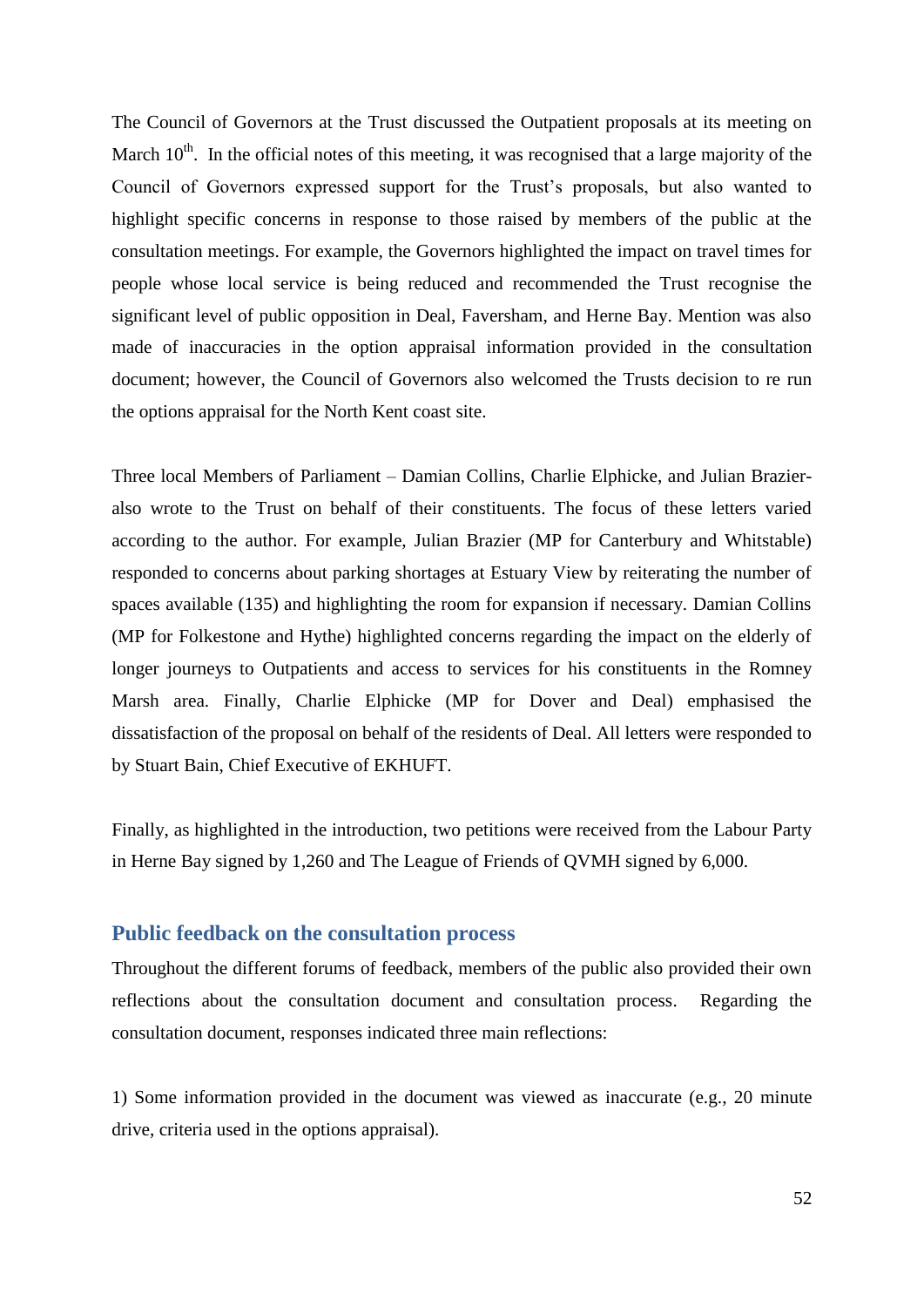The Council of Governors at the Trust discussed the Outpatient proposals at its meeting on March 10th. In the official notes of this meeting, it was recognised that a large majority of the Council of Governors expressed support for the Trust's proposals, but also wanted to highlight specific concerns in response to those raised by members of the public at the consultation meetings. For example, the Governors highlighted the impact on travel times for people whose local service is being reduced and recommended the Trust recognise the significant level of public opposition in Deal, Faversham, and Herne Bay. Mention was also made of inaccuracies in the option appraisal information provided in the consultation document; however, the Council of Governors also welcomed the Trusts decision to re run the options appraisal for the North Kent coast site.

Three local Members of Parliament – Damian Collins, Charlie Elphicke, and Julian Brazier- also wrote to the Trust on behalf of their constituents. The focus of these letters varied according to the author. For example, Julian Brazier (MP for Canterbury and Whitstable) responded to concerns about parking shortages at Estuary View by reiterating the number of spaces available (135) and highlighting the room for expansion if necessary. Damian Collins (MP for Folkestone and Hythe) highlighted concerns regarding the impact on the elderly of longer journeys to Outpatients and access to services for his constituents in the Romney Marsh area. Finally, Charlie Elphicke (MP for Dover and Deal) emphasised the dissatisfaction of the proposal on behalf of the residents of Deal. All letters were responded to by Stuart Bain, Chief Executive of EKHUFT.

Finally, as highlighted in the introduction, two petitions were received from the Labour Party in Herne Bay signed by 1,260 and The League of Friends of QVMH signed by 6,000.

## Public feedback on the consultation process

Throughout the different forums of feedback, members of the public also provided their own reflections about the consultation document and consultation process. Regarding the consultation document, responses indicated three main reflections:

1) Some information provided in the document was viewed as inaccurate (e.g., 20 minute drive, criteria used in the options appraisal).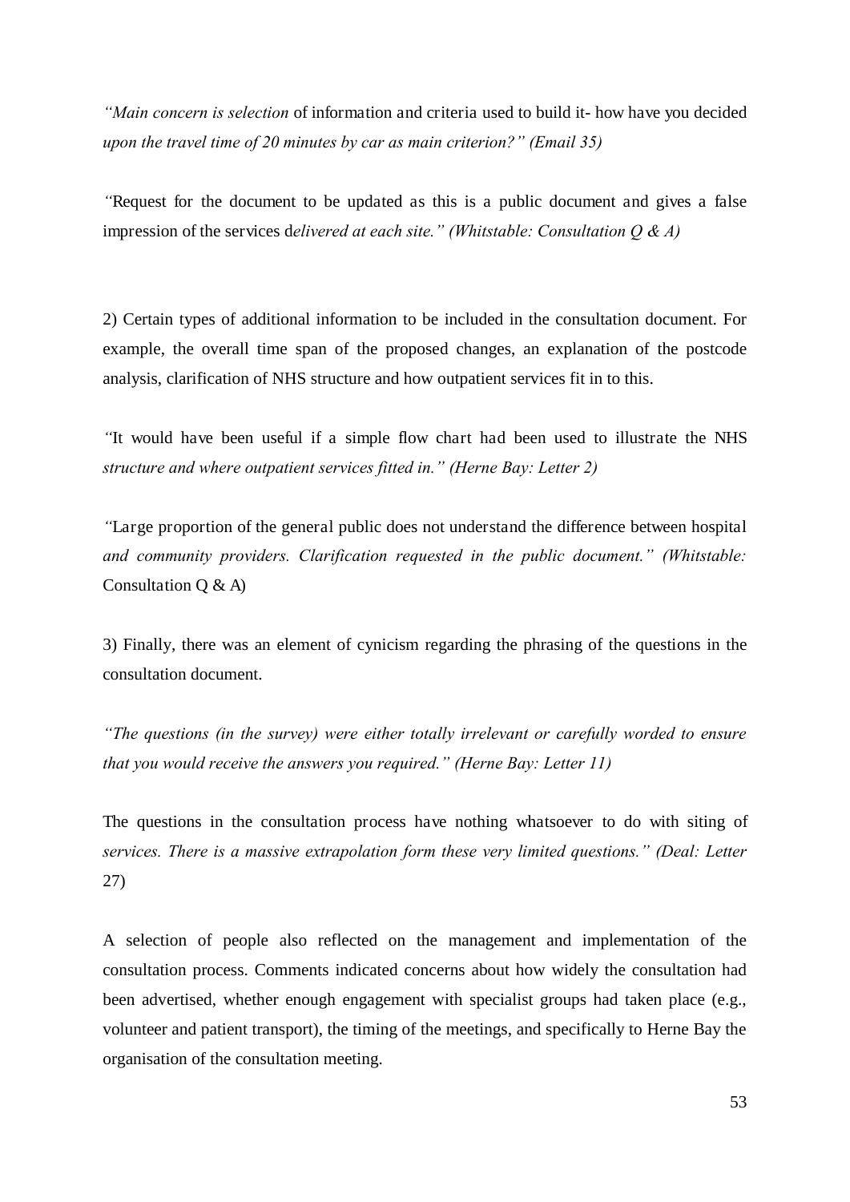*"Main concern is selection* of information and criteria used to build it- how have you decided *upon the travel time of 20 minutes by car as main criterion?" (Email 35)*

*"*Request for the document to be updated as this is a public document and gives a false impression of the services d*elivered at each site." (Whitstable: Consultation Q & A)*

2) Certain types of additional information to be included in the consultation document. For example, the overall time span of the proposed changes, an explanation of the postcode analysis, clarification of NHS structure and how outpatient services fit in to this.

*"*It would have been useful if a simple flow chart had been used to illustrate the NHS *structure and where outpatient services fitted in." (Herne Bay: Letter 2)*

*"*Large proportion of the general public does not understand the difference between hospital *and community providers. Clarification requested in the public document." (Whitstable:* Consultation Q & A)

3) Finally, there was an element of cynicism regarding the phrasing of the questions in the consultation document.

*"The questions (in the survey) were either totally irrelevant or carefully worded to ensure that you would receive the answers you required." (Herne Bay: Letter 11)*

The questions in the consultation process have nothing whatsoever to do with siting of *services. There is a massive extrapolation form these very limited questions." (Deal: Letter* 27)

A selection of people also reflected on the management and implementation of the consultation process. Comments indicated concerns about how widely the consultation had been advertised, whether enough engagement with specialist groups had taken place (e.g., volunteer and patient transport), the timing of the meetings, and specifically to Herne Bay the organisation of the consultation meeting.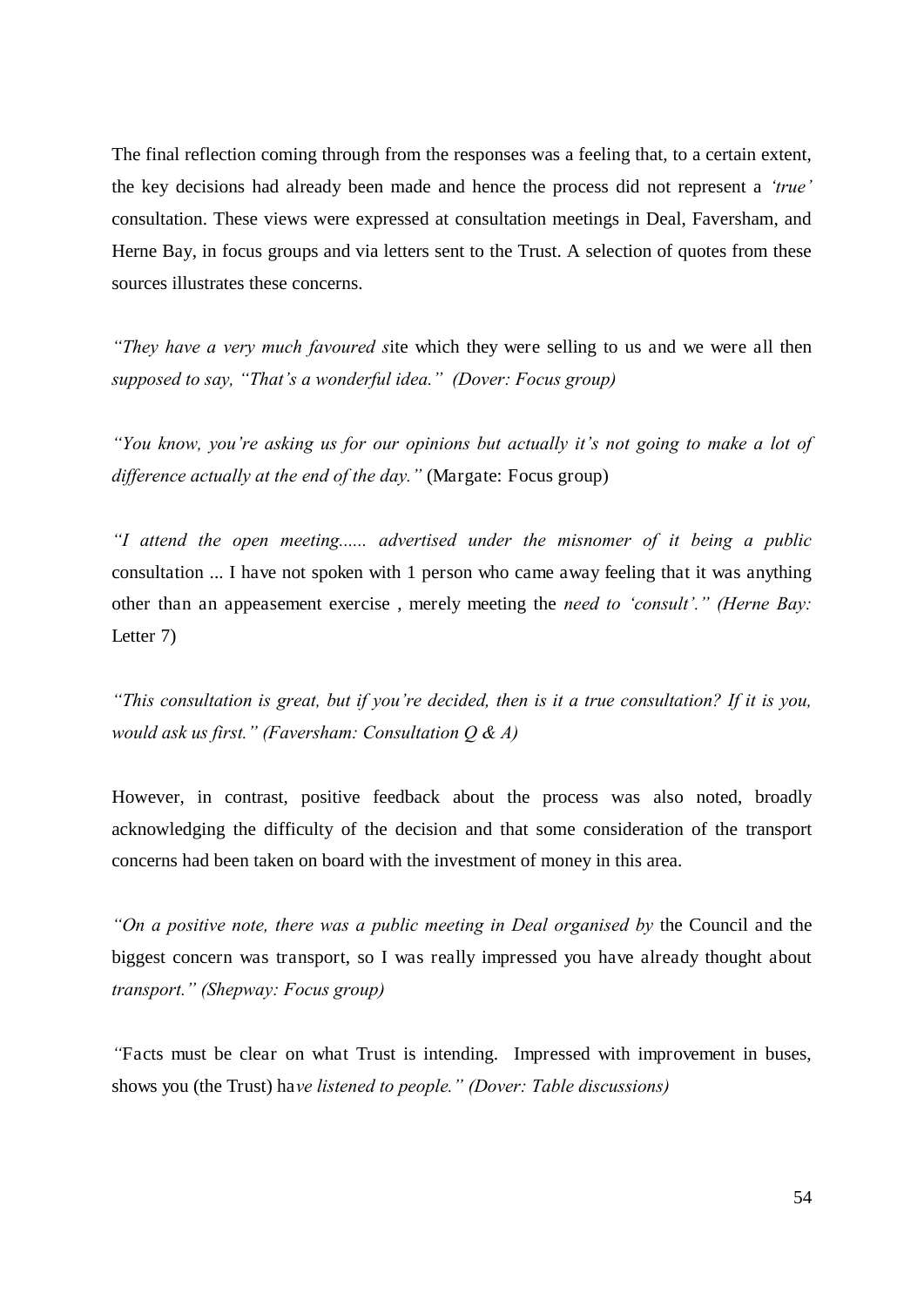The final reflection coming through from the responses was a feeling that, to a certain extent, the key decisions had already been made and hence the process did not represent a *'true'* consultation. These views were expressed at consultation meetings in Deal, Faversham, and Herne Bay, in focus groups and via letters sent to the Trust. A selection of quotes from these sources illustrates these concerns.

*"They have a very much favoured s*ite which they were selling to us and we were all then *supposed to say, "That's a wonderful idea." (Dover: Focus group)*

*"You know, you're asking us for our opinions but actually it's not going to make a lot of difference actually at the end of the day."* (Margate: Focus group)

*"I attend the open meeting...... advertised under the misnomer of it being a public* consultation ... I have not spoken with 1 person who came away feeling that it was anything other than an appeasement exercise , merely meeting the *need to 'consult'." (Herne Bay:* Letter 7)

*"This consultation is great, but if you're decided, then is it a true consultation? If it is you, would ask us first." (Faversham: Consultation Q & A)*

However, in contrast, positive feedback about the process was also noted, broadly acknowledging the difficulty of the decision and that some consideration of the transport concerns had been taken on board with the investment of money in this area.

*"On a positive note, there was a public meeting in Deal organised by* the Council and the biggest concern was transport, so I was really impressed you have already thought about *transport." (Shepway: Focus group)*

*"*Facts must be clear on what Trust is intending. Impressed with improvement in buses, shows you (the Trust) ha*ve listened to people." (Dover: Table discussions)*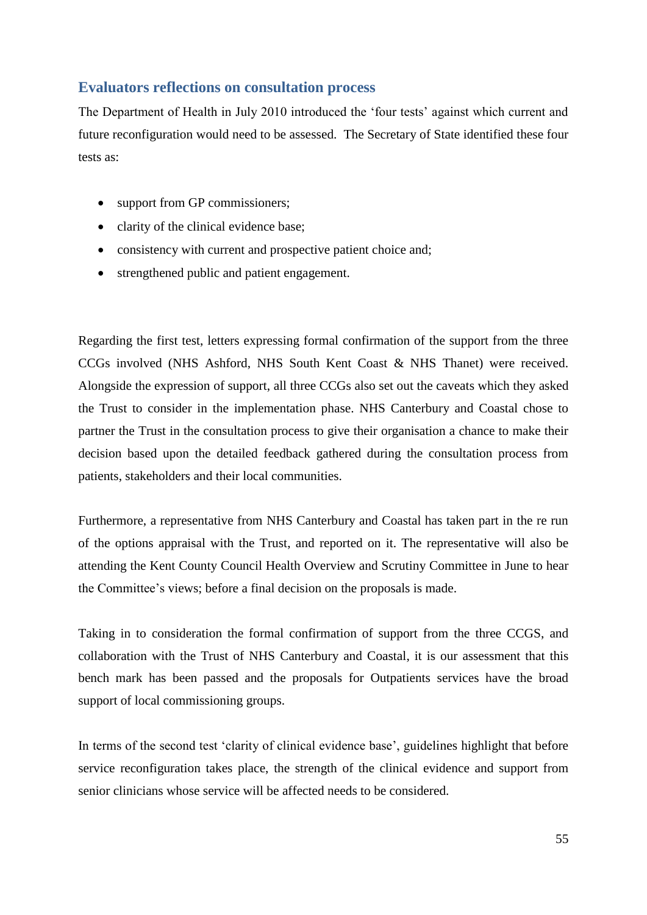## Evaluators reflections on consultation process

The Department of Health in July 2010 introduced the 'four tests' against which current and future reconfiguration would need to be assessed. The Secretary of State identified these four tests as:

- support from GP commissioners;
- clarity of the clinical evidence base;
- consistency with current and prospective patient choice and;
- strengthened public and patient engagement.

Regarding the first test, letters expressing formal confirmation of the support from the three CCGs involved (NHS Ashford, NHS South Kent Coast & NHS Thanet) were received. Alongside the expression of support, all three CCGs also set out the caveats which they asked the Trust to consider in the implementation phase. NHS Canterbury and Coastal chose to partner the Trust in the consultation process to give their organisation a chance to make their decision based upon the detailed feedback gathered during the consultation process from patients, stakeholders and their local communities.

Furthermore, a representative from NHS Canterbury and Coastal has taken part in the re run of the options appraisal with the Trust, and reported on it. The representative will also be attending the Kent County Council Health Overview and Scrutiny Committee in June to hear the Committee's views; before a final decision on the proposals is made.

Taking in to consideration the formal confirmation of support from the three CCGS, and collaboration with the Trust of NHS Canterbury and Coastal, it is our assessment that this bench mark has been passed and the proposals for Outpatients services have the broad support of local commissioning groups.

In terms of the second test 'clarity of clinical evidence base', guidelines highlight that before service reconfiguration takes place, the strength of the clinical evidence and support from senior clinicians whose service will be affected needs to be considered.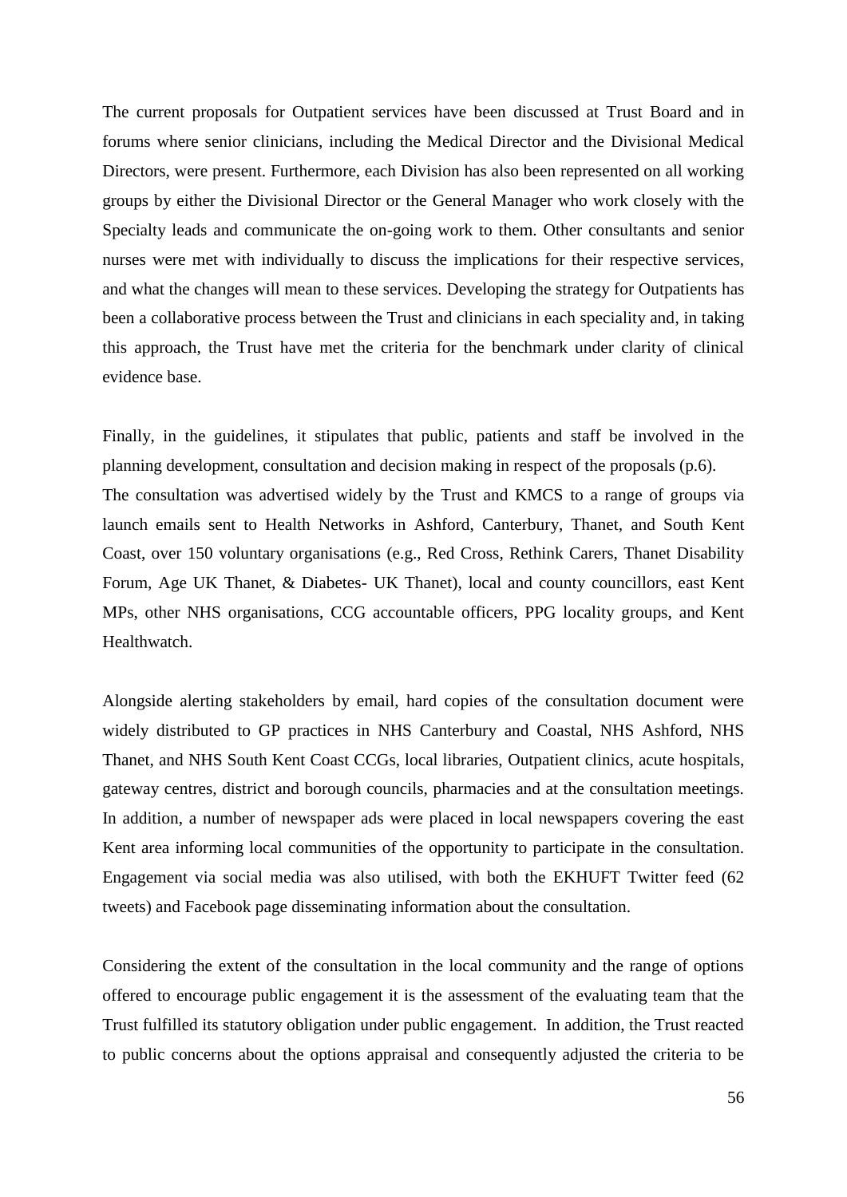The current proposals for Outpatient services have been discussed at Trust Board and in forums where senior clinicians, including the Medical Director and the Divisional Medical Directors, were present. Furthermore, each Division has also been represented on all working groups by either the Divisional Director or the General Manager who work closely with the Specialty leads and communicate the on-going work to them. Other consultants and senior nurses were met with individually to discuss the implications for their respective services, and what the changes will mean to these services. Developing the strategy for Outpatients has been a collaborative process between the Trust and clinicians in each speciality and, in taking this approach, the Trust have met the criteria for the benchmark under clarity of clinical evidence base.

Finally, in the guidelines, it stipulates that public, patients and staff be involved in the planning development, consultation and decision making in respect of the proposals (p.6).
The consultation was advertised widely by the Trust and KMCS to a range of groups via launch emails sent to Health Networks in Ashford, Canterbury, Thanet, and South Kent Coast, over 150 voluntary organisations (e.g., Red Cross, Rethink Carers, Thanet Disability Forum, Age UK Thanet, & Diabetes- UK Thanet), local and county councillors, east Kent MPs, other NHS organisations, CCG accountable officers, PPG locality groups, and Kent Healthwatch.

Alongside alerting stakeholders by email, hard copies of the consultation document were widely distributed to GP practices in NHS Canterbury and Coastal, NHS Ashford, NHS Thanet, and NHS South Kent Coast CCGs, local libraries, Outpatient clinics, acute hospitals, gateway centres, district and borough councils, pharmacies and at the consultation meetings. In addition, a number of newspaper ads were placed in local newspapers covering the east Kent area informing local communities of the opportunity to participate in the consultation. Engagement via social media was also utilised, with both the EKHUFT Twitter feed (62 tweets) and Facebook page disseminating information about the consultation.

Considering the extent of the consultation in the local community and the range of options offered to encourage public engagement it is the assessment of the evaluating team that the Trust fulfilled its statutory obligation under public engagement. In addition, the Trust reacted to public concerns about the options appraisal and consequently adjusted the criteria to be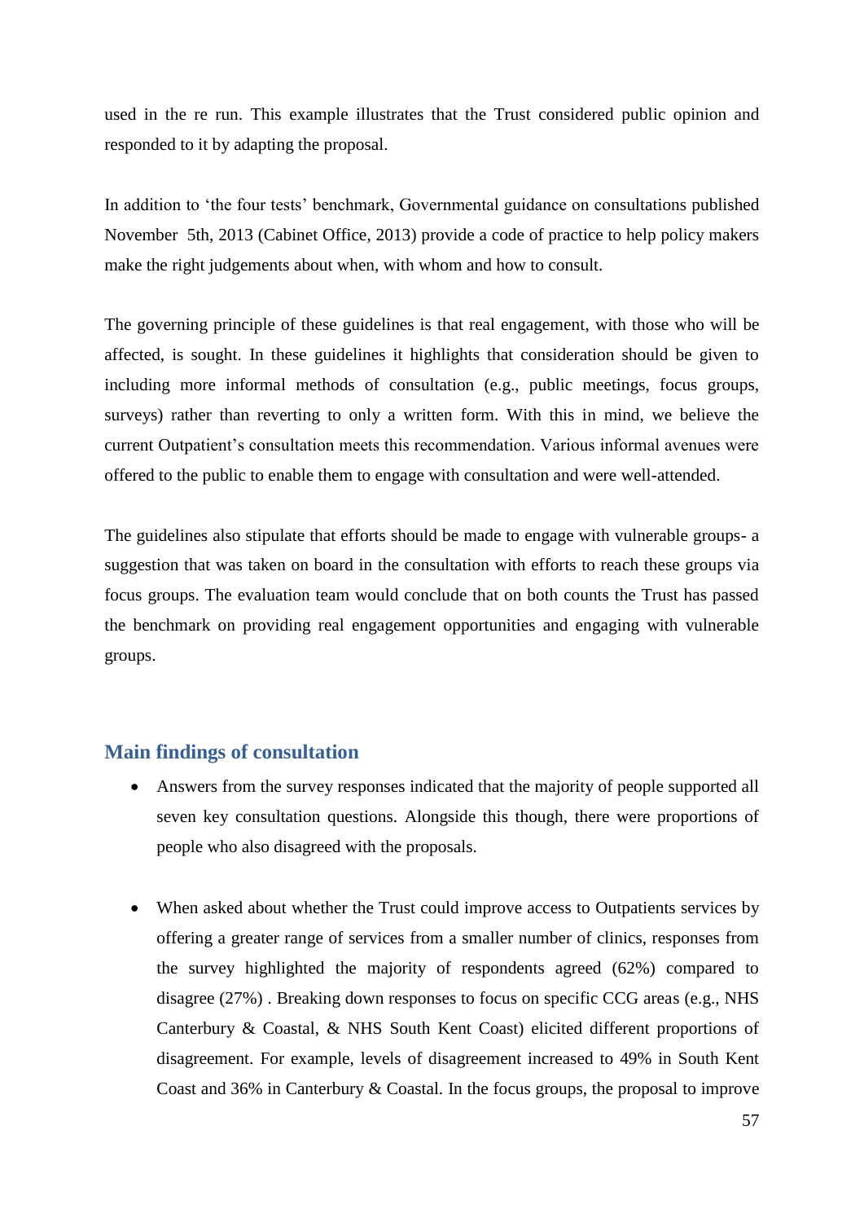used in the re run. This example illustrates that the Trust considered public opinion and responded to it by adapting the proposal.

In addition to 'the four tests' benchmark, Governmental guidance on consultations published November 5th, 2013 (Cabinet Office, 2013) provide a code of practice to help policy makers make the right judgements about when, with whom and how to consult.

The governing principle of these guidelines is that real engagement, with those who will be affected, is sought. In these guidelines it highlights that consideration should be given to including more informal methods of consultation (e.g., public meetings, focus groups, surveys) rather than reverting to only a written form. With this in mind, we believe the current Outpatient's consultation meets this recommendation. Various informal avenues were offered to the public to enable them to engage with consultation and were well-attended.

The guidelines also stipulate that efforts should be made to engage with vulnerable groups- a suggestion that was taken on board in the consultation with efforts to reach these groups via focus groups. The evaluation team would conclude that on both counts the Trust has passed the benchmark on providing real engagement opportunities and engaging with vulnerable groups.

## Main findings of consultation

- Answers from the survey responses indicated that the majority of people supported all seven key consultation questions. Alongside this though, there were proportions of people who also disagreed with the proposals.

- When asked about whether the Trust could improve access to Outpatients services by offering a greater range of services from a smaller number of clinics, responses from the survey highlighted the majority of respondents agreed (62%) compared to disagree (27%) . Breaking down responses to focus on specific CCG areas (e.g., NHS Canterbury & Coastal, & NHS South Kent Coast) elicited different proportions of disagreement. For example, levels of disagreement increased to 49% in South Kent Coast and 36% in Canterbury & Coastal. In the focus groups, the proposal to improve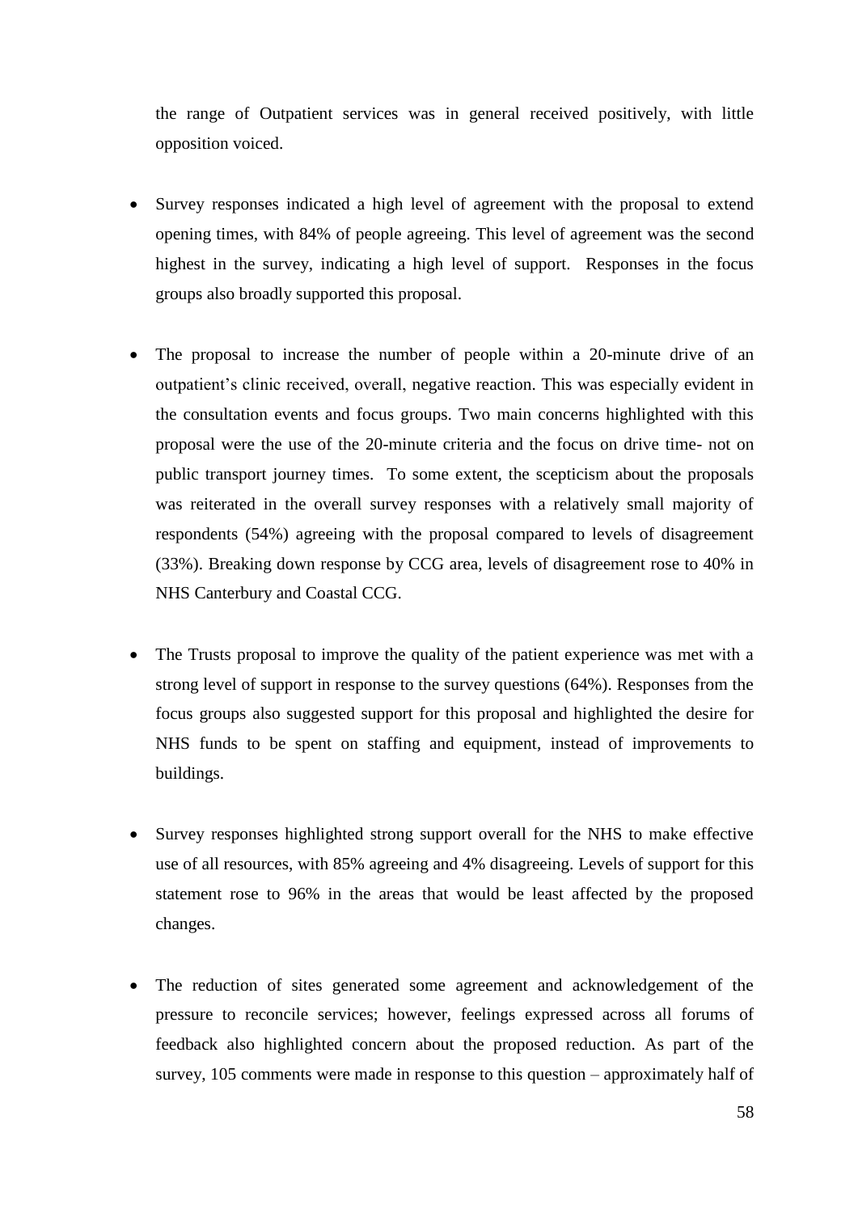the range of Outpatient services was in general received positively, with little opposition voiced.

- Survey responses indicated a high level of agreement with the proposal to extend opening times, with 84% of people agreeing. This level of agreement was the second highest in the survey, indicating a high level of support. Responses in the focus groups also broadly supported this proposal.

- The proposal to increase the number of people within a 20-minute drive of an outpatient's clinic received, overall, negative reaction. This was especially evident in the consultation events and focus groups. Two main concerns highlighted with this proposal were the use of the 20-minute criteria and the focus on drive time- not on public transport journey times. To some extent, the scepticism about the proposals was reiterated in the overall survey responses with a relatively small majority of respondents (54%) agreeing with the proposal compared to levels of disagreement (33%). Breaking down response by CCG area, levels of disagreement rose to 40% in NHS Canterbury and Coastal CCG.

- The Trusts proposal to improve the quality of the patient experience was met with a strong level of support in response to the survey questions (64%). Responses from the focus groups also suggested support for this proposal and highlighted the desire for NHS funds to be spent on staffing and equipment, instead of improvements to buildings.

- Survey responses highlighted strong support overall for the NHS to make effective use of all resources, with 85% agreeing and 4% disagreeing. Levels of support for this statement rose to 96% in the areas that would be least affected by the proposed changes.

- The reduction of sites generated some agreement and acknowledgement of the pressure to reconcile services; however, feelings expressed across all forums of feedback also highlighted concern about the proposed reduction. As part of the survey, 105 comments were made in response to this question – approximately half of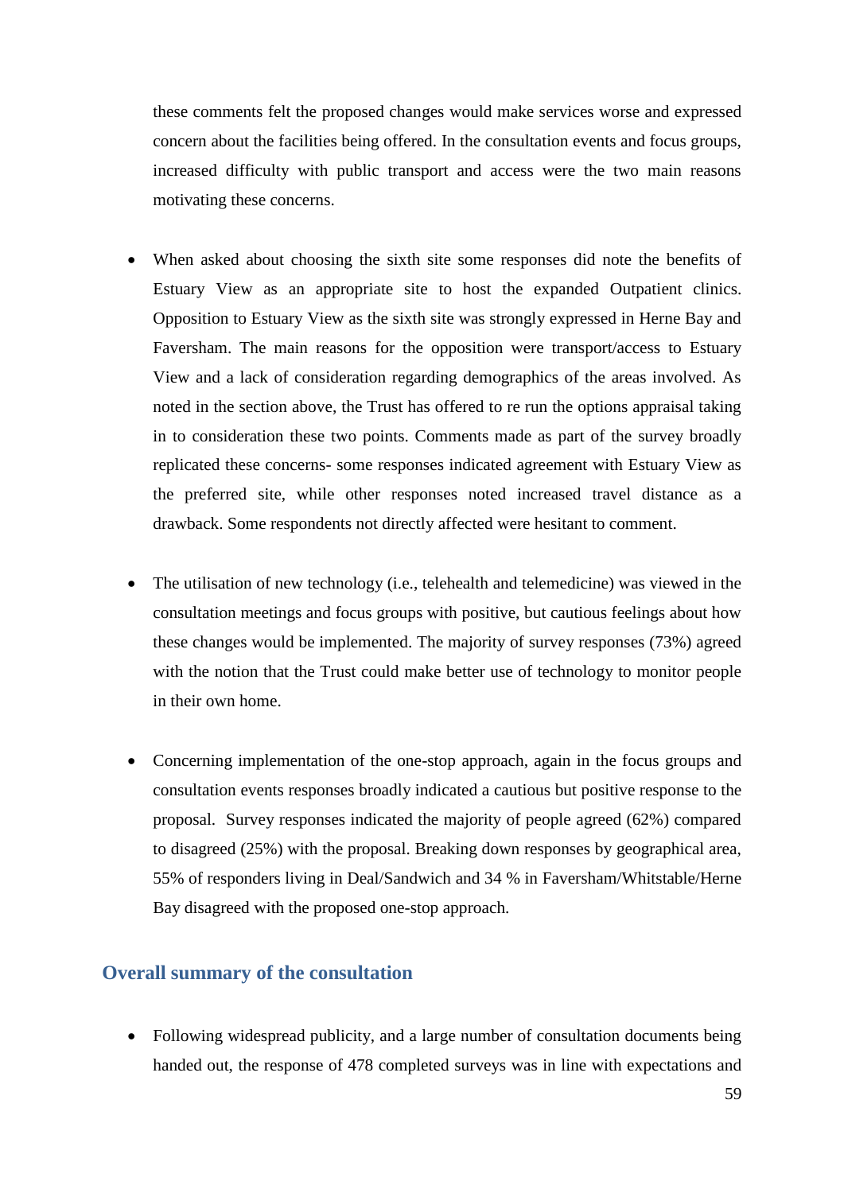these comments felt the proposed changes would make services worse and expressed concern about the facilities being offered. In the consultation events and focus groups, increased difficulty with public transport and access were the two main reasons motivating these concerns.

- When asked about choosing the sixth site some responses did note the benefits of Estuary View as an appropriate site to host the expanded Outpatient clinics. Opposition to Estuary View as the sixth site was strongly expressed in Herne Bay and Faversham. The main reasons for the opposition were transport/access to Estuary View and a lack of consideration regarding demographics of the areas involved. As noted in the section above, the Trust has offered to re run the options appraisal taking in to consideration these two points. Comments made as part of the survey broadly replicated these concerns- some responses indicated agreement with Estuary View as the preferred site, while other responses noted increased travel distance as a drawback. Some respondents not directly affected were hesitant to comment.

- The utilisation of new technology (i.e., telehealth and telemedicine) was viewed in the consultation meetings and focus groups with positive, but cautious feelings about how these changes would be implemented. The majority of survey responses (73%) agreed with the notion that the Trust could make better use of technology to monitor people in their own home.

- Concerning implementation of the one-stop approach, again in the focus groups and consultation events responses broadly indicated a cautious but positive response to the proposal. Survey responses indicated the majority of people agreed (62%) compared to disagreed (25%) with the proposal. Breaking down responses by geographical area, 55% of responders living in Deal/Sandwich and 34 % in Faversham/Whitstable/Herne Bay disagreed with the proposed one-stop approach.

## Overall summary of the consultation

- Following widespread publicity, and a large number of consultation documents being handed out, the response of 478 completed surveys was in line with expectations and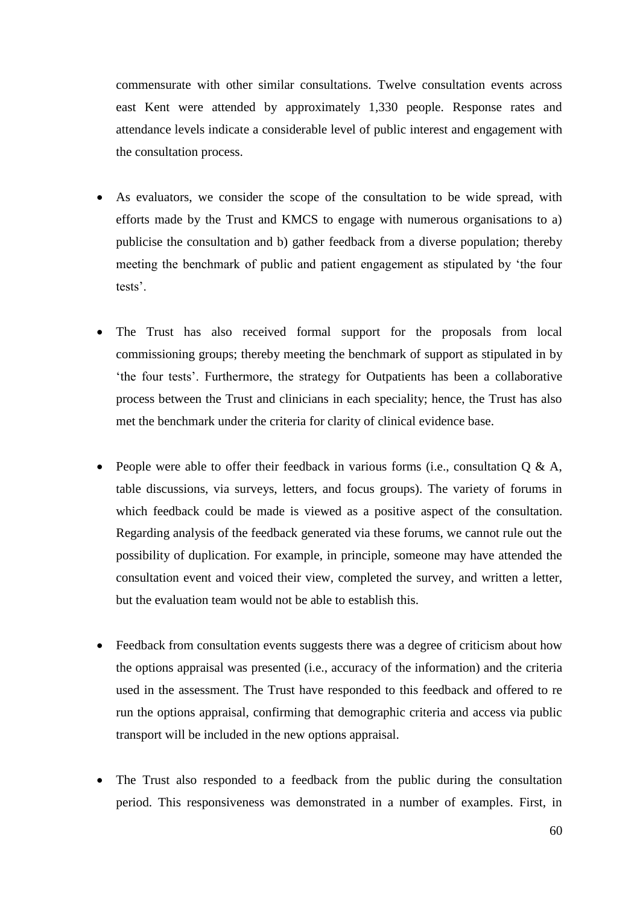commensurate with other similar consultations. Twelve consultation events across east Kent were attended by approximately 1,330 people. Response rates and attendance levels indicate a considerable level of public interest and engagement with the consultation process.

- As evaluators, we consider the scope of the consultation to be wide spread, with efforts made by the Trust and KMCS to engage with numerous organisations to a) publicise the consultation and b) gather feedback from a diverse population; thereby meeting the benchmark of public and patient engagement as stipulated by 'the four tests'.

- The Trust has also received formal support for the proposals from local commissioning groups; thereby meeting the benchmark of support as stipulated in by 'the four tests'. Furthermore, the strategy for Outpatients has been a collaborative process between the Trust and clinicians in each speciality; hence, the Trust has also met the benchmark under the criteria for clarity of clinical evidence base.

- People were able to offer their feedback in various forms (i.e., consultation Q & A, table discussions, via surveys, letters, and focus groups). The variety of forums in which feedback could be made is viewed as a positive aspect of the consultation. Regarding analysis of the feedback generated via these forums, we cannot rule out the possibility of duplication. For example, in principle, someone may have attended the consultation event and voiced their view, completed the survey, and written a letter, but the evaluation team would not be able to establish this.

- Feedback from consultation events suggests there was a degree of criticism about how the options appraisal was presented (i.e., accuracy of the information) and the criteria used in the assessment. The Trust have responded to this feedback and offered to re run the options appraisal, confirming that demographic criteria and access via public transport will be included in the new options appraisal.

- The Trust also responded to a feedback from the public during the consultation period. This responsiveness was demonstrated in a number of examples. First, in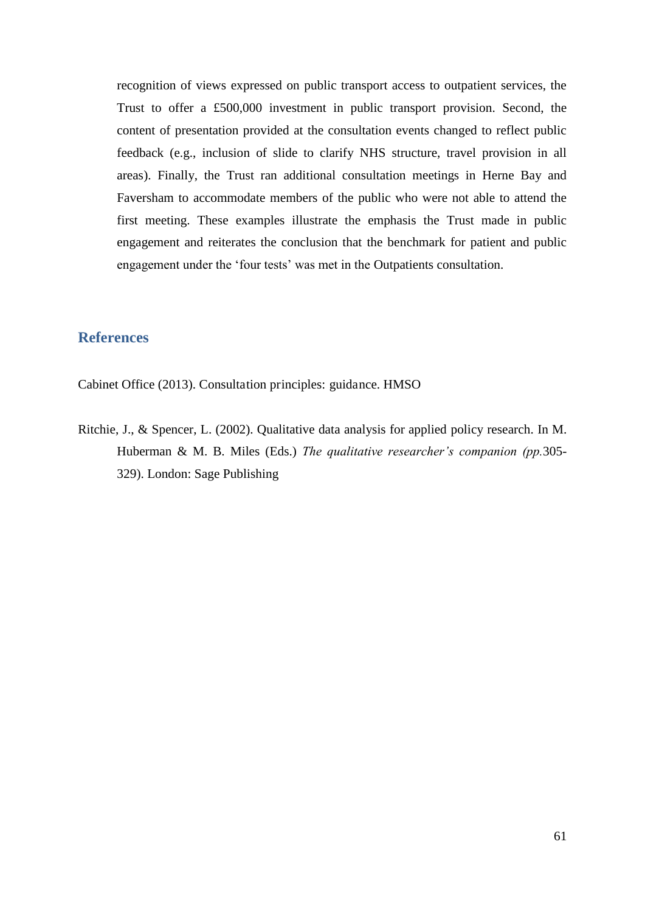recognition of views expressed on public transport access to outpatient services, the Trust to offer a £500,000 investment in public transport provision. Second, the content of presentation provided at the consultation events changed to reflect public feedback (e.g., inclusion of slide to clarify NHS structure, travel provision in all areas). Finally, the Trust ran additional consultation meetings in Herne Bay and Faversham to accommodate members of the public who were not able to attend the first meeting. These examples illustrate the emphasis the Trust made in public engagement and reiterates the conclusion that the benchmark for patient and public engagement under the 'four tests' was met in the Outpatients consultation.

## References

Cabinet Office (2013). Consultation principles: guidance. HMSO

Ritchie, J., & Spencer, L. (2002). Qualitative data analysis for applied policy research. In M. Huberman & M. B. Miles (Eds.) *The qualitative researcher's companion (pp.*305-329). London: Sage Publishing